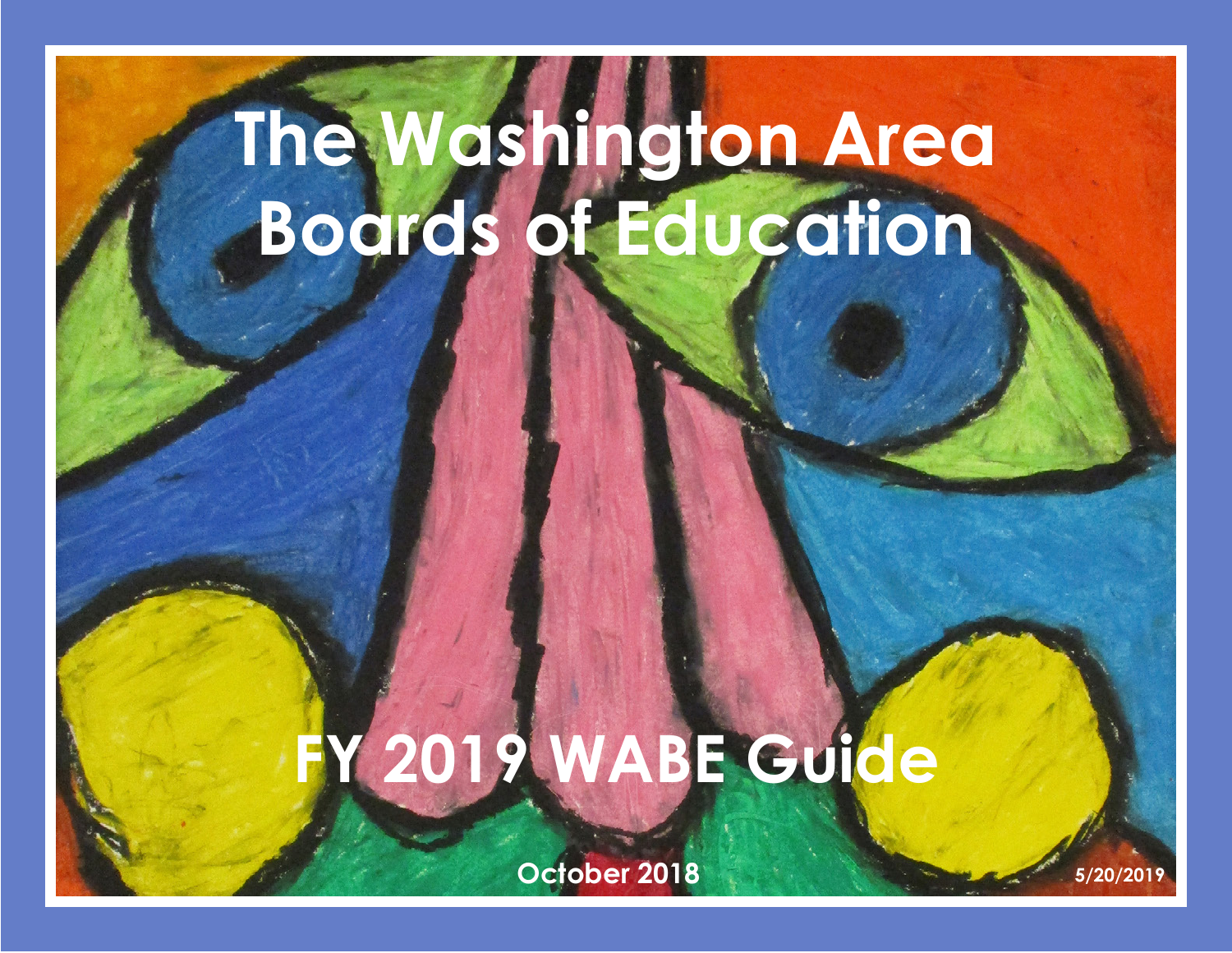# The Washington Area Boards of Education

# FY 2019 WABE Guide

October 2018

5/20/2019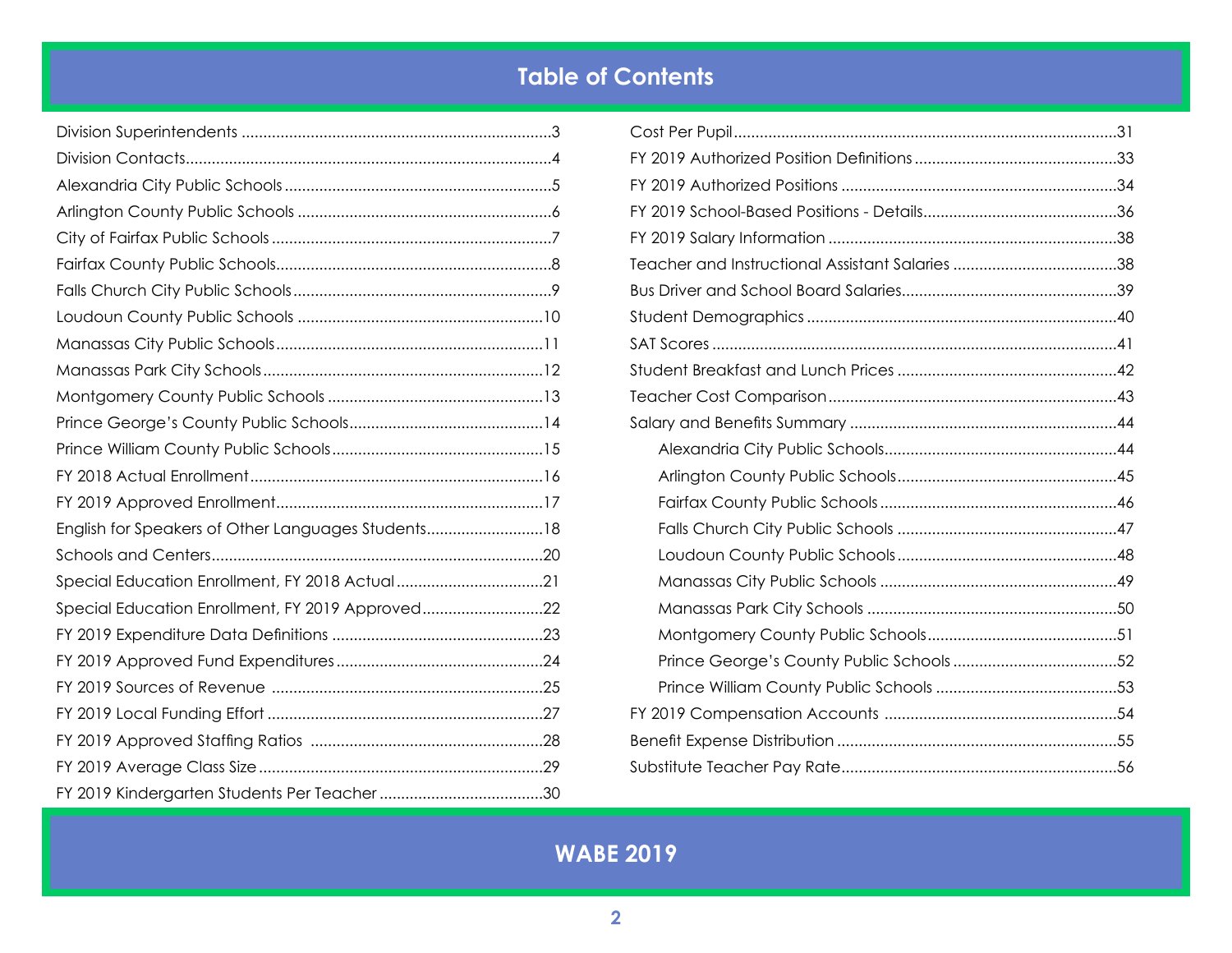# Table of Contents

| Section | Page |
|---|---|
| Division Superintendents | 3 |
| Division Contacts | 4 |
| Alexandria City Public Schools | 5 |
| Arlington County Public Schools | 6 |
| City of Fairfax Public Schools | 7 |
| Fairfax County Public Schools | 8 |
| Falls Church City Public Schools | 9 |
| Loudoun County Public Schools | 10 |
| Manassas City Public Schools | 11 |
| Manassas Park City Schools | 12 |
| Montgomery County Public Schools | 13 |
| Prince George's County Public Schools | 14 |
| Prince William County Public Schools | 15 |
| FY 2018 Actual Enrollment | 16 |
| FY 2019 Approved Enrollment | 17 |
| English for Speakers of Other Languages Students | 18 |
| Schools and Centers | 20 |
| Special Education Enrollment, FY 2018 Actual | 21 |
| Special Education Enrollment, FY 2019 Approved | 22 |
| FY 2019 Expenditure Data Definitions | 23 |
| FY 2019 Approved Fund Expenditures | 24 |
| FY 2019 Sources of Revenue | 25 |
| FY 2019 Local Funding Effort | 27 |
| FY 2019 Approved Staffing Ratios | 28 |
| FY 2019 Average Class Size | 29 |
| FY 2019 Kindergarten Students Per Teacher | 30 |
| Cost Per Pupil | 31 |
| FY 2019 Authorized Position Definitions | 33 |
| FY 2019 Authorized Positions | 34 |
| FY 2019 School-Based Positions - Details | 36 |
| FY 2019 Salary Information | 38 |
| Teacher and Instructional Assistant Salaries | 38 |
| Bus Driver and School Board Salaries | 39 |
| Student Demographics | 40 |
| SAT Scores | 41 |
| Student Breakfast and Lunch Prices | 42 |
| Teacher Cost Comparison | 43 |
| Salary and Benefits Summary | 44 |
| &nbsp;&nbsp;&nbsp;&nbsp;Alexandria City Public Schools | 44 |
| &nbsp;&nbsp;&nbsp;&nbsp;Arlington County Public Schools | 45 |
| &nbsp;&nbsp;&nbsp;&nbsp;Fairfax County Public Schools | 46 |
| &nbsp;&nbsp;&nbsp;&nbsp;Falls Church City Public Schools | 47 |
| &nbsp;&nbsp;&nbsp;&nbsp;Loudoun County Public Schools | 48 |
| &nbsp;&nbsp;&nbsp;&nbsp;Manassas City Public Schools | 49 |
| &nbsp;&nbsp;&nbsp;&nbsp;Manassas Park City Schools | 50 |
| &nbsp;&nbsp;&nbsp;&nbsp;Montgomery County Public Schools | 51 |
| &nbsp;&nbsp;&nbsp;&nbsp;Prince George's County Public Schools | 52 |
| &nbsp;&nbsp;&nbsp;&nbsp;Prince William County Public Schools | 53 |
| FY 2019 Compensation Accounts | 54 |
| Benefit Expense Distribution | 55 |
| Substitute Teacher Pay Rate | 56 |

**WABE 2019**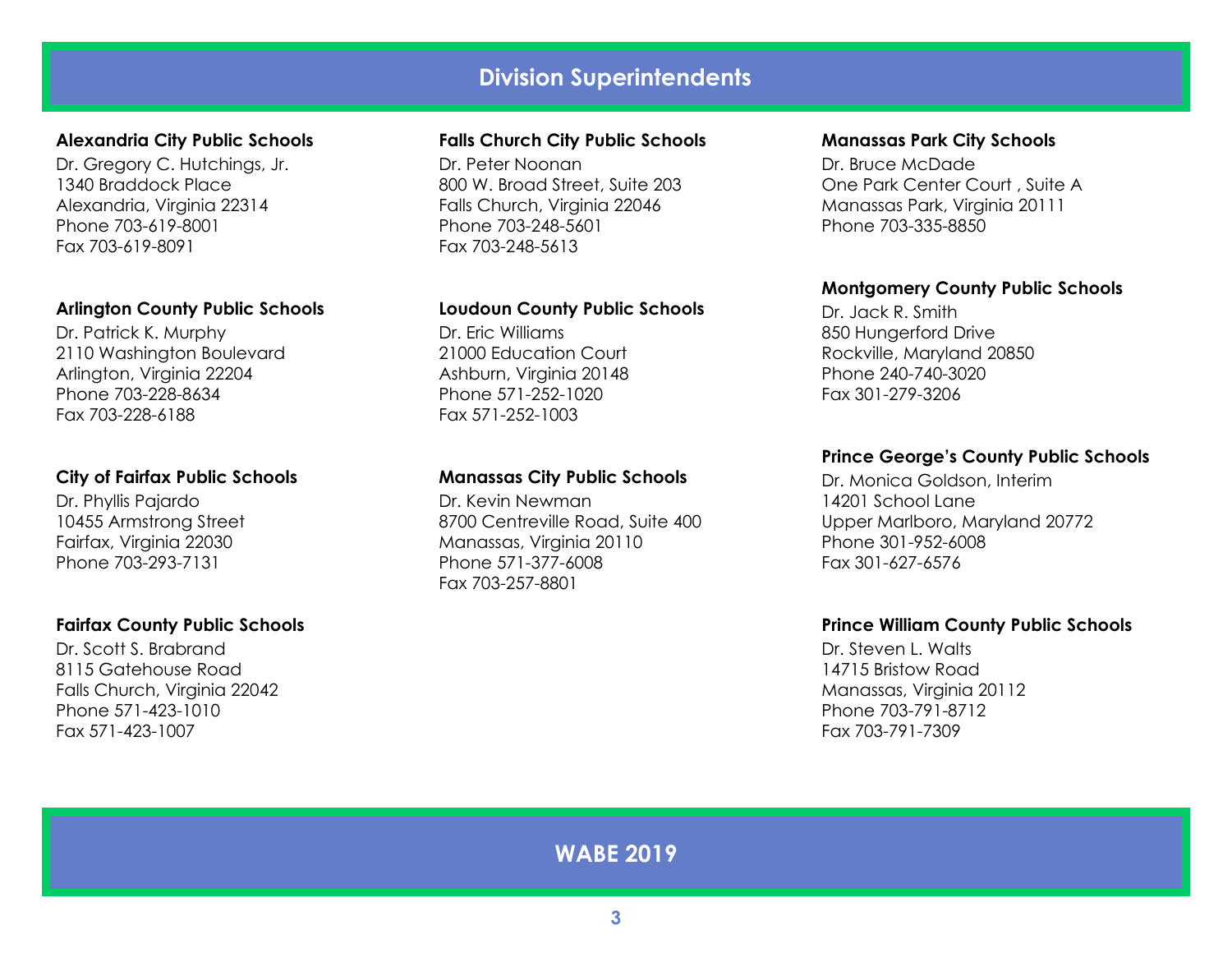# Division Superintendents

**Alexandria City Public Schools**
Dr. Gregory C. Hutchings, Jr.
1340 Braddock Place
Alexandria, Virginia 22314
Phone 703-619-8001
Fax 703-619-8091

**Arlington County Public Schools**
Dr. Patrick K. Murphy
2110 Washington Boulevard
Arlington, Virginia 22204
Phone 703-228-8634
Fax 703-228-6188

**City of Fairfax Public Schools**
Dr. Phyllis Pajardo
10455 Armstrong Street
Fairfax, Virginia 22030
Phone 703-293-7131

**Fairfax County Public Schools**
Dr. Scott S. Brabrand
8115 Gatehouse Road
Falls Church, Virginia 22042
Phone 571-423-1010
Fax 571-423-1007

**Falls Church City Public Schools**
Dr. Peter Noonan
800 W. Broad Street, Suite 203
Falls Church, Virginia 22046
Phone 703-248-5601
Fax 703-248-5613

**Loudoun County Public Schools**
Dr. Eric Williams
21000 Education Court
Ashburn, Virginia 20148
Phone 571-252-1020
Fax 571-252-1003

**Manassas City Public Schools**
Dr. Kevin Newman
8700 Centreville Road, Suite 400
Manassas, Virginia 20110
Phone 571-377-6008
Fax 703-257-8801

**Manassas Park City Schools**
Dr. Bruce McDade
One Park Center Court , Suite A
Manassas Park, Virginia 20111
Phone 703-335-8850

**Montgomery County Public Schools**
Dr. Jack R. Smith
850 Hungerford Drive
Rockville, Maryland 20850
Phone 240-740-3020
Fax 301-279-3206

**Prince George's County Public Schools**
Dr. Monica Goldson, Interim
14201 School Lane
Upper Marlboro, Maryland 20772
Phone 301-952-6008
Fax 301-627-6576

**Prince William County Public Schools**
Dr. Steven L. Walts
14715 Bristow Road
Manassas, Virginia 20112
Phone 703-791-8712
Fax 703-791-7309

**WABE 2019**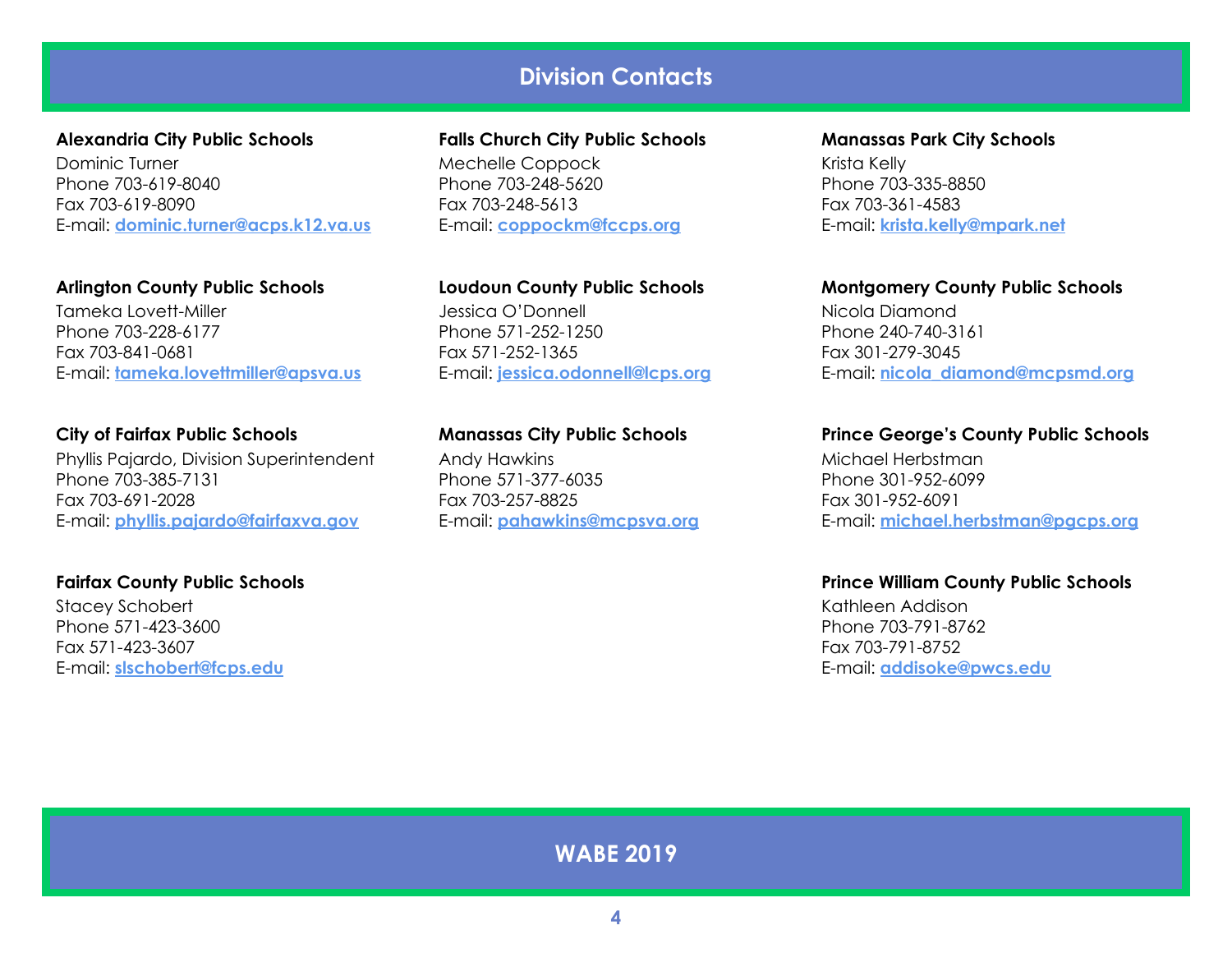# Division Contacts

**Alexandria City Public Schools**
Dominic Turner
Phone 703-619-8040
Fax 703-619-8090
E-mail: **dominic.turner@acps.k12.va.us**

**Arlington County Public Schools**
Tameka Lovett-Miller
Phone 703-228-6177
Fax 703-841-0681
E-mail: **tameka.lovettmiller@apsva.us**

**City of Fairfax Public Schools**
Phyllis Pajardo, Division Superintendent
Phone 703-385-7131
Fax 703-691-2028
E-mail: **phyllis.pajardo@fairfaxva.gov**

**Fairfax County Public Schools**
Stacey Schobert
Phone 571-423-3600
Fax 571-423-3607
E-mail: **slschobert@fcps.edu**

**Falls Church City Public Schools**
Mechelle Coppock
Phone 703-248-5620
Fax 703-248-5613
E-mail: **coppockm@fccps.org**

**Loudoun County Public Schools**
Jessica O'Donnell
Phone 571-252-1250
Fax 571-252-1365
E-mail: **jessica.odonnell@lcps.org**

**Manassas City Public Schools**
Andy Hawkins
Phone 571-377-6035
Fax 703-257-8825
E-mail: **pahawkins@mcpsva.org**

**Manassas Park City Schools**
Krista Kelly
Phone 703-335-8850
Fax 703-361-4583
E-mail: **krista.kelly@mpark.net**

**Montgomery County Public Schools**
Nicola Diamond
Phone 240-740-3161
Fax 301-279-3045
E-mail: **nicola_diamond@mcpsmd.org**

**Prince George's County Public Schools**
Michael Herbstman
Phone 301-952-6099
Fax 301-952-6091
E-mail: **michael.herbstman@pgcps.org**

**Prince William County Public Schools**
Kathleen Addison
Phone 703-791-8762
Fax 703-791-8752
E-mail: **addisoke@pwcs.edu**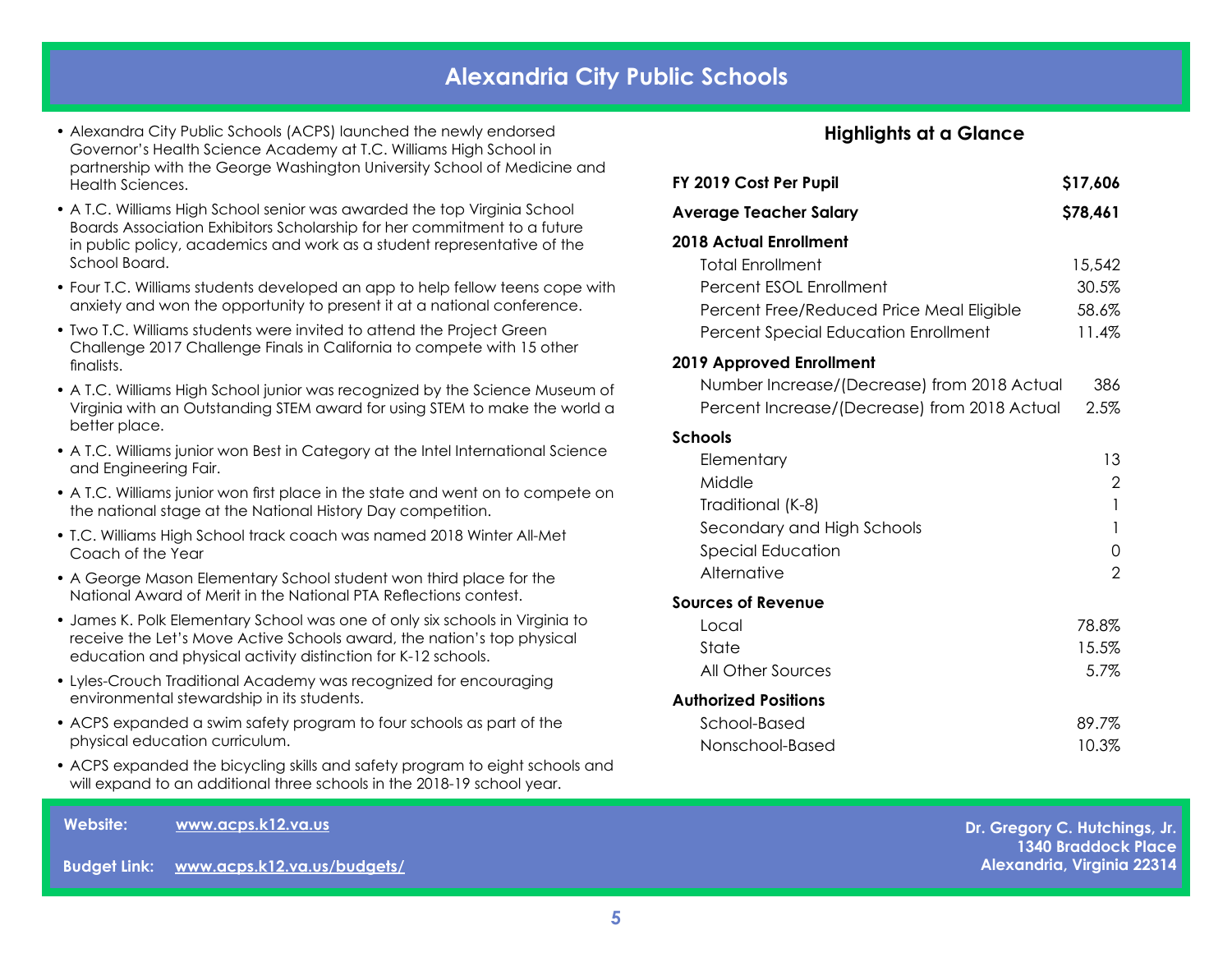# Alexandria City Public Schools

- Alexandra City Public Schools (ACPS) launched the newly endorsed Governor's Health Science Academy at T.C. Williams High School in partnership with the George Washington University School of Medicine and Health Sciences.
- A T.C. Williams High School senior was awarded the top Virginia School Boards Association Exhibitors Scholarship for her commitment to a future in public policy, academics and work as a student representative of the School Board.
- Four T.C. Williams students developed an app to help fellow teens cope with anxiety and won the opportunity to present it at a national conference.
- Two T.C. Williams students were invited to attend the Project Green Challenge 2017 Challenge Finals in California to compete with 15 other finalists.
- A T.C. Williams High School junior was recognized by the Science Museum of Virginia with an Outstanding STEM award for using STEM to make the world a better place.
- A T.C. Williams junior won Best in Category at the Intel International Science and Engineering Fair.
- A T.C. Williams junior won first place in the state and went on to compete on the national stage at the National History Day competition.
- T.C. Williams High School track coach was named 2018 Winter All-Met Coach of the Year
- A George Mason Elementary School student won third place for the National Award of Merit in the National PTA Reflections contest.
- James K. Polk Elementary School was one of only six schools in Virginia to receive the Let's Move Active Schools award, the nation's top physical education and physical activity distinction for K-12 schools.
- Lyles-Crouch Traditional Academy was recognized for encouraging environmental stewardship in its students.
- ACPS expanded a swim safety program to four schools as part of the physical education curriculum.
- ACPS expanded the bicycling skills and safety program to eight schools and will expand to an additional three schools in the 2018-19 school year.

## Highlights at a Glance

| | |
|---|---|
| **FY 2019 Cost Per Pupil** | **$17,606** |
| **Average Teacher Salary** | **$78,461** |
| **2018 Actual Enrollment** | |
| Total Enrollment | 15,542 |
| Percent ESOL Enrollment | 30.5% |
| Percent Free/Reduced Price Meal Eligible | 58.6% |
| Percent Special Education Enrollment | 11.4% |
| **2019 Approved Enrollment** | |
| Number Increase/(Decrease) from 2018 Actual | 386 |
| Percent Increase/(Decrease) from 2018 Actual | 2.5% |
| **Schools** | |
| Elementary | 13 |
| Middle | 2 |
| Traditional (K-8) | 1 |
| Secondary and High Schools | 1 |
| Special Education | 0 |
| Alternative | 2 |
| **Sources of Revenue** | |
| Local | 78.8% |
| State | 15.5% |
| All Other Sources | 5.7% |
| **Authorized Positions** | |
| School-Based | 89.7% |
| Nonschool-Based | 10.3% |

**Website:** www.acps.k12.va.us

**Budget Link:** www.acps.k12.va.us/budgets/

**Dr. Gregory C. Hutchings, Jr.**
**1340 Braddock Place**
**Alexandria, Virginia 22314**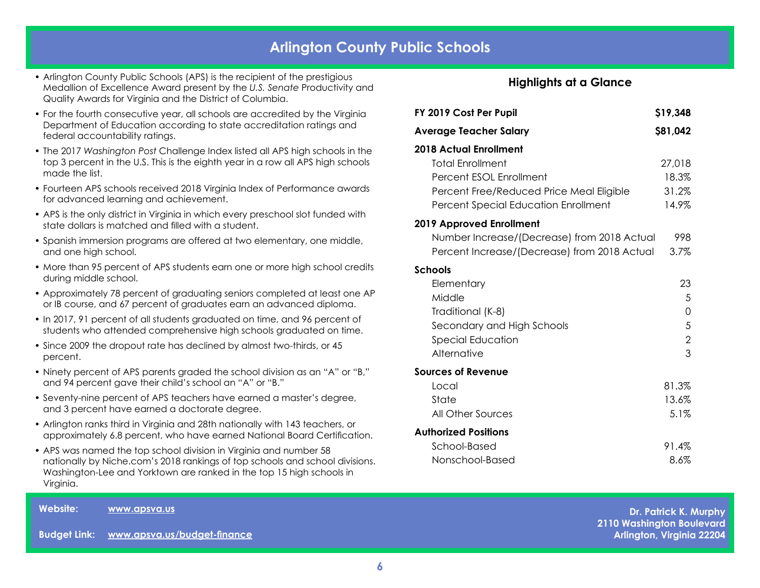# Arlington County Public Schools

- Arlington County Public Schools (APS) is the recipient of the prestigious Medallion of Excellence Award present by the *U.S. Senate* Productivity and Quality Awards for Virginia and the District of Columbia.
- For the fourth consecutive year, all schools are accredited by the Virginia Department of Education according to state accreditation ratings and federal accountability ratings.
- The 2017 *Washington Post* Challenge Index listed all APS high schools in the top 3 percent in the U.S. This is the eighth year in a row all APS high schools made the list.
- Fourteen APS schools received 2018 Virginia Index of Performance awards for advanced learning and achievement.
- APS is the only district in Virginia in which every preschool slot funded with state dollars is matched and filled with a student.
- Spanish immersion programs are offered at two elementary, one middle, and one high school.
- More than 95 percent of APS students earn one or more high school credits during middle school.
- Approximately 78 percent of graduating seniors completed at least one AP or IB course, and 67 percent of graduates earn an advanced diploma.
- In 2017, 91 percent of all students graduated on time, and 96 percent of students who attended comprehensive high schools graduated on time.
- Since 2009 the dropout rate has declined by almost two-thirds, or 45 percent.
- Ninety percent of APS parents graded the school division as an "A" or "B," and 94 percent gave their child's school an "A" or "B."
- Seventy-nine percent of APS teachers have earned a master's degree, and 3 percent have earned a doctorate degree.
- Arlington ranks third in Virginia and 28th nationally with 143 teachers, or approximately 6.8 percent, who have earned National Board Certification.
- APS was named the top school division in Virginia and number 58 nationally by Niche.com's 2018 rankings of top schools and school divisions. Washington-Lee and Yorktown are ranked in the top 15 high schools in Virginia.

## Highlights at a Glance

| | |
|---|---|
| **FY 2019 Cost Per Pupil** | **$19,348** |
| **Average Teacher Salary** | **$81,042** |
| **2018 Actual Enrollment** | |
| Total Enrollment | 27,018 |
| Percent ESOL Enrollment | 18.3% |
| Percent Free/Reduced Price Meal Eligible | 31.2% |
| Percent Special Education Enrollment | 14.9% |
| **2019 Approved Enrollment** | |
| Number Increase/(Decrease) from 2018 Actual | 998 |
| Percent Increase/(Decrease) from 2018 Actual | 3.7% |
| **Schools** | |
| Elementary | 23 |
| Middle | 5 |
| Traditional (K-8) | 0 |
| Secondary and High Schools | 5 |
| Special Education | 2 |
| Alternative | 3 |
| **Sources of Revenue** | |
| Local | 81.3% |
| State | 13.6% |
| All Other Sources | 5.1% |
| **Authorized Positions** | |
| School-Based | 91.4% |
| Nonschool-Based | 8.6% |

**Website:** www.apsva.us

**Budget Link:** www.apsva.us/budget-finance

**Dr. Patrick K. Murphy**
**2110 Washington Boulevard**
**Arlington, Virginia 22204**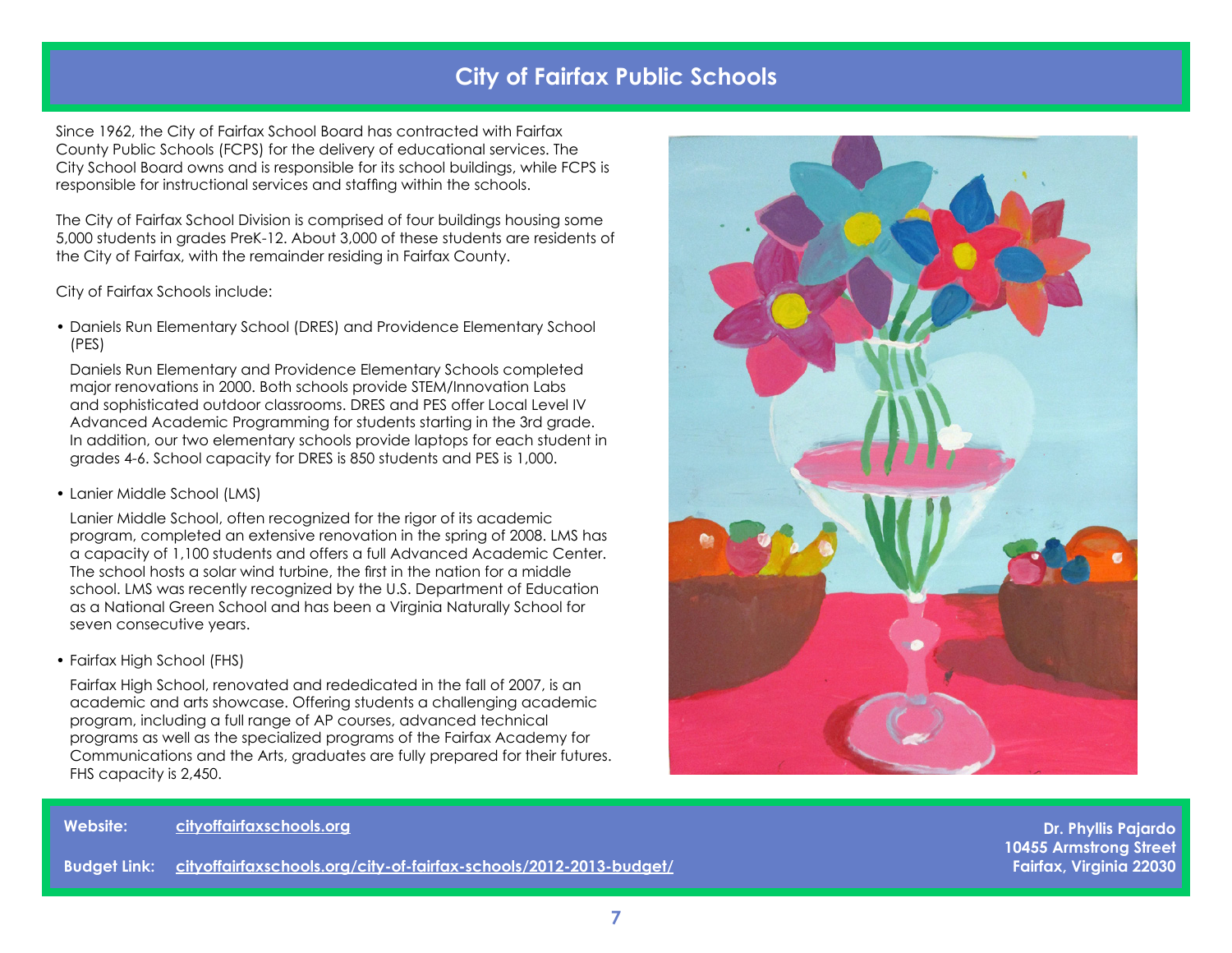# City of Fairfax Public Schools

Since 1962, the City of Fairfax School Board has contracted with Fairfax County Public Schools (FCPS) for the delivery of educational services. The City School Board owns and is responsible for its school buildings, while FCPS is responsible for instructional services and staffing within the schools.

The City of Fairfax School Division is comprised of four buildings housing some 5,000 students in grades PreK-12. About 3,000 of these students are residents of the City of Fairfax, with the remainder residing in Fairfax County.

City of Fairfax Schools include:

- Daniels Run Elementary School (DRES) and Providence Elementary School (PES)

  Daniels Run Elementary and Providence Elementary Schools completed major renovations in 2000. Both schools provide STEM/Innovation Labs and sophisticated outdoor classrooms. DRES and PES offer Local Level IV Advanced Academic Programming for students starting in the 3rd grade. In addition, our two elementary schools provide laptops for each student in grades 4-6. School capacity for DRES is 850 students and PES is 1,000.

- Lanier Middle School (LMS)

  Lanier Middle School, often recognized for the rigor of its academic program, completed an extensive renovation in the spring of 2008. LMS has a capacity of 1,100 students and offers a full Advanced Academic Center. The school hosts a solar wind turbine, the first in the nation for a middle school. LMS was recently recognized by the U.S. Department of Education as a National Green School and has been a Virginia Naturally School for seven consecutive years.

- Fairfax High School (FHS)

  Fairfax High School, renovated and rededicated in the fall of 2007, is an academic and arts showcase. Offering students a challenging academic program, including a full range of AP courses, advanced technical programs as well as the specialized programs of the Fairfax Academy for Communications and the Arts, graduates are fully prepared for their futures. FHS capacity is 2,450.

**Website:** cityoffairfaxschools.org

**Budget Link:** cityoffairfaxschools.org/city-of-fairfax-schools/2012-2013-budget/

**Dr. Phyllis Pajardo**
**10455 Armstrong Street**
**Fairfax, Virginia 22030**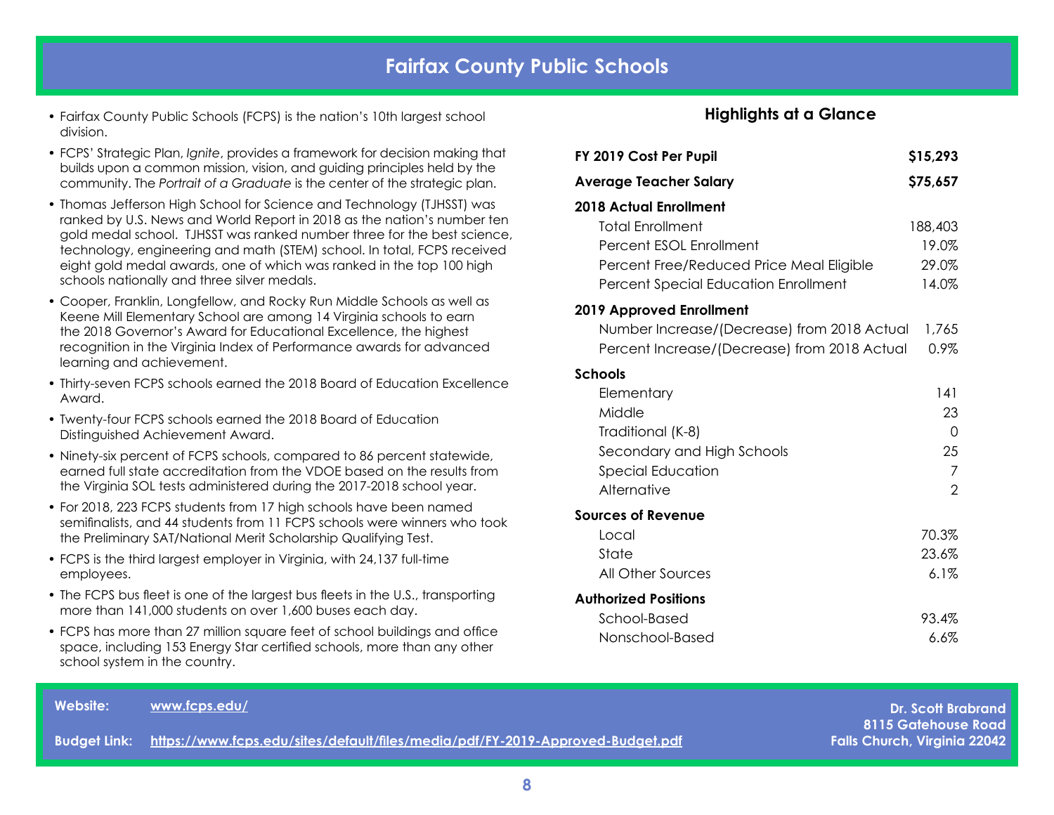# Fairfax County Public Schools

- Fairfax County Public Schools (FCPS) is the nation's 10th largest school division.
- FCPS' Strategic Plan, *Ignite*, provides a framework for decision making that builds upon a common mission, vision, and guiding principles held by the community. The *Portrait of a Graduate* is the center of the strategic plan.
- Thomas Jefferson High School for Science and Technology (TJHSST) was ranked by U.S. News and World Report in 2018 as the nation's number ten gold medal school. TJHSST was ranked number three for the best science, technology, engineering and math (STEM) school. In total, FCPS received eight gold medal awards, one of which was ranked in the top 100 high schools nationally and three silver medals.
- Cooper, Franklin, Longfellow, and Rocky Run Middle Schools as well as Keene Mill Elementary School are among 14 Virginia schools to earn the 2018 Governor's Award for Educational Excellence, the highest recognition in the Virginia Index of Performance awards for advanced learning and achievement.
- Thirty-seven FCPS schools earned the 2018 Board of Education Excellence Award.
- Twenty-four FCPS schools earned the 2018 Board of Education Distinguished Achievement Award.
- Ninety-six percent of FCPS schools, compared to 86 percent statewide, earned full state accreditation from the VDOE based on the results from the Virginia SOL tests administered during the 2017-2018 school year.
- For 2018, 223 FCPS students from 17 high schools have been named semifinalists, and 44 students from 11 FCPS schools were winners who took the Preliminary SAT/National Merit Scholarship Qualifying Test.
- FCPS is the third largest employer in Virginia, with 24,137 full-time employees.
- The FCPS bus fleet is one of the largest bus fleets in the U.S., transporting more than 141,000 students on over 1,600 buses each day.
- FCPS has more than 27 million square feet of school buildings and office space, including 153 Energy Star certified schools, more than any other school system in the country.

## Highlights at a Glance

| | |
|---|---|
| **FY 2019 Cost Per Pupil** | **$15,293** |
| **Average Teacher Salary** | **$75,657** |
| **2018 Actual Enrollment** | |
| Total Enrollment | 188,403 |
| Percent ESOL Enrollment | 19.0% |
| Percent Free/Reduced Price Meal Eligible | 29.0% |
| Percent Special Education Enrollment | 14.0% |
| **2019 Approved Enrollment** | |
| Number Increase/(Decrease) from 2018 Actual | 1,765 |
| Percent Increase/(Decrease) from 2018 Actual | 0.9% |
| **Schools** | |
| Elementary | 141 |
| Middle | 23 |
| Traditional (K-8) | 0 |
| Secondary and High Schools | 25 |
| Special Education | 7 |
| Alternative | 2 |
| **Sources of Revenue** | |
| Local | 70.3% |
| State | 23.6% |
| All Other Sources | 6.1% |
| **Authorized Positions** | |
| School-Based | 93.4% |
| Nonschool-Based | 6.6% |

**Website:** www.fcps.edu/

**Budget Link:** https://www.fcps.edu/sites/default/files/media/pdf/FY-2019-Approved-Budget.pdf

**Dr. Scott Brabrand**
**8115 Gatehouse Road**
**Falls Church, Virginia 22042**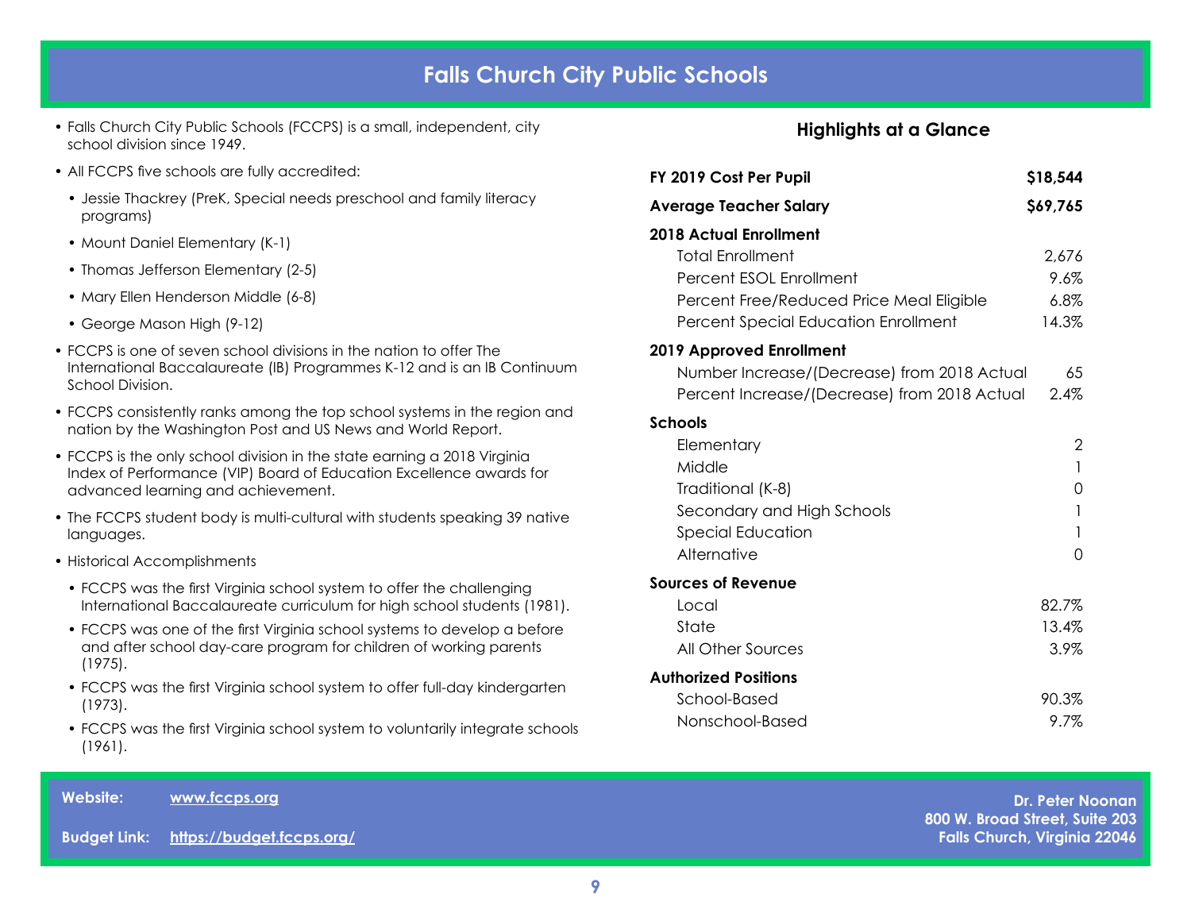# Falls Church City Public Schools

- Falls Church City Public Schools (FCCPS) is a small, independent, city school division since 1949.
- All FCCPS five schools are fully accredited:
  - Jessie Thackrey (PreK, Special needs preschool and family literacy programs)
  - Mount Daniel Elementary (K-1)
  - Thomas Jefferson Elementary (2-5)
  - Mary Ellen Henderson Middle (6-8)
  - George Mason High (9-12)
- FCCPS is one of seven school divisions in the nation to offer The International Baccalaureate (IB) Programmes K-12 and is an IB Continuum School Division.
- FCCPS consistently ranks among the top school systems in the region and nation by the Washington Post and US News and World Report.
- FCCPS is the only school division in the state earning a 2018 Virginia Index of Performance (VIP) Board of Education Excellence awards for advanced learning and achievement.
- The FCCPS student body is multi-cultural with students speaking 39 native languages.
- Historical Accomplishments
  - FCCPS was the first Virginia school system to offer the challenging International Baccalaureate curriculum for high school students (1981).
  - FCCPS was one of the first Virginia school systems to develop a before and after school day-care program for children of working parents (1975).
  - FCCPS was the first Virginia school system to offer full-day kindergarten (1973).
  - FCCPS was the first Virginia school system to voluntarily integrate schools (1961).

## Highlights at a Glance

| | |
|---|---|
| **FY 2019 Cost Per Pupil** | **$18,544** |
| **Average Teacher Salary** | **$69,765** |
| **2018 Actual Enrollment** | |
| Total Enrollment | 2,676 |
| Percent ESOL Enrollment | 9.6% |
| Percent Free/Reduced Price Meal Eligible | 6.8% |
| Percent Special Education Enrollment | 14.3% |
| **2019 Approved Enrollment** | |
| Number Increase/(Decrease) from 2018 Actual | 65 |
| Percent Increase/(Decrease) from 2018 Actual | 2.4% |
| **Schools** | |
| Elementary | 2 |
| Middle | 1 |
| Traditional (K-8) | 0 |
| Secondary and High Schools | 1 |
| Special Education | 1 |
| Alternative | 0 |
| **Sources of Revenue** | |
| Local | 82.7% |
| State | 13.4% |
| All Other Sources | 3.9% |
| **Authorized Positions** | |
| School-Based | 90.3% |
| Nonschool-Based | 9.7% |

**Website:** www.fccps.org

**Budget Link:** https://budget.fccps.org/

**Dr. Peter Noonan**
**800 W. Broad Street, Suite 203**
**Falls Church, Virginia 22046**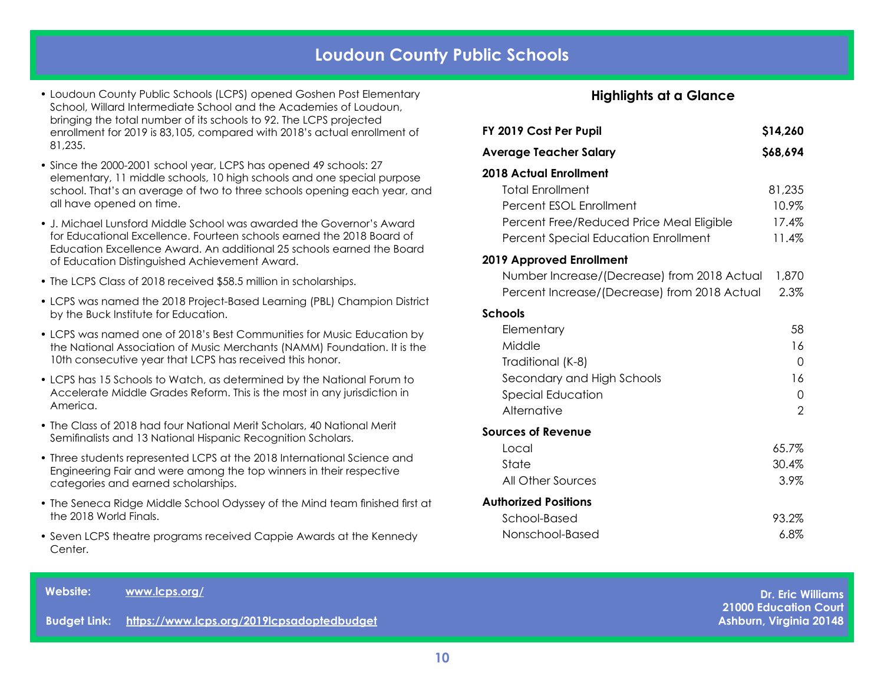# Loudoun County Public Schools

- Loudoun County Public Schools (LCPS) opened Goshen Post Elementary School, Willard Intermediate School and the Academies of Loudoun, bringing the total number of its schools to 92. The LCPS projected enrollment for 2019 is 83,105, compared with 2018's actual enrollment of 81,235.
- Since the 2000-2001 school year, LCPS has opened 49 schools: 27 elementary, 11 middle schools, 10 high schools and one special purpose school. That's an average of two to three schools opening each year, and all have opened on time.
- J. Michael Lunsford Middle School was awarded the Governor's Award for Educational Excellence. Fourteen schools earned the 2018 Board of Education Excellence Award. An additional 25 schools earned the Board of Education Distinguished Achievement Award.
- The LCPS Class of 2018 received $58.5 million in scholarships.
- LCPS was named the 2018 Project-Based Learning (PBL) Champion District by the Buck Institute for Education.
- LCPS was named one of 2018's Best Communities for Music Education by the National Association of Music Merchants (NAMM) Foundation. It is the 10th consecutive year that LCPS has received this honor.
- LCPS has 15 Schools to Watch, as determined by the National Forum to Accelerate Middle Grades Reform. This is the most in any jurisdiction in America.
- The Class of 2018 had four National Merit Scholars, 40 National Merit Semifinalists and 13 National Hispanic Recognition Scholars.
- Three students represented LCPS at the 2018 International Science and Engineering Fair and were among the top winners in their respective categories and earned scholarships.
- The Seneca Ridge Middle School Odyssey of the Mind team finished first at the 2018 World Finals.
- Seven LCPS theatre programs received Cappie Awards at the Kennedy Center.

## Highlights at a Glance

| | |
|---|---|
| **FY 2019 Cost Per Pupil** | **$14,260** |
| **Average Teacher Salary** | **$68,694** |
| **2018 Actual Enrollment** | |
| Total Enrollment | 81,235 |
| Percent ESOL Enrollment | 10.9% |
| Percent Free/Reduced Price Meal Eligible | 17.4% |
| Percent Special Education Enrollment | 11.4% |
| **2019 Approved Enrollment** | |
| Number Increase/(Decrease) from 2018 Actual | 1,870 |
| Percent Increase/(Decrease) from 2018 Actual | 2.3% |
| **Schools** | |
| Elementary | 58 |
| Middle | 16 |
| Traditional (K-8) | 0 |
| Secondary and High Schools | 16 |
| Special Education | 0 |
| Alternative | 2 |
| **Sources of Revenue** | |
| Local | 65.7% |
| State | 30.4% |
| All Other Sources | 3.9% |
| **Authorized Positions** | |
| School-Based | 93.2% |
| Nonschool-Based | 6.8% |

**Website:** www.lcps.org/

**Budget Link:** https://www.lcps.org/2019lcpsadoptedbudget

**Dr. Eric Williams**
**21000 Education Court**
**Ashburn, Virginia 20148**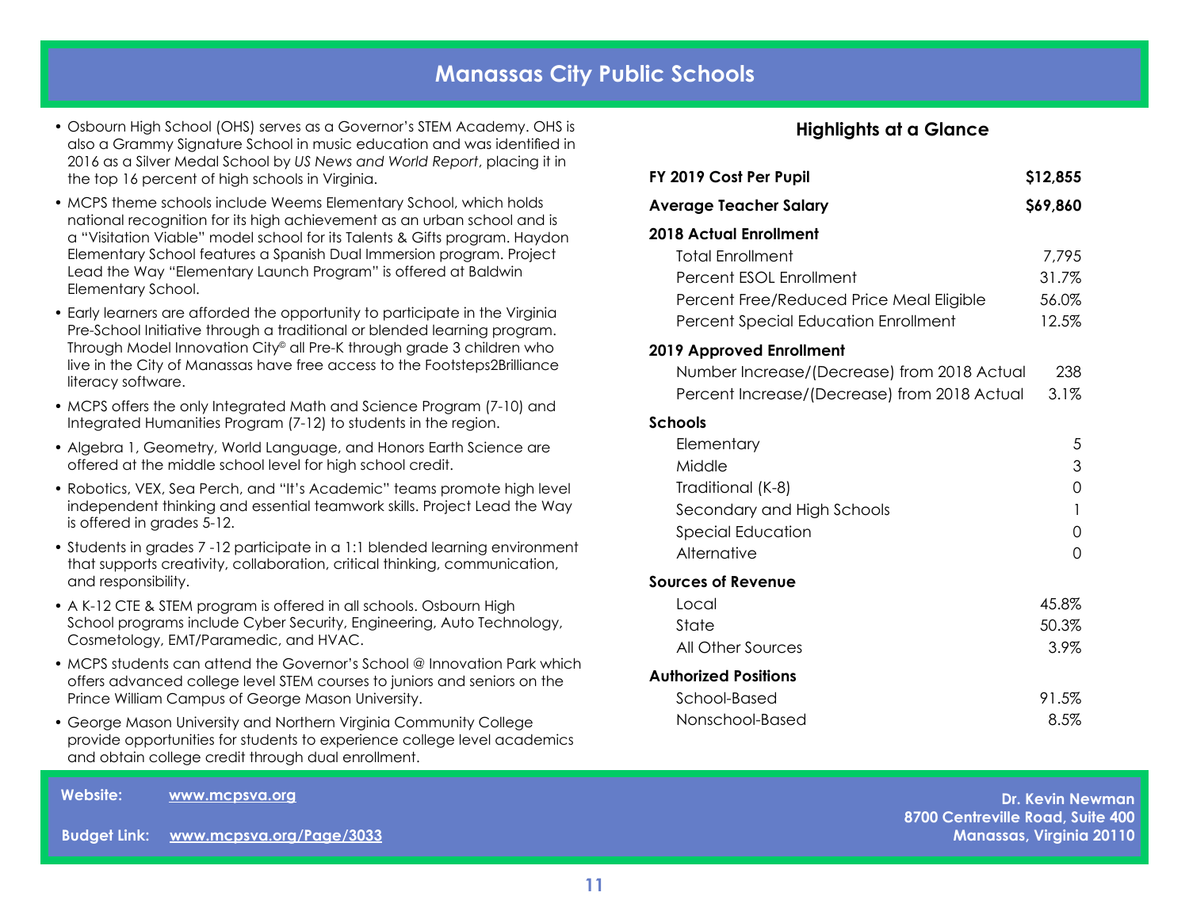# Manassas City Public Schools

- Osbourn High School (OHS) serves as a Governor's STEM Academy. OHS is also a Grammy Signature School in music education and was identified in 2016 as a Silver Medal School by *US News and World Report*, placing it in the top 16 percent of high schools in Virginia.
- MCPS theme schools include Weems Elementary School, which holds national recognition for its high achievement as an urban school and is a "Visitation Viable" model school for its Talents & Gifts program. Haydon Elementary School features a Spanish Dual Immersion program. Project Lead the Way "Elementary Launch Program" is offered at Baldwin Elementary School.
- Early learners are afforded the opportunity to participate in the Virginia Pre-School Initiative through a traditional or blended learning program. Through Model Innovation City© all Pre-K through grade 3 children who live in the City of Manassas have free access to the Footsteps2Brilliance literacy software.
- MCPS offers the only Integrated Math and Science Program (7-10) and Integrated Humanities Program (7-12) to students in the region.
- Algebra 1, Geometry, World Language, and Honors Earth Science are offered at the middle school level for high school credit.
- Robotics, VEX, Sea Perch, and "It's Academic" teams promote high level independent thinking and essential teamwork skills. Project Lead the Way is offered in grades 5-12.
- Students in grades 7 -12 participate in a 1:1 blended learning environment that supports creativity, collaboration, critical thinking, communication, and responsibility.
- A K-12 CTE & STEM program is offered in all schools. Osbourn High School programs include Cyber Security, Engineering, Auto Technology, Cosmetology, EMT/Paramedic, and HVAC.
- MCPS students can attend the Governor's School @ Innovation Park which offers advanced college level STEM courses to juniors and seniors on the Prince William Campus of George Mason University.
- George Mason University and Northern Virginia Community College provide opportunities for students to experience college level academics and obtain college credit through dual enrollment.

## Highlights at a Glance

| | |
|---|---|
| **FY 2019 Cost Per Pupil** | **$12,855** |
| **Average Teacher Salary** | **$69,860** |
| **2018 Actual Enrollment** | |
| Total Enrollment | 7,795 |
| Percent ESOL Enrollment | 31.7% |
| Percent Free/Reduced Price Meal Eligible | 56.0% |
| Percent Special Education Enrollment | 12.5% |
| **2019 Approved Enrollment** | |
| Number Increase/(Decrease) from 2018 Actual | 238 |
| Percent Increase/(Decrease) from 2018 Actual | 3.1% |
| **Schools** | |
| Elementary | 5 |
| Middle | 3 |
| Traditional (K-8) | 0 |
| Secondary and High Schools | 1 |
| Special Education | 0 |
| Alternative | 0 |
| **Sources of Revenue** | |
| Local | 45.8% |
| State | 50.3% |
| All Other Sources | 3.9% |
| **Authorized Positions** | |
| School-Based | 91.5% |
| Nonschool-Based | 8.5% |

**Website:** www.mcpsva.org

**Budget Link:** www.mcpsva.org/Page/3033

**Dr. Kevin Newman**
**8700 Centreville Road, Suite 400**
**Manassas, Virginia 20110**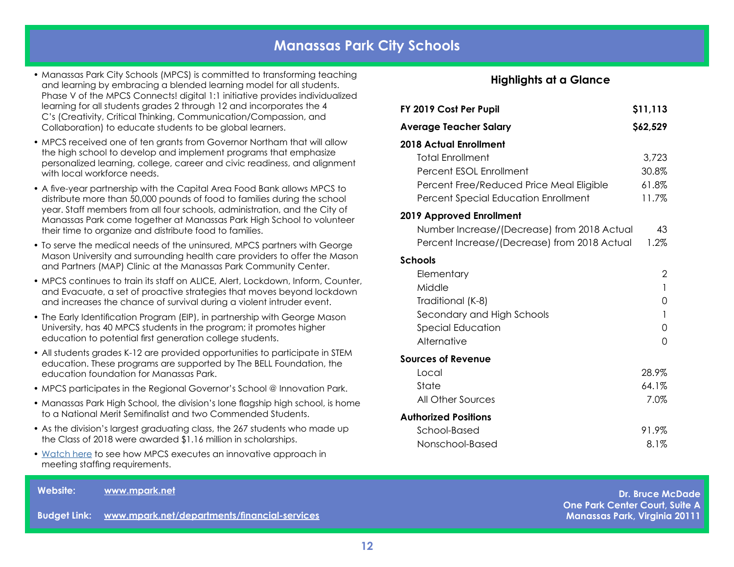# Manassas Park City Schools

- Manassas Park City Schools (MPCS) is committed to transforming teaching and learning by embracing a blended learning model for all students. Phase V of the MPCS Connects! digital 1:1 initiative provides individualized learning for all students grades 2 through 12 and incorporates the 4 C's (Creativity, Critical Thinking, Communication/Compassion, and Collaboration) to educate students to be global learners.
- MPCS received one of ten grants from Governor Northam that will allow the high school to develop and implement programs that emphasize personalized learning, college, career and civic readiness, and alignment with local workforce needs.
- A five-year partnership with the Capital Area Food Bank allows MPCS to distribute more than 50,000 pounds of food to families during the school year. Staff members from all four schools, administration, and the City of Manassas Park come together at Manassas Park High School to volunteer their time to organize and distribute food to families.
- To serve the medical needs of the uninsured, MPCS partners with George Mason University and surrounding health care providers to offer the Mason and Partners (MAP) Clinic at the Manassas Park Community Center.
- MPCS continues to train its staff on ALICE, Alert, Lockdown, Inform, Counter, and Evacuate, a set of proactive strategies that moves beyond lockdown and increases the chance of survival during a violent intruder event.
- The Early Identification Program (EIP), in partnership with George Mason University, has 40 MPCS students in the program; it promotes higher education to potential first generation college students.
- All students grades K-12 are provided opportunities to participate in STEM education. These programs are supported by The BELL Foundation, the education foundation for Manassas Park.
- MPCS participates in the Regional Governor's School @ Innovation Park.
- Manassas Park High School, the division's lone flagship high school, is home to a National Merit Semifinalist and two Commended Students.
- As the division's largest graduating class, the 267 students who made up the Class of 2018 were awarded $1.16 million in scholarships.
- Watch here to see how MPCS executes an innovative approach in meeting staffing requirements.

## Highlights at a Glance

| | |
|---|---|
| **FY 2019 Cost Per Pupil** | **$11,113** |
| **Average Teacher Salary** | **$62,529** |
| **2018 Actual Enrollment** | |
| Total Enrollment | 3,723 |
| Percent ESOL Enrollment | 30.8% |
| Percent Free/Reduced Price Meal Eligible | 61.8% |
| Percent Special Education Enrollment | 11.7% |
| **2019 Approved Enrollment** | |
| Number Increase/(Decrease) from 2018 Actual | 43 |
| Percent Increase/(Decrease) from 2018 Actual | 1.2% |
| **Schools** | |
| Elementary | 2 |
| Middle | 1 |
| Traditional (K-8) | 0 |
| Secondary and High Schools | 1 |
| Special Education | 0 |
| Alternative | 0 |
| **Sources of Revenue** | |
| Local | 28.9% |
| State | 64.1% |
| All Other Sources | 7.0% |
| **Authorized Positions** | |
| School-Based | 91.9% |
| Nonschool-Based | 8.1% |

**Website:** www.mpark.net

**Budget Link:** www.mpark.net/departments/financial-services

**Dr. Bruce McDade**
**One Park Center Court, Suite A**
**Manassas Park, Virginia 20111**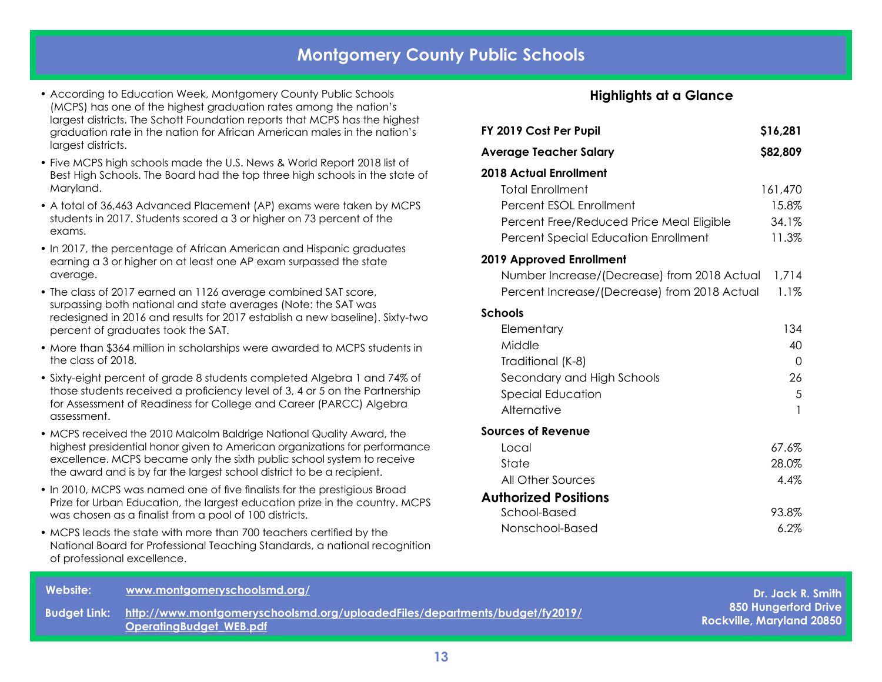# Montgomery County Public Schools

- According to Education Week, Montgomery County Public Schools (MCPS) has one of the highest graduation rates among the nation's largest districts. The Schott Foundation reports that MCPS has the highest graduation rate in the nation for African American males in the nation's largest districts.
- Five MCPS high schools made the U.S. News & World Report 2018 list of Best High Schools. The Board had the top three high schools in the state of Maryland.
- A total of 36,463 Advanced Placement (AP) exams were taken by MCPS students in 2017. Students scored a 3 or higher on 73 percent of the exams.
- In 2017, the percentage of African American and Hispanic graduates earning a 3 or higher on at least one AP exam surpassed the state average.
- The class of 2017 earned an 1126 average combined SAT score, surpassing both national and state averages (Note: the SAT was redesigned in 2016 and results for 2017 establish a new baseline). Sixty-two percent of graduates took the SAT.
- More than $364 million in scholarships were awarded to MCPS students in the class of 2018.
- Sixty-eight percent of grade 8 students completed Algebra 1 and 74% of those students received a proficiency level of 3, 4 or 5 on the Partnership for Assessment of Readiness for College and Career (PARCC) Algebra assessment.
- MCPS received the 2010 Malcolm Baldrige National Quality Award, the highest presidential honor given to American organizations for performance excellence. MCPS became only the sixth public school system to receive the award and is by far the largest school district to be a recipient.
- In 2010, MCPS was named one of five finalists for the prestigious Broad Prize for Urban Education, the largest education prize in the country. MCPS was chosen as a finalist from a pool of 100 districts.
- MCPS leads the state with more than 700 teachers certified by the National Board for Professional Teaching Standards, a national recognition of professional excellence.

## Highlights at a Glance

| | |
|---|---|
| **FY 2019 Cost Per Pupil** | **$16,281** |
| **Average Teacher Salary** | **$82,809** |
| **2018 Actual Enrollment** | |
| Total Enrollment | 161,470 |
| Percent ESOL Enrollment | 15.8% |
| Percent Free/Reduced Price Meal Eligible | 34.1% |
| Percent Special Education Enrollment | 11.3% |
| **2019 Approved Enrollment** | |
| Number Increase/(Decrease) from 2018 Actual | 1,714 |
| Percent Increase/(Decrease) from 2018 Actual | 1.1% |
| **Schools** | |
| Elementary | 134 |
| Middle | 40 |
| Traditional (K-8) | 0 |
| Secondary and High Schools | 26 |
| Special Education | 5 |
| Alternative | 1 |
| **Sources of Revenue** | |
| Local | 67.6% |
| State | 28.0% |
| All Other Sources | 4.4% |
| **Authorized Positions** | |
| School-Based | 93.8% |
| Nonschool-Based | 6.2% |

**Website:** www.montgomeryschoolsmd.org/

**Budget Link:** http://www.montgomeryschoolsmd.org/uploadedFiles/departments/budget/fy2019/OperatingBudget_WEB.pdf

**Dr. Jack R. Smith**
**850 Hungerford Drive**
**Rockville, Maryland 20850**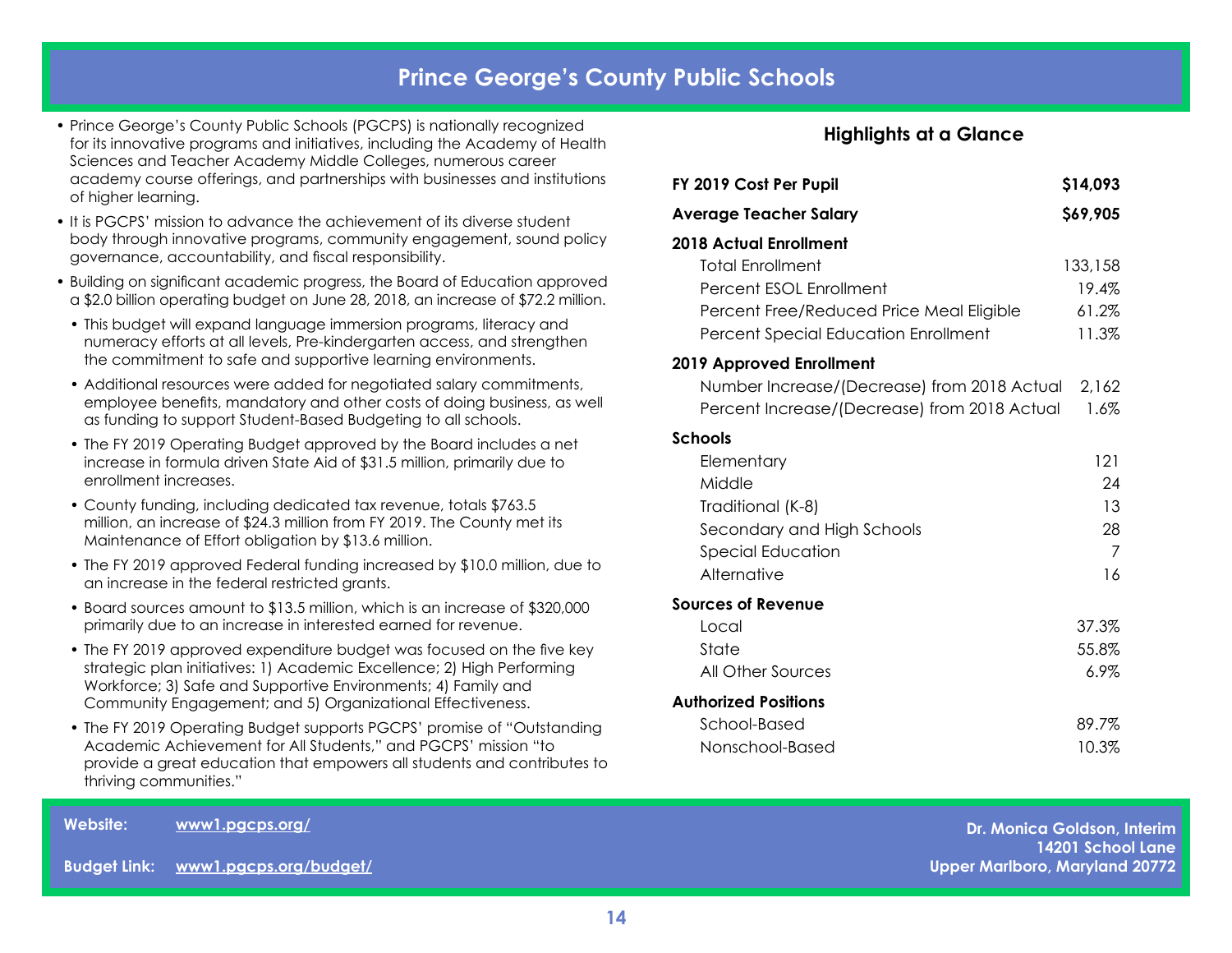# Prince George's County Public Schools

- Prince George's County Public Schools (PGCPS) is nationally recognized for its innovative programs and initiatives, including the Academy of Health Sciences and Teacher Academy Middle Colleges, numerous career academy course offerings, and partnerships with businesses and institutions of higher learning.
- It is PGCPS' mission to advance the achievement of its diverse student body through innovative programs, community engagement, sound policy governance, accountability, and fiscal responsibility.
- Building on significant academic progress, the Board of Education approved a $2.0 billion operating budget on June 28, 2018, an increase of $72.2 million.
  - This budget will expand language immersion programs, literacy and numeracy efforts at all levels, Pre-kindergarten access, and strengthen the commitment to safe and supportive learning environments.
  - Additional resources were added for negotiated salary commitments, employee benefits, mandatory and other costs of doing business, as well as funding to support Student-Based Budgeting to all schools.
  - The FY 2019 Operating Budget approved by the Board includes a net increase in formula driven State Aid of $31.5 million, primarily due to enrollment increases.
  - County funding, including dedicated tax revenue, totals $763.5 million, an increase of $24.3 million from FY 2019. The County met its Maintenance of Effort obligation by $13.6 million.
  - The FY 2019 approved Federal funding increased by $10.0 million, due to an increase in the federal restricted grants.
  - Board sources amount to $13.5 million, which is an increase of $320,000 primarily due to an increase in interested earned for revenue.
  - The FY 2019 approved expenditure budget was focused on the five key strategic plan initiatives: 1) Academic Excellence; 2) High Performing Workforce; 3) Safe and Supportive Environments; 4) Family and Community Engagement; and 5) Organizational Effectiveness.
  - The FY 2019 Operating Budget supports PGCPS' promise of "Outstanding Academic Achievement for All Students," and PGCPS' mission "to provide a great education that empowers all students and contributes to thriving communities."

## Highlights at a Glance

| | |
|---|---|
| **FY 2019 Cost Per Pupil** | **$14,093** |
| **Average Teacher Salary** | **$69,905** |
| **2018 Actual Enrollment** | |
| Total Enrollment | 133,158 |
| Percent ESOL Enrollment | 19.4% |
| Percent Free/Reduced Price Meal Eligible | 61.2% |
| Percent Special Education Enrollment | 11.3% |
| **2019 Approved Enrollment** | |
| Number Increase/(Decrease) from 2018 Actual | 2,162 |
| Percent Increase/(Decrease) from 2018 Actual | 1.6% |
| **Schools** | |
| Elementary | 121 |
| Middle | 24 |
| Traditional (K-8) | 13 |
| Secondary and High Schools | 28 |
| Special Education | 7 |
| Alternative | 16 |
| **Sources of Revenue** | |
| Local | 37.3% |
| State | 55.8% |
| All Other Sources | 6.9% |
| **Authorized Positions** | |
| School-Based | 89.7% |
| Nonschool-Based | 10.3% |

**Website:** www1.pgcps.org/

**Budget Link:** www1.pgcps.org/budget/

**Dr. Monica Goldson, Interim**
**14201 School Lane**
**Upper Marlboro, Maryland 20772**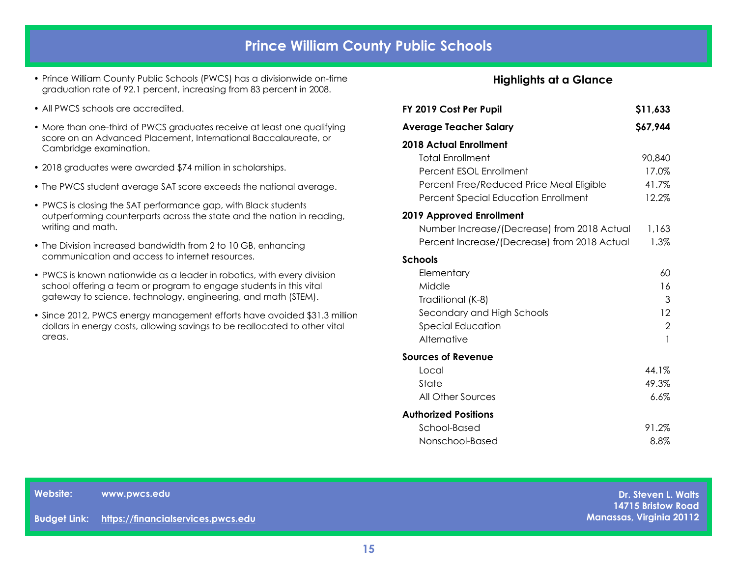# Prince William County Public Schools

- Prince William County Public Schools (PWCS) has a divisionwide on-time graduation rate of 92.1 percent, increasing from 83 percent in 2008.
- All PWCS schools are accredited.
- More than one-third of PWCS graduates receive at least one qualifying score on an Advanced Placement, International Baccalaureate, or Cambridge examination.
- 2018 graduates were awarded $74 million in scholarships.
- The PWCS student average SAT score exceeds the national average.
- PWCS is closing the SAT performance gap, with Black students outperforming counterparts across the state and the nation in reading, writing and math.
- The Division increased bandwidth from 2 to 10 GB, enhancing communication and access to internet resources.
- PWCS is known nationwide as a leader in robotics, with every division school offering a team or program to engage students in this vital gateway to science, technology, engineering, and math (STEM).
- Since 2012, PWCS energy management efforts have avoided $31.3 million dollars in energy costs, allowing savings to be reallocated to other vital areas.

## Highlights at a Glance

| | |
|---|---|
| **FY 2019 Cost Per Pupil** | **$11,633** |
| **Average Teacher Salary** | **$67,944** |
| **2018 Actual Enrollment** | |
| Total Enrollment | 90,840 |
| Percent ESOL Enrollment | 17.0% |
| Percent Free/Reduced Price Meal Eligible | 41.7% |
| Percent Special Education Enrollment | 12.2% |
| **2019 Approved Enrollment** | |
| Number Increase/(Decrease) from 2018 Actual | 1,163 |
| Percent Increase/(Decrease) from 2018 Actual | 1.3% |
| **Schools** | |
| Elementary | 60 |
| Middle | 16 |
| Traditional (K-8) | 3 |
| Secondary and High Schools | 12 |
| Special Education | 2 |
| Alternative | 1 |
| **Sources of Revenue** | |
| Local | 44.1% |
| State | 49.3% |
| All Other Sources | 6.6% |
| **Authorized Positions** | |
| School-Based | 91.2% |
| Nonschool-Based | 8.8% |

**Website:** [www.pwcs.edu](www.pwcs.edu)

**Budget Link:** [https://financialservices.pwcs.edu](https://financialservices.pwcs.edu)

**Dr. Steven L. Walts**
**14715 Bristow Road**
**Manassas, Virginia 20112**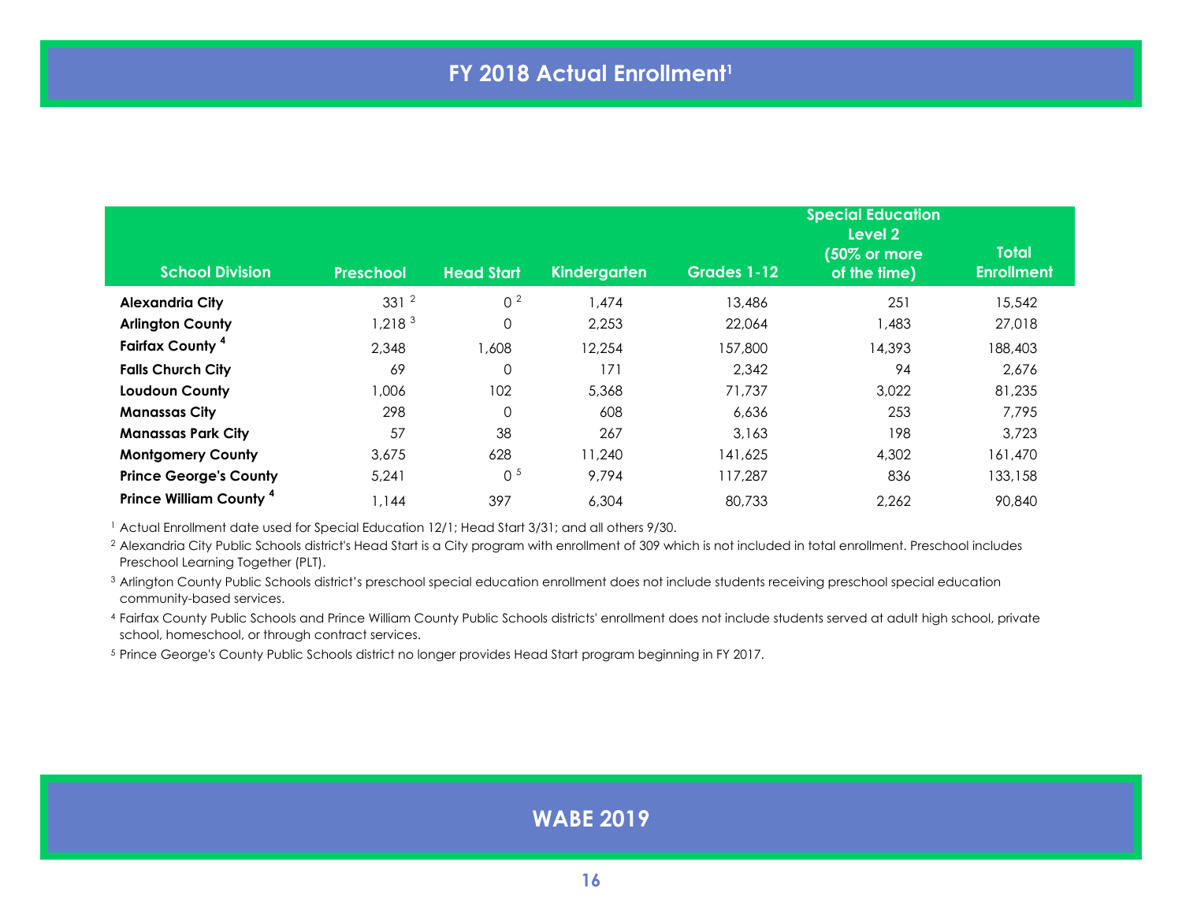# FY 2018 Actual Enrollment[1]

| School Division | Preschool | Head Start | Kindergarten | Grades 1-12 | Special Education Level 2 (50% or more of the time) | Total Enrollment |
|---|---|---|---|---|---|---|
| **Alexandria City** | 331 [2] | 0 [2] | 1,474 | 13,486 | 251 | 15,542 |
| **Arlington County** | 1,218 [3] | 0 | 2,253 | 22,064 | 1,483 | 27,018 |
| **Fairfax County [4]** | 2,348 | 1,608 | 12,254 | 157,800 | 14,393 | 188,403 |
| **Falls Church City** | 69 | 0 | 171 | 2,342 | 94 | 2,676 |
| **Loudoun County** | 1,006 | 102 | 5,368 | 71,737 | 3,022 | 81,235 |
| **Manassas City** | 298 | 0 | 608 | 6,636 | 253 | 7,795 |
| **Manassas Park City** | 57 | 38 | 267 | 3,163 | 198 | 3,723 |
| **Montgomery County** | 3,675 | 628 | 11,240 | 141,625 | 4,302 | 161,470 |
| **Prince George's County** | 5,241 | 0 [5] | 9,794 | 117,287 | 836 | 133,158 |
| **Prince William County [4]** | 1,144 | 397 | 6,304 | 80,733 | 2,262 | 90,840 |

[1] Actual Enrollment date used for Special Education 12/1; Head Start 3/31; and all others 9/30.

[2] Alexandria City Public Schools district's Head Start is a City program with enrollment of 309 which is not included in total enrollment. Preschool includes Preschool Learning Together (PLT).

[3] Arlington County Public Schools district's preschool special education enrollment does not include students receiving preschool special education community-based services.

[4] Fairfax County Public Schools and Prince William County Public Schools districts' enrollment does not include students served at adult high school, private school, homeschool, or through contract services.

[5] Prince George's County Public Schools district no longer provides Head Start program beginning in FY 2017.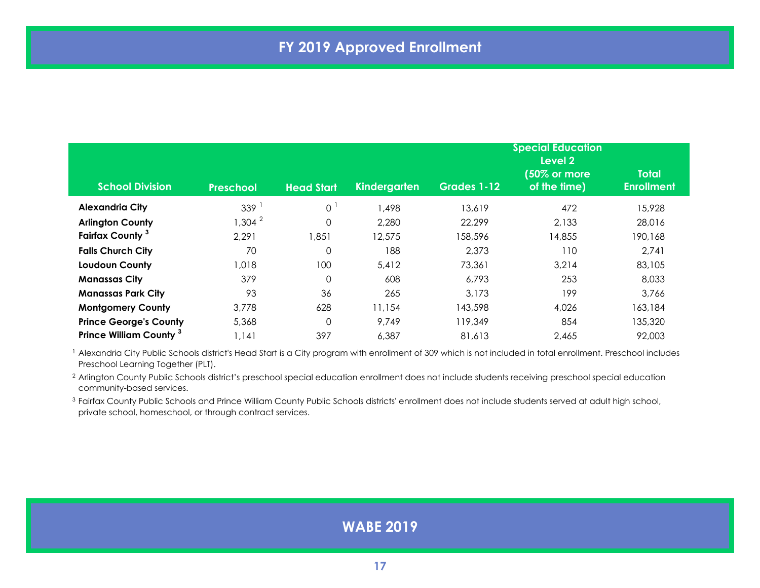# FY 2019 Approved Enrollment

| School Division | Preschool | Head Start | Kindergarten | Grades 1-12 | Special Education Level 2 (50% or more of the time) | Total Enrollment |
|---|---|---|---|---|---|---|
| **Alexandria City** | 339 [1] | 0 [1] | 1,498 | 13,619 | 472 | 15,928 |
| **Arlington County** | 1,304 [2] | 0 | 2,280 | 22,299 | 2,133 | 28,016 |
| **Fairfax County [3]** | 2,291 | 1,851 | 12,575 | 158,596 | 14,855 | 190,168 |
| **Falls Church City** | 70 | 0 | 188 | 2,373 | 110 | 2,741 |
| **Loudoun County** | 1,018 | 100 | 5,412 | 73,361 | 3,214 | 83,105 |
| **Manassas City** | 379 | 0 | 608 | 6,793 | 253 | 8,033 |
| **Manassas Park City** | 93 | 36 | 265 | 3,173 | 199 | 3,766 |
| **Montgomery County** | 3,778 | 628 | 11,154 | 143,598 | 4,026 | 163,184 |
| **Prince George's County** | 5,368 | 0 | 9,749 | 119,349 | 854 | 135,320 |
| **Prince William County [3]** | 1,141 | 397 | 6,387 | 81,613 | 2,465 | 92,003 |

[1] Alexandria City Public Schools district's Head Start is a City program with enrollment of 309 which is not included in total enrollment. Preschool includes Preschool Learning Together (PLT).

[2] Arlington County Public Schools district's preschool special education enrollment does not include students receiving preschool special education community-based services.

[3] Fairfax County Public Schools and Prince William County Public Schools districts' enrollment does not include students served at adult high school, private school, homeschool, or through contract services.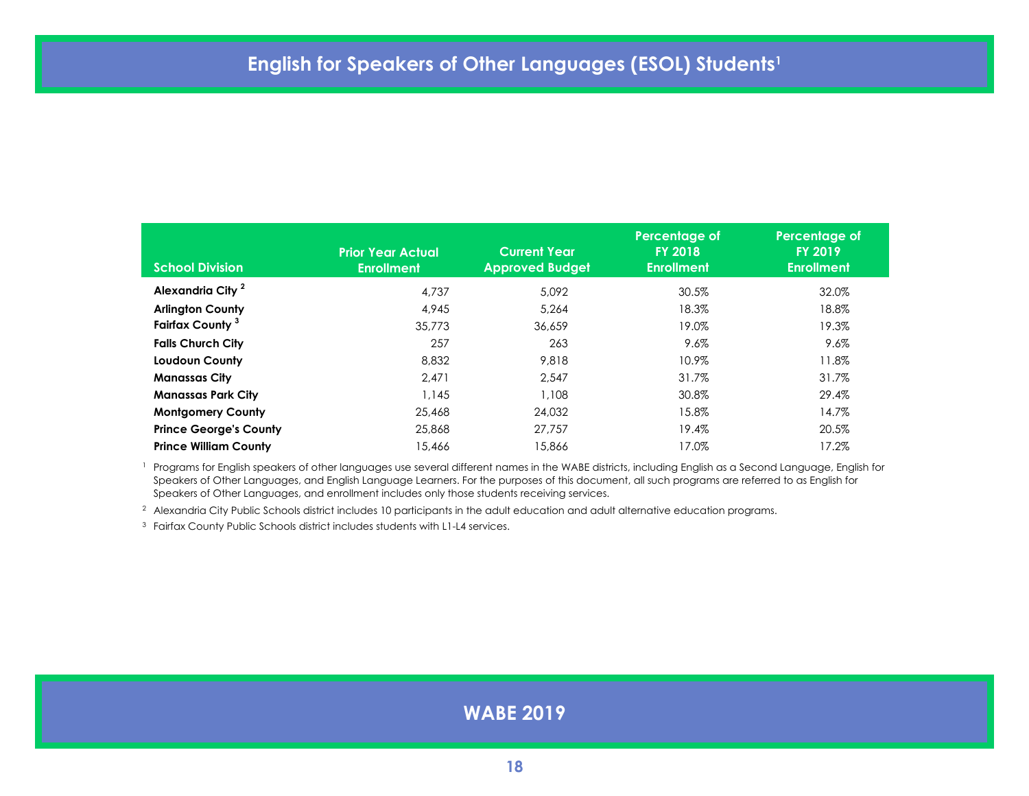# English for Speakers of Other Languages (ESOL) Students[1]

| School Division | Prior Year Actual Enrollment | Current Year Approved Budget | Percentage of FY 2018 Enrollment | Percentage of FY 2019 Enrollment |
|---|---|---|---|---|
| **Alexandria City [2]** | 4,737 | 5,092 | 30.5% | 32.0% |
| **Arlington County** | 4,945 | 5,264 | 18.3% | 18.8% |
| **Fairfax County [3]** | 35,773 | 36,659 | 19.0% | 19.3% |
| **Falls Church City** | 257 | 263 | 9.6% | 9.6% |
| **Loudoun County** | 8,832 | 9,818 | 10.9% | 11.8% |
| **Manassas City** | 2,471 | 2,547 | 31.7% | 31.7% |
| **Manassas Park City** | 1,145 | 1,108 | 30.8% | 29.4% |
| **Montgomery County** | 25,468 | 24,032 | 15.8% | 14.7% |
| **Prince George's County** | 25,868 | 27,757 | 19.4% | 20.5% |
| **Prince William County** | 15,466 | 15,866 | 17.0% | 17.2% |

[1] Programs for English speakers of other languages use several different names in the WABE districts, including English as a Second Language, English for Speakers of Other Languages, and English Language Learners. For the purposes of this document, all such programs are referred to as English for Speakers of Other Languages, and enrollment includes only those students receiving services.

[2] Alexandria City Public Schools district includes 10 participants in the adult education and adult alternative education programs.

[3] Fairfax County Public Schools district includes students with L1-L4 services.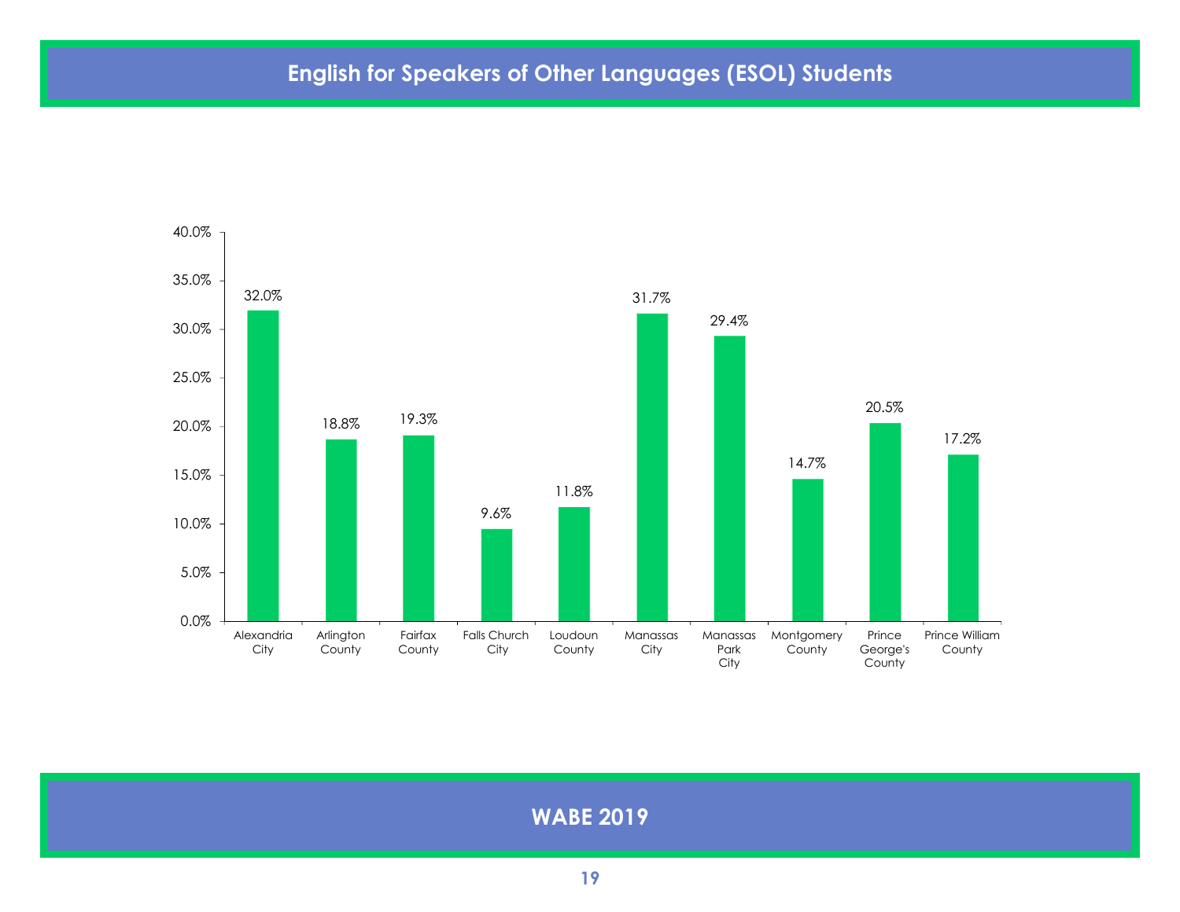# English for Speakers of Other Languages (ESOL) Students

| Jurisdiction | ESOL Students |
| --- | --- |
| Alexandria City | 32.0% |
| Arlington County | 18.8% |
| Fairfax County | 19.3% |
| Falls Church City | 9.6% |
| Loudoun County | 11.8% |
| Manassas City | 31.7% |
| Manassas Park City | 29.4% |
| Montgomery County | 14.7% |
| Prince George's County | 20.5% |
| Prince William County | 17.2% |

WABE 2019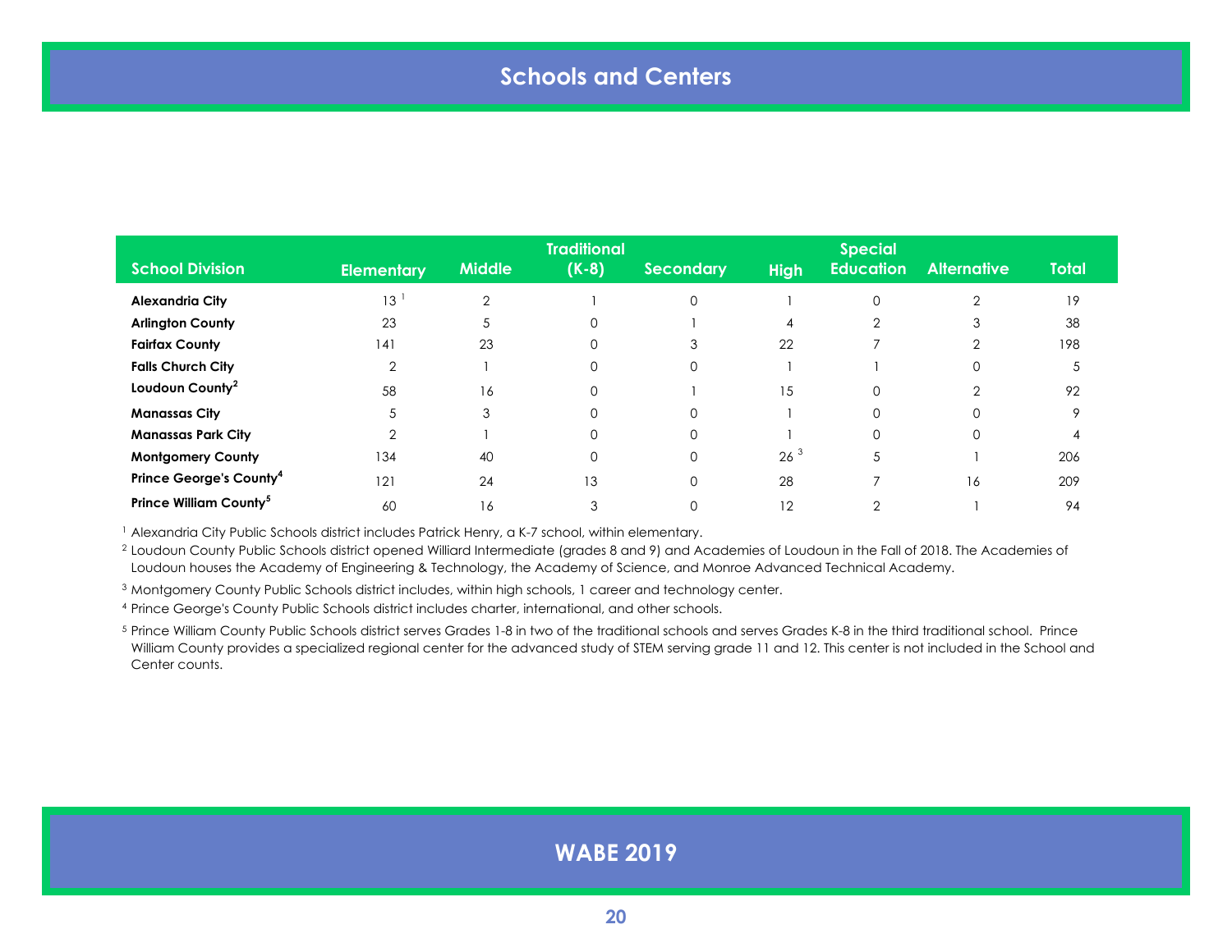# Schools and Centers

| School Division | Elementary | Middle | Traditional (K-8) | Secondary | High | Special Education | Alternative | Total |
|---|---|---|---|---|---|---|---|---|
| **Alexandria City** | 13 [1] | 2 | 1 | 0 | 1 | 0 | 2 | 19 |
| **Arlington County** | 23 | 5 | 0 | 1 | 4 | 2 | 3 | 38 |
| **Fairfax County** | 141 | 23 | 0 | 3 | 22 | 7 | 2 | 198 |
| **Falls Church City** | 2 | 1 | 0 | 0 | 1 | 1 | 0 | 5 |
| **Loudoun County [2]** | 58 | 16 | 0 | 1 | 15 | 0 | 2 | 92 |
| **Manassas City** | 5 | 3 | 0 | 0 | 1 | 0 | 0 | 9 |
| **Manassas Park City** | 2 | 1 | 0 | 0 | 1 | 0 | 0 | 4 |
| **Montgomery County** | 134 | 40 | 0 | 0 | 26 [3] | 5 | 1 | 206 |
| **Prince George's County [4]** | 121 | 24 | 13 | 0 | 28 | 7 | 16 | 209 |
| **Prince William County [5]** | 60 | 16 | 3 | 0 | 12 | 2 | 1 | 94 |

[1] Alexandria City Public Schools district includes Patrick Henry, a K-7 school, within elementary.

[2] Loudoun County Public Schools district opened Williard Intermediate (grades 8 and 9) and Academies of Loudoun in the Fall of 2018. The Academies of Loudoun houses the Academy of Engineering & Technology, the Academy of Science, and Monroe Advanced Technical Academy.

[3] Montgomery County Public Schools district includes, within high schools, 1 career and technology center.

[4] Prince George's County Public Schools district includes charter, international, and other schools.

[5] Prince William County Public Schools district serves Grades 1-8 in two of the traditional schools and serves Grades K-8 in the third traditional school. Prince William County provides a specialized regional center for the advanced study of STEM serving grade 11 and 12. This center is not included in the School and Center counts.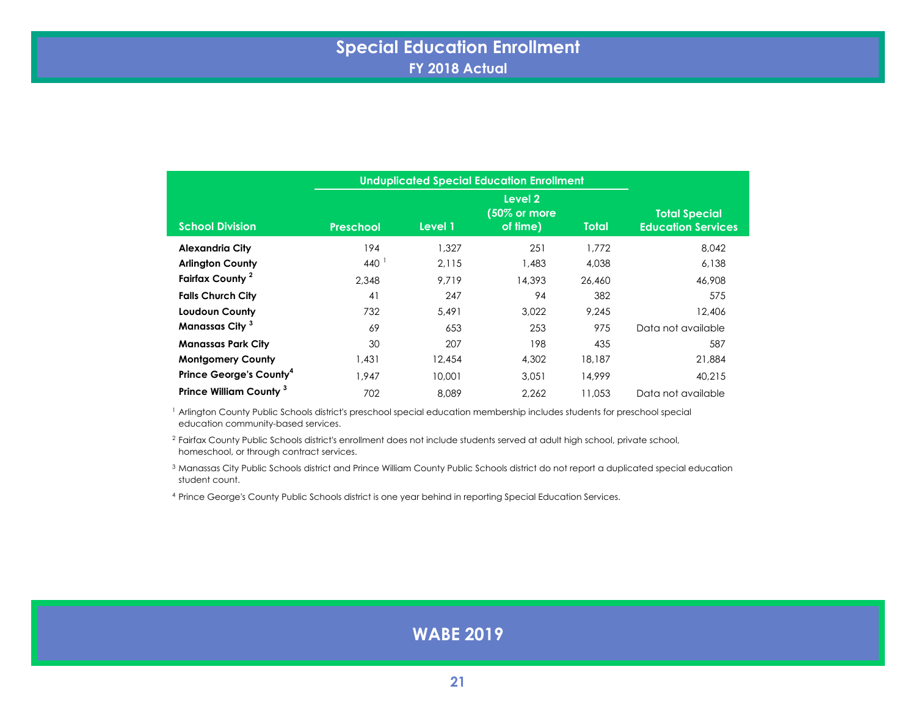# Special Education Enrollment

## FY 2018 Actual

| School Division | Unduplicated Special Education Enrollment | | | | Total Special Education Services |
|---|---|---|---|---|---|
| | Preschool | Level 1 | Level 2 (50% or more of time) | Total | |
| **Alexandria City** | 194 | 1,327 | 251 | 1,772 | 8,042 |
| **Arlington County** | 440 [1] | 2,115 | 1,483 | 4,038 | 6,138 |
| **Fairfax County** [2] | 2,348 | 9,719 | 14,393 | 26,460 | 46,908 |
| **Falls Church City** | 41 | 247 | 94 | 382 | 575 |
| **Loudoun County** | 732 | 5,491 | 3,022 | 9,245 | 12,406 |
| **Manassas City** [3] | 69 | 653 | 253 | 975 | Data not available |
| **Manassas Park City** | 30 | 207 | 198 | 435 | 587 |
| **Montgomery County** | 1,431 | 12,454 | 4,302 | 18,187 | 21,884 |
| **Prince George's County** [4] | 1,947 | 10,001 | 3,051 | 14,999 | 40,215 |
| **Prince William County** [3] | 702 | 8,089 | 2,262 | 11,053 | Data not available |

[1] Arlington County Public Schools district's preschool special education membership includes students for preschool special education community-based services.

[2] Fairfax County Public Schools district's enrollment does not include students served at adult high school, private school, homeschool, or through contract services.

[3] Manassas City Public Schools district and Prince William County Public Schools district do not report a duplicated special education student count.

[4] Prince George's County Public Schools district is one year behind in reporting Special Education Services.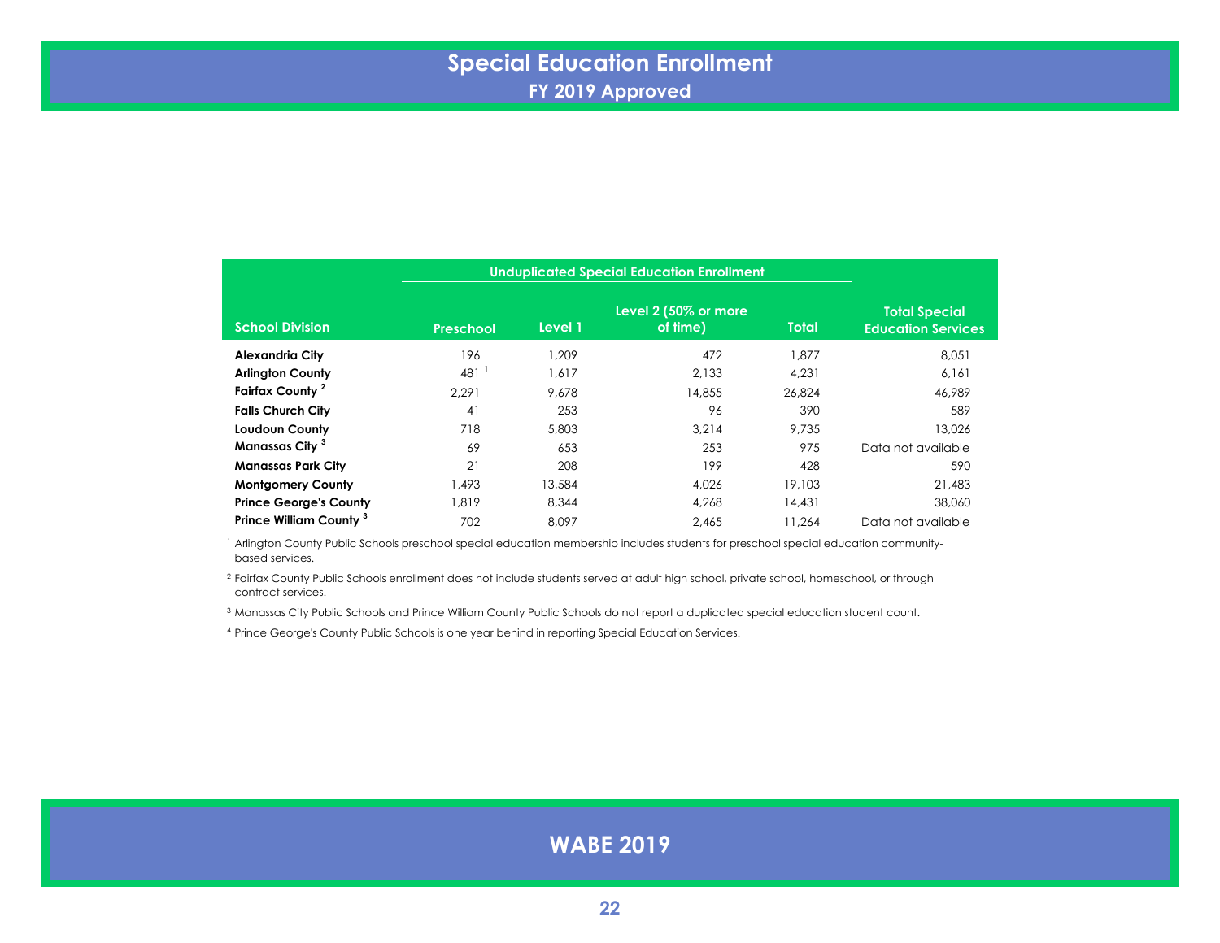# Special Education Enrollment

## FY 2019 Approved

| School Division | Unduplicated Special Education Enrollment | | | | Total Special Education Services |
|---|---|---|---|---|---|
| | Preschool | Level 1 | Level 2 (50% or more of time) | Total | |
| **Alexandria City** | 196 | 1,209 | 472 | 1,877 | 8,051 |
| **Arlington County** | 481 [1] | 1,617 | 2,133 | 4,231 | 6,161 |
| **Fairfax County [2]** | 2,291 | 9,678 | 14,855 | 26,824 | 46,989 |
| **Falls Church City** | 41 | 253 | 96 | 390 | 589 |
| **Loudoun County** | 718 | 5,803 | 3,214 | 9,735 | 13,026 |
| **Manassas City [3]** | 69 | 653 | 253 | 975 | Data not available |
| **Manassas Park City** | 21 | 208 | 199 | 428 | 590 |
| **Montgomery County** | 1,493 | 13,584 | 4,026 | 19,103 | 21,483 |
| **Prince George's County** | 1,819 | 8,344 | 4,268 | 14,431 | 38,060 |
| **Prince William County [3]** | 702 | 8,097 | 2,465 | 11,264 | Data not available |

[1] Arlington County Public Schools preschool special education membership includes students for preschool special education community-based services.

[2] Fairfax County Public Schools enrollment does not include students served at adult high school, private school, homeschool, or through contract services.

[3] Manassas City Public Schools and Prince William County Public Schools do not report a duplicated special education student count.

[4] Prince George's County Public Schools is one year behind in reporting Special Education Services.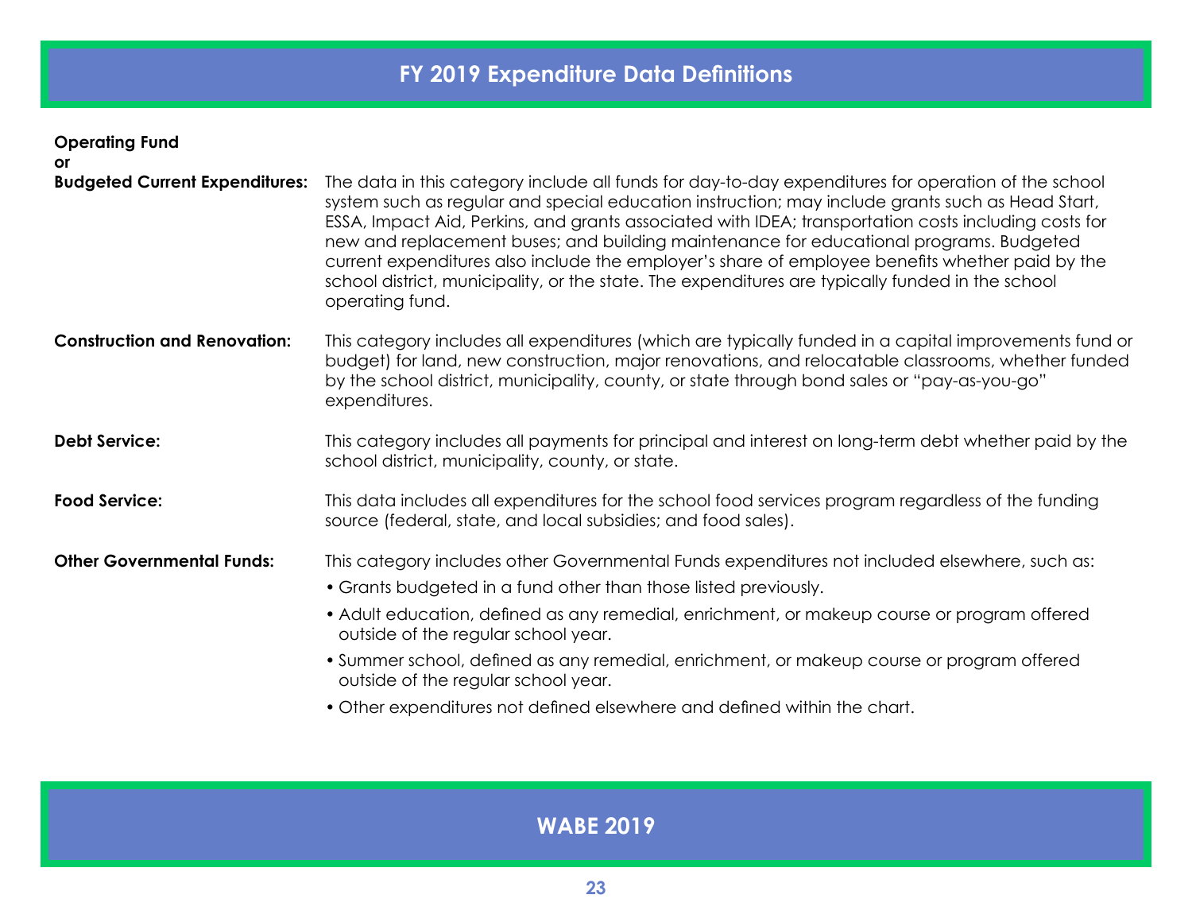# FY 2019 Expenditure Data Definitions

**Operating Fund or Budgeted Current Expenditures:** The data in this category include all funds for day-to-day expenditures for operation of the school system such as regular and special education instruction; may include grants such as Head Start, ESSA, Impact Aid, Perkins, and grants associated with IDEA; transportation costs including costs for new and replacement buses; and building maintenance for educational programs. Budgeted current expenditures also include the employer's share of employee benefits whether paid by the school district, municipality, or the state. The expenditures are typically funded in the school operating fund.

**Construction and Renovation:** This category includes all expenditures (which are typically funded in a capital improvements fund or budget) for land, new construction, major renovations, and relocatable classrooms, whether funded by the school district, municipality, county, or state through bond sales or "pay-as-you-go" expenditures.

**Debt Service:** This category includes all payments for principal and interest on long-term debt whether paid by the school district, municipality, county, or state.

**Food Service:** This data includes all expenditures for the school food services program regardless of the funding source (federal, state, and local subsidies; and food sales).

**Other Governmental Funds:** This category includes other Governmental Funds expenditures not included elsewhere, such as:

- Grants budgeted in a fund other than those listed previously.
- Adult education, defined as any remedial, enrichment, or makeup course or program offered outside of the regular school year.
- Summer school, defined as any remedial, enrichment, or makeup course or program offered outside of the regular school year.
- Other expenditures not defined elsewhere and defined within the chart.

WABE 2019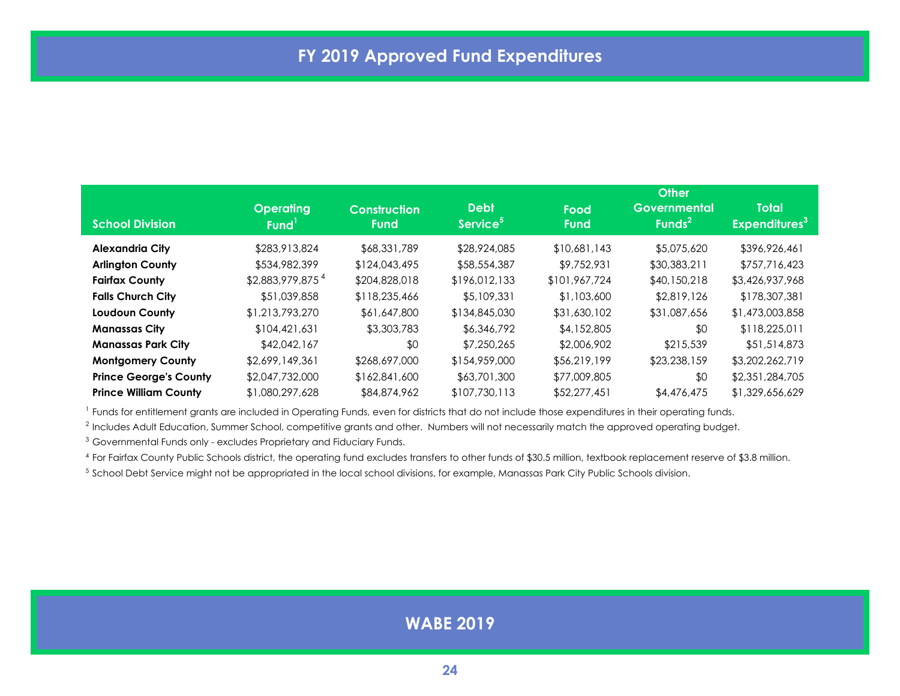# FY 2019 Approved Fund Expenditures

| School Division | Operating Fund[1] | Construction Fund | Debt Service[5] | Food Fund | Other Governmental Funds[2] | Total Expenditures[3] |
|---|---|---|---|---|---|---|
| **Alexandria City** | $283,913,824 | $68,331,789 | $28,924,085 | $10,681,143 | $5,075,620 | $396,926,461 |
| **Arlington County** | $534,982,399 | $124,043,495 | $58,554,387 | $9,752,931 | $30,383,211 | $757,716,423 |
| **Fairfax County** | $2,883,979,875 [4] | $204,828,018 | $196,012,133 | $101,967,724 | $40,150,218 | $3,426,937,968 |
| **Falls Church City** | $51,039,858 | $118,235,466 | $5,109,331 | $1,103,600 | $2,819,126 | $178,307,381 |
| **Loudoun County** | $1,213,793,270 | $61,647,800 | $134,845,030 | $31,630,102 | $31,087,656 | $1,473,003,858 |
| **Manassas City** | $104,421,631 | $3,303,783 | $6,346,792 | $4,152,805 | $0 | $118,225,011 |
| **Manassas Park City** | $42,042,167 | $0 | $7,250,265 | $2,006,902 | $215,539 | $51,514,873 |
| **Montgomery County** | $2,699,149,361 | $268,697,000 | $154,959,000 | $56,219,199 | $23,238,159 | $3,202,262,719 |
| **Prince George's County** | $2,047,732,000 | $162,841,600 | $63,701,300 | $77,009,805 | $0 | $2,351,284,705 |
| **Prince William County** | $1,080,297,628 | $84,874,962 | $107,730,113 | $52,277,451 | $4,476,475 | $1,329,656,629 |

[1] Funds for entitlement grants are included in Operating Funds, even for districts that do not include those expenditures in their operating funds.

[2] Includes Adult Education, Summer School, competitive grants and other. Numbers will not necessarily match the approved operating budget.

[3] Governmental Funds only - excludes Proprietary and Fiduciary Funds.

[4] For Fairfax County Public Schools district, the operating fund excludes transfers to other funds of $30.5 million, textbook replacement reserve of $3.8 million.

[5] School Debt Service might not be appropriated in the local school divisions, for example, Manassas Park City Public Schools division.

**WABE 2019**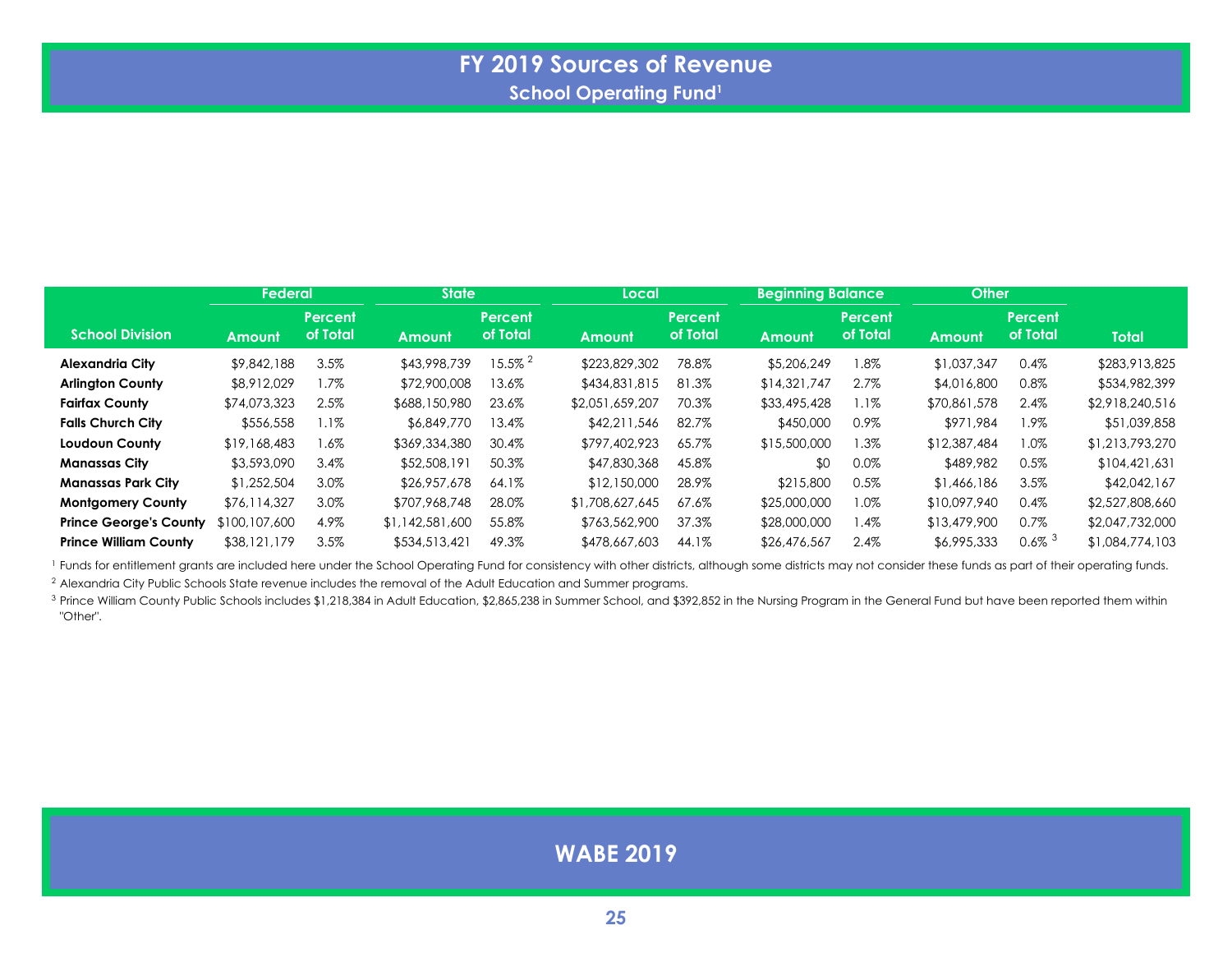# FY 2019 Sources of Revenue

## School Operating Fund[1]

| School Division | Federal | | State | | Local | | Beginning Balance | | Other | | Total |
|---|---|---|---|---|---|---|---|---|---|---|---|
| | Amount | Percent of Total | Amount | Percent of Total | Amount | Percent of Total | Amount | Percent of Total | Amount | Percent of Total | |
| **Alexandria City** | $9,842,188 | 3.5% | $43,998,739 | 15.5% [2] | $223,829,302 | 78.8% | $5,206,249 | 1.8% | $1,037,347 | 0.4% | $283,913,825 |
| **Arlington County** | $8,912,029 | 1.7% | $72,900,008 | 13.6% | $434,831,815 | 81.3% | $14,321,747 | 2.7% | $4,016,800 | 0.8% | $534,982,399 |
| **Fairfax County** | $74,073,323 | 2.5% | $688,150,980 | 23.6% | $2,051,659,207 | 70.3% | $33,495,428 | 1.1% | $70,861,578 | 2.4% | $2,918,240,516 |
| **Falls Church City** | $556,558 | 1.1% | $6,849,770 | 13.4% | $42,211,546 | 82.7% | $450,000 | 0.9% | $971,984 | 1.9% | $51,039,858 |
| **Loudoun County** | $19,168,483 | 1.6% | $369,334,380 | 30.4% | $797,402,923 | 65.7% | $15,500,000 | 1.3% | $12,387,484 | 1.0% | $1,213,793,270 |
| **Manassas City** | $3,593,090 | 3.4% | $52,508,191 | 50.3% | $47,830,368 | 45.8% | $0 | 0.0% | $489,982 | 0.5% | $104,421,631 |
| **Manassas Park City** | $1,252,504 | 3.0% | $26,957,678 | 64.1% | $12,150,000 | 28.9% | $215,800 | 0.5% | $1,466,186 | 3.5% | $42,042,167 |
| **Montgomery County** | $76,114,327 | 3.0% | $707,968,748 | 28.0% | $1,708,627,645 | 67.6% | $25,000,000 | 1.0% | $10,097,940 | 0.4% | $2,527,808,660 |
| **Prince George's County** | $100,107,600 | 4.9% | $1,142,581,600 | 55.8% | $763,562,900 | 37.3% | $28,000,000 | 1.4% | $13,479,900 | 0.7% | $2,047,732,000 |
| **Prince William County** | $38,121,179 | 3.5% | $534,513,421 | 49.3% | $478,667,603 | 44.1% | $26,476,567 | 2.4% | $6,995,333 | 0.6% [3] | $1,084,774,103 |

[1] Funds for entitlement grants are included here under the School Operating Fund for consistency with other districts, although some districts may not consider these funds as part of their operating funds.

[2] Alexandria City Public Schools State revenue includes the removal of the Adult Education and Summer programs.

[3] Prince William County Public Schools includes $1,218,384 in Adult Education, $2,865,238 in Summer School, and $392,852 in the Nursing Program in the General Fund but have been reported them within "Other".

**WABE 2019**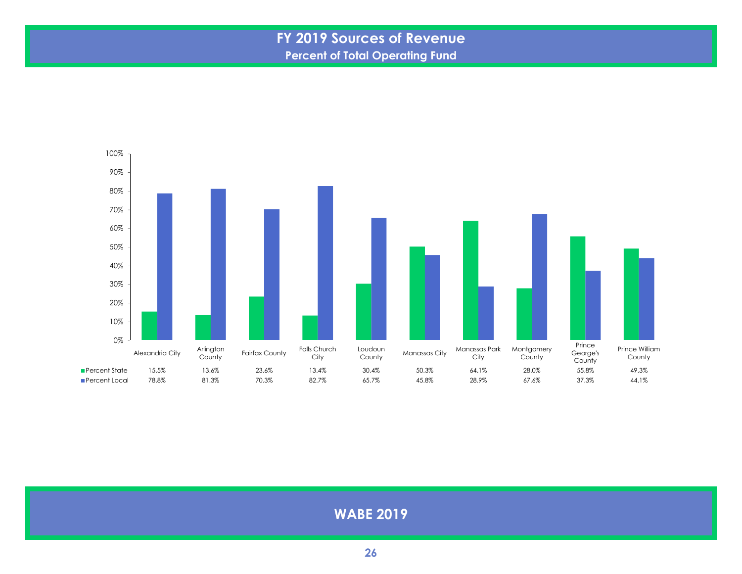# FY 2019 Sources of Revenue

## Percent of Total Operating Fund

| | Alexandria City | Arlington County | Fairfax County | Falls Church City | Loudoun County | Manassas City | Manassas Park City | Montgomery County | Prince George's County | Prince William County |
|---|---|---|---|---|---|---|---|---|---|---|
| Percent State | 15.5% | 13.6% | 23.6% | 13.4% | 30.4% | 50.3% | 64.1% | 28.0% | 55.8% | 49.3% |
| Percent Local | 78.8% | 81.3% | 70.3% | 82.7% | 65.7% | 45.8% | 28.9% | 67.6% | 37.3% | 44.1% |

WABE 2019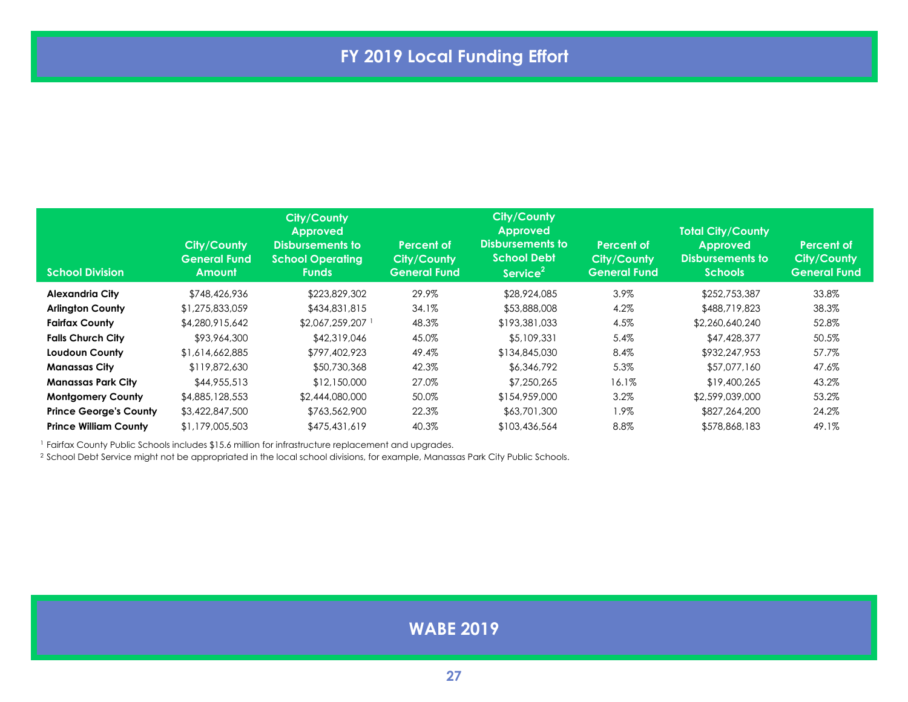# FY 2019 Local Funding Effort

| School Division | City/County General Fund Amount | City/County Approved Disbursements to School Operating Funds | Percent of City/County General Fund | City/County Approved Disbursements to School Debt Service[2] | Percent of City/County General Fund | Total City/County Approved Disbursements to Schools | Percent of City/County General Fund |
|---|---|---|---|---|---|---|---|
| **Alexandria City** | $748,426,936 | $223,829,302 | 29.9% | $28,924,085 | 3.9% | $252,753,387 | 33.8% |
| **Arlington County** | $1,275,833,059 | $434,831,815 | 34.1% | $53,888,008 | 4.2% | $488,719,823 | 38.3% |
| **Fairfax County** | $4,280,915,642 | $2,067,259,207 [1] | 48.3% | $193,381,033 | 4.5% | $2,260,640,240 | 52.8% |
| **Falls Church City** | $93,964,300 | $42,319,046 | 45.0% | $5,109,331 | 5.4% | $47,428,377 | 50.5% |
| **Loudoun County** | $1,614,662,885 | $797,402,923 | 49.4% | $134,845,030 | 8.4% | $932,247,953 | 57.7% |
| **Manassas City** | $119,872,630 | $50,730,368 | 42.3% | $6,346,792 | 5.3% | $57,077,160 | 47.6% |
| **Manassas Park City** | $44,955,513 | $12,150,000 | 27.0% | $7,250,265 | 16.1% | $19,400,265 | 43.2% |
| **Montgomery County** | $4,885,128,553 | $2,444,080,000 | 50.0% | $154,959,000 | 3.2% | $2,599,039,000 | 53.2% |
| **Prince George's County** | $3,422,847,500 | $763,562,900 | 22.3% | $63,701,300 | 1.9% | $827,264,200 | 24.2% |
| **Prince William County** | $1,179,005,503 | $475,431,619 | 40.3% | $103,436,564 | 8.8% | $578,868,183 | 49.1% |

[1] Fairfax County Public Schools includes $15.6 million for infrastructure replacement and upgrades.

[2] School Debt Service might not be appropriated in the local school divisions, for example, Manassas Park City Public Schools.

WABE 2019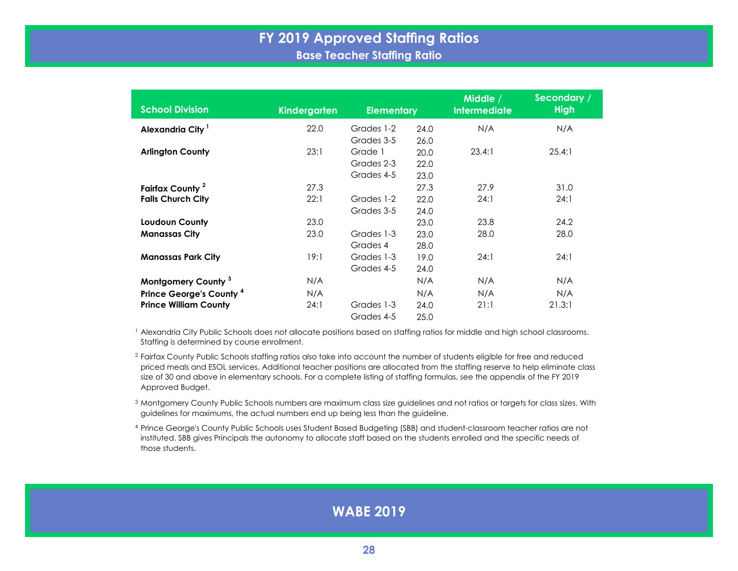# FY 2019 Approved Staffing Ratios

## Base Teacher Staffing Ratio

| School Division | Kindergarten | Elementary | | Middle / Intermediate | Secondary / High |
|---|---|---|---|---|---|
| **Alexandria City** [1] | 22.0 | Grades 1-2 | 24.0 | N/A | N/A |
| | | Grades 3-5 | 26.0 | | |
| **Arlington County** | 23:1 | Grade 1 | 20.0 | 23.4:1 | 25.4:1 |
| | | Grades 2-3 | 22.0 | | |
| | | Grades 4-5 | 23.0 | | |
| **Fairfax County** [2] | 27.3 | | 27.3 | 27.9 | 31.0 |
| **Falls Church City** | 22:1 | Grades 1-2 | 22.0 | 24:1 | 24:1 |
| | | Grades 3-5 | 24.0 | | |
| **Loudoun County** | 23.0 | | 23.0 | 23.8 | 24.2 |
| **Manassas City** | 23.0 | Grades 1-3 | 23.0 | 28.0 | 28.0 |
| | | Grades 4 | 28.0 | | |
| **Manassas Park City** | 19:1 | Grades 1-3 | 19.0 | 24:1 | 24:1 |
| | | Grades 4-5 | 24.0 | | |
| **Montgomery County** [3] | N/A | | N/A | N/A | N/A |
| **Prince George's County** [4] | N/A | | N/A | N/A | N/A |
| **Prince William County** | 24:1 | Grades 1-3 | 24.0 | 21:1 | 21.3:1 |
| | | Grades 4-5 | 25.0 | | |

[1] Alexandria City Public Schools does not allocate positions based on staffing ratios for middle and high school classrooms. Staffing is determined by course enrollment.

[2] Fairfax County Public Schools staffing ratios also take into account the number of students eligible for free and reduced priced meals and ESOL services. Additional teacher positions are allocated from the staffing reserve to help eliminate class size of 30 and above in elementary schools. For a complete listing of staffing formulas, see the appendix of the FY 2019 Approved Budget.

[3] Montgomery County Public Schools numbers are maximum class size guidelines and not ratios or targets for class sizes. With guidelines for maximums, the actual numbers end up being less than the guideline.

[4] Prince George's County Public Schools uses Student Based Budgeting (SBB) and student-classroom teacher ratios are not instituted. SBB gives Principals the autonomy to allocate staff based on the students enrolled and the specific needs of those students.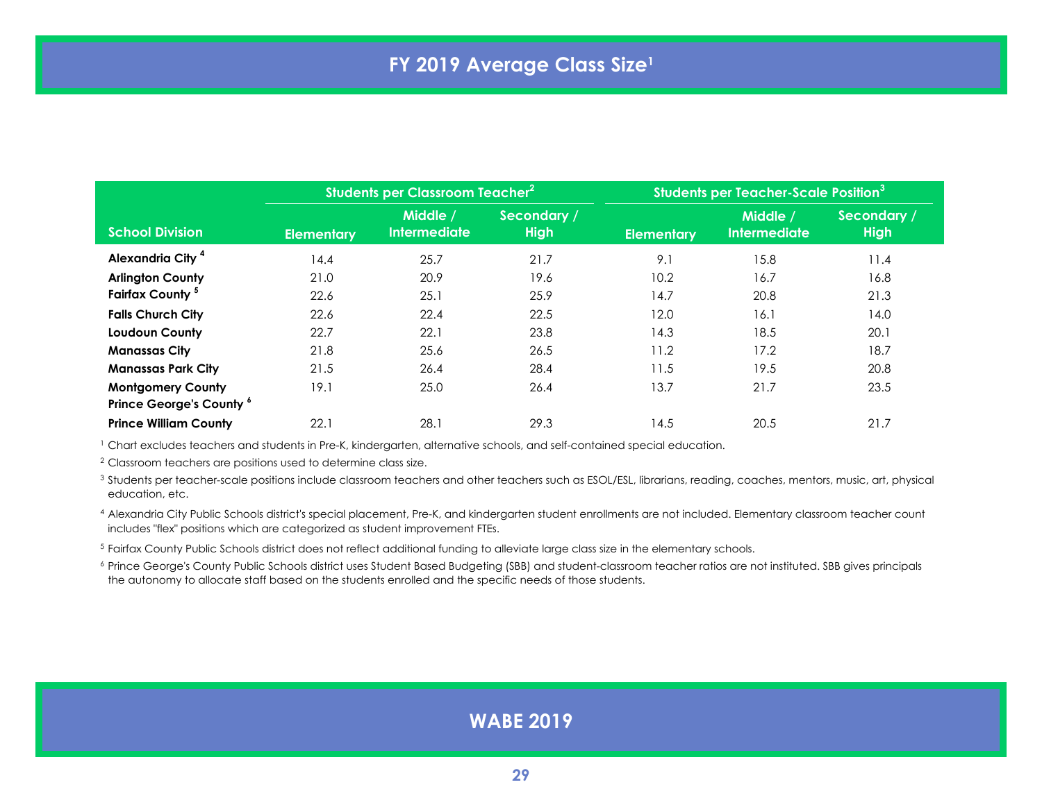# FY 2019 Average Class Size[1]

| School Division | Students per Classroom Teacher[2] | | | Students per Teacher-Scale Position[3] | | |
|---|---|---|---|---|---|---|
| | Elementary | Middle / Intermediate | Secondary / High | Elementary | Middle / Intermediate | Secondary / High |
| **Alexandria City [4]** | 14.4 | 25.7 | 21.7 | 9.1 | 15.8 | 11.4 |
| **Arlington County** | 21.0 | 20.9 | 19.6 | 10.2 | 16.7 | 16.8 |
| **Fairfax County [5]** | 22.6 | 25.1 | 25.9 | 14.7 | 20.8 | 21.3 |
| **Falls Church City** | 22.6 | 22.4 | 22.5 | 12.0 | 16.1 | 14.0 |
| **Loudoun County** | 22.7 | 22.1 | 23.8 | 14.3 | 18.5 | 20.1 |
| **Manassas City** | 21.8 | 25.6 | 26.5 | 11.2 | 17.2 | 18.7 |
| **Manassas Park City** | 21.5 | 26.4 | 28.4 | 11.5 | 19.5 | 20.8 |
| **Montgomery County** | 19.1 | 25.0 | 26.4 | 13.7 | 21.7 | 23.5 |
| **Prince George's County [6]** | | | | | | |
| **Prince William County** | 22.1 | 28.1 | 29.3 | 14.5 | 20.5 | 21.7 |

[1] Chart excludes teachers and students in Pre-K, kindergarten, alternative schools, and self-contained special education.

[2] Classroom teachers are positions used to determine class size.

[3] Students per teacher-scale positions include classroom teachers and other teachers such as ESOL/ESL, librarians, reading, coaches, mentors, music, art, physical education, etc.

[4] Alexandria City Public Schools district's special placement, Pre-K, and kindergarten student enrollments are not included. Elementary classroom teacher count includes "flex" positions which are categorized as student improvement FTEs.

[5] Fairfax County Public Schools district does not reflect additional funding to alleviate large class size in the elementary schools.

[6] Prince George's County Public Schools district uses Student Based Budgeting (SBB) and student-classroom teacher ratios are not instituted. SBB gives principals the autonomy to allocate staff based on the students enrolled and the specific needs of those students.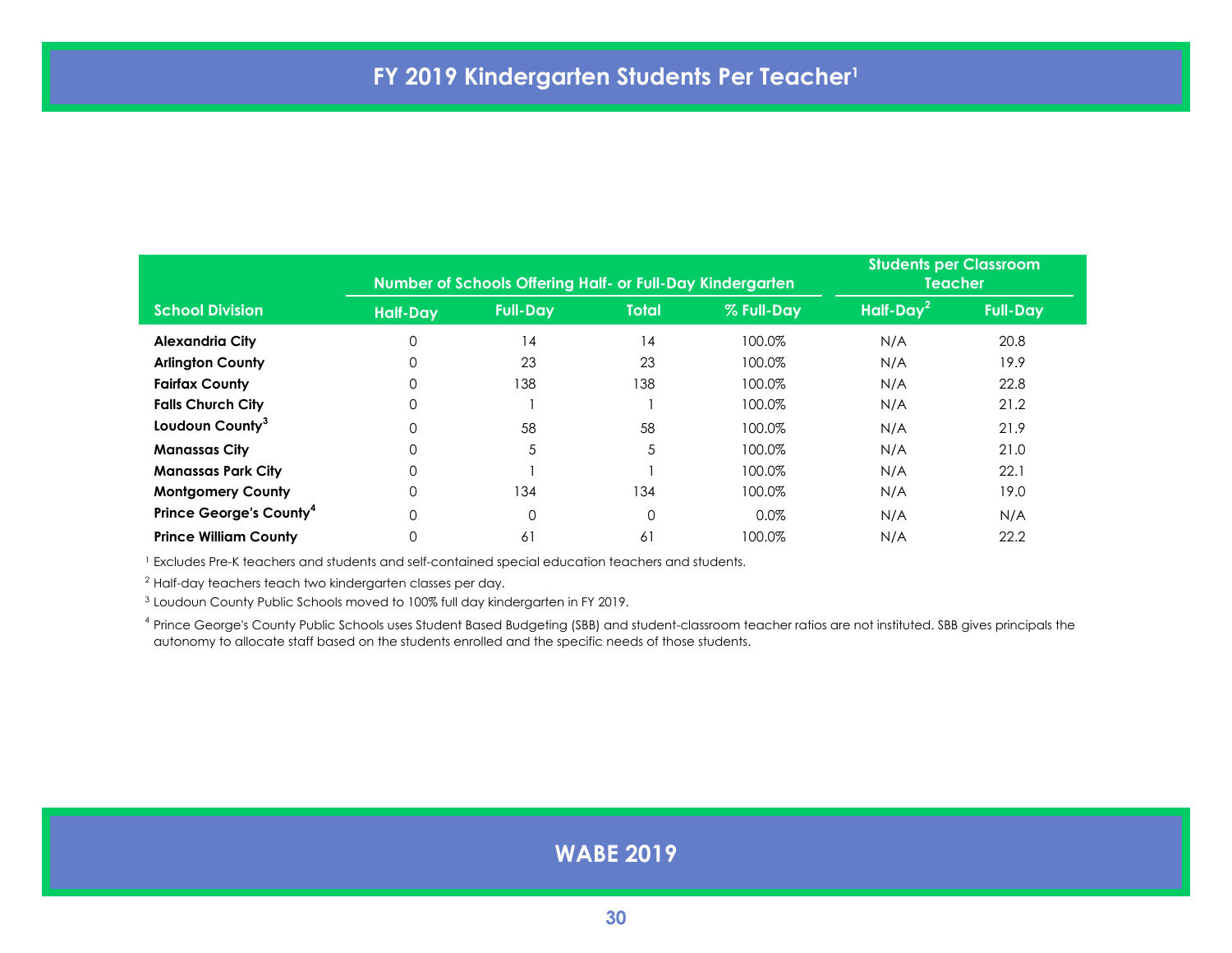# FY 2019 Kindergarten Students Per Teacher[1]

| School Division | Number of Schools Offering Half- or Full-Day Kindergarten | | | | Students per Classroom Teacher | |
|---|---|---|---|---|---|---|
| | Half-Day | Full-Day | Total | % Full-Day | Half-Day[2] | Full-Day |
| **Alexandria City** | 0 | 14 | 14 | 100.0% | N/A | 20.8 |
| **Arlington County** | 0 | 23 | 23 | 100.0% | N/A | 19.9 |
| **Fairfax County** | 0 | 138 | 138 | 100.0% | N/A | 22.8 |
| **Falls Church City** | 0 | 1 | 1 | 100.0% | N/A | 21.2 |
| **Loudoun County[3]** | 0 | 58 | 58 | 100.0% | N/A | 21.9 |
| **Manassas City** | 0 | 5 | 5 | 100.0% | N/A | 21.0 |
| **Manassas Park City** | 0 | 1 | 1 | 100.0% | N/A | 22.1 |
| **Montgomery County** | 0 | 134 | 134 | 100.0% | N/A | 19.0 |
| **Prince George's County[4]** | 0 | 0 | 0 | 0.0% | N/A | N/A |
| **Prince William County** | 0 | 61 | 61 | 100.0% | N/A | 22.2 |

[1] Excludes Pre-K teachers and students and self-contained special education teachers and students.

[2] Half-day teachers teach two kindergarten classes per day.

[3] Loudoun County Public Schools moved to 100% full day kindergarten in FY 2019.

[4] Prince George's County Public Schools uses Student Based Budgeting (SBB) and student-classroom teacher ratios are not instituted. SBB gives principals the autonomy to allocate staff based on the students enrolled and the specific needs of those students.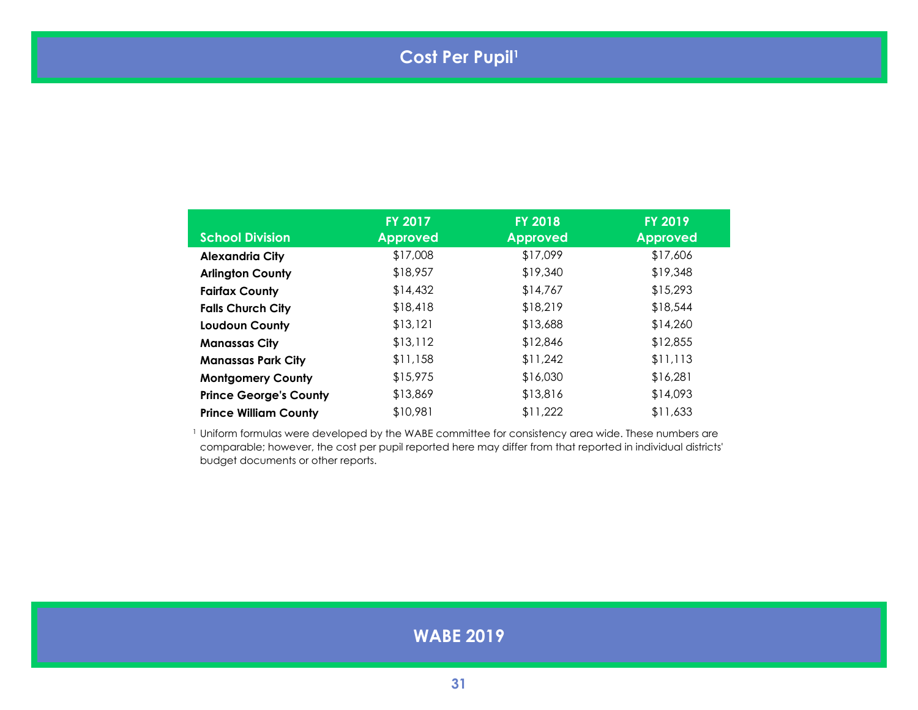# Cost Per Pupil[1]

| School Division | FY 2017 Approved | FY 2018 Approved | FY 2019 Approved |
|---|---|---|---|
| **Alexandria City** | $17,008 | $17,099 | $17,606 |
| **Arlington County** | $18,957 | $19,340 | $19,348 |
| **Fairfax County** | $14,432 | $14,767 | $15,293 |
| **Falls Church City** | $18,418 | $18,219 | $18,544 |
| **Loudoun County** | $13,121 | $13,688 | $14,260 |
| **Manassas City** | $13,112 | $12,846 | $12,855 |
| **Manassas Park City** | $11,158 | $11,242 | $11,113 |
| **Montgomery County** | $15,975 | $16,030 | $16,281 |
| **Prince George's County** | $13,869 | $13,816 | $14,093 |
| **Prince William County** | $10,981 | $11,222 | $11,633 |

[1] Uniform formulas were developed by the WABE committee for consistency area wide. These numbers are comparable; however, the cost per pupil reported here may differ from that reported in individual districts' budget documents or other reports.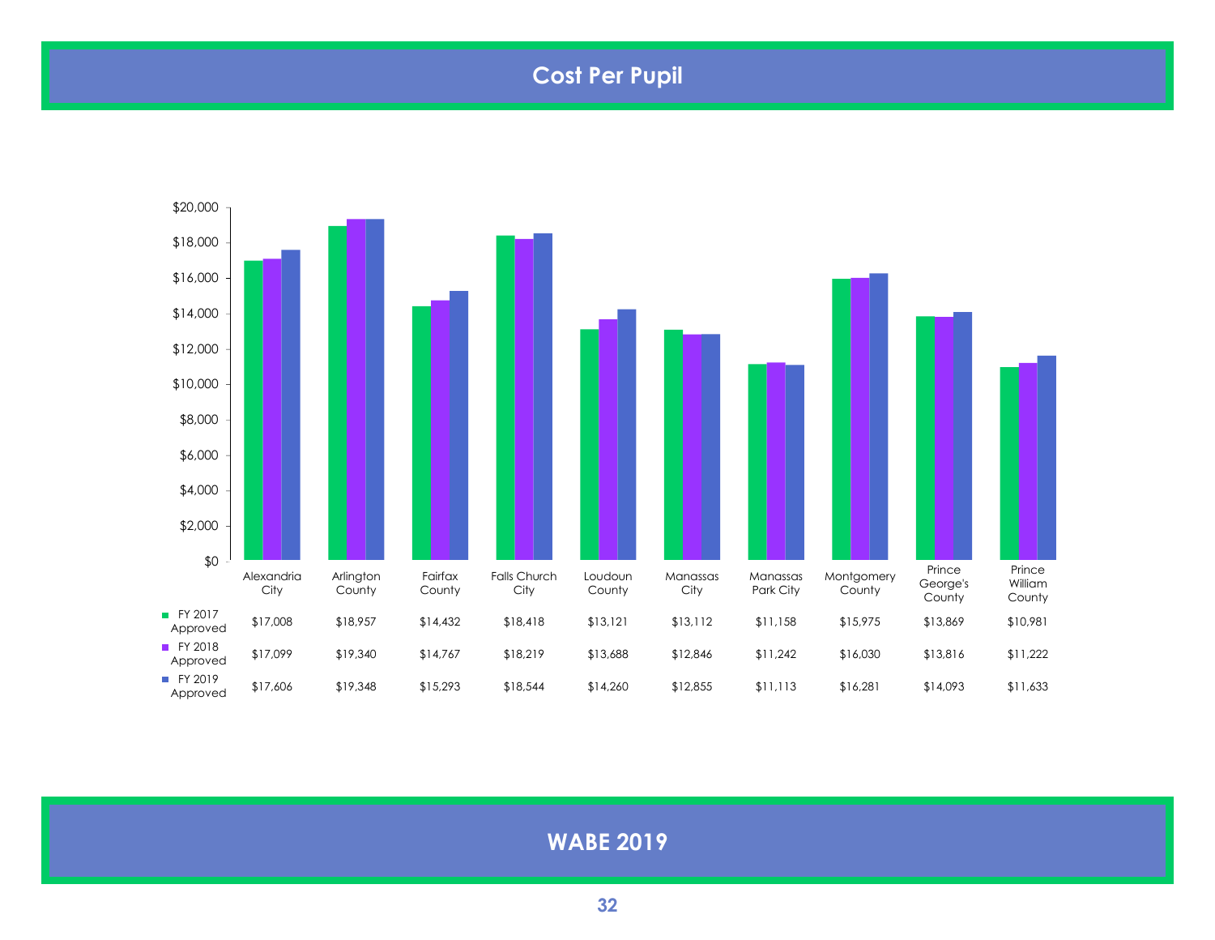# Cost Per Pupil

| | Alexandria City | Arlington County | Fairfax County | Falls Church City | Loudoun County | Manassas City | Manassas Park City | Montgomery County | Prince George's County | Prince William County |
|---|---|---|---|---|---|---|---|---|---|---|
| FY 2017 Approved | $17,008 | $18,957 | $14,432 | $18,418 | $13,121 | $13,112 | $11,158 | $15,975 | $13,869 | $10,981 |
| FY 2018 Approved | $17,099 | $19,340 | $14,767 | $18,219 | $13,688 | $12,846 | $11,242 | $16,030 | $13,816 | $11,222 |
| FY 2019 Approved | $17,606 | $19,348 | $15,293 | $18,544 | $14,260 | $12,855 | $11,113 | $16,281 | $14,093 | $11,633 |

WABE 2019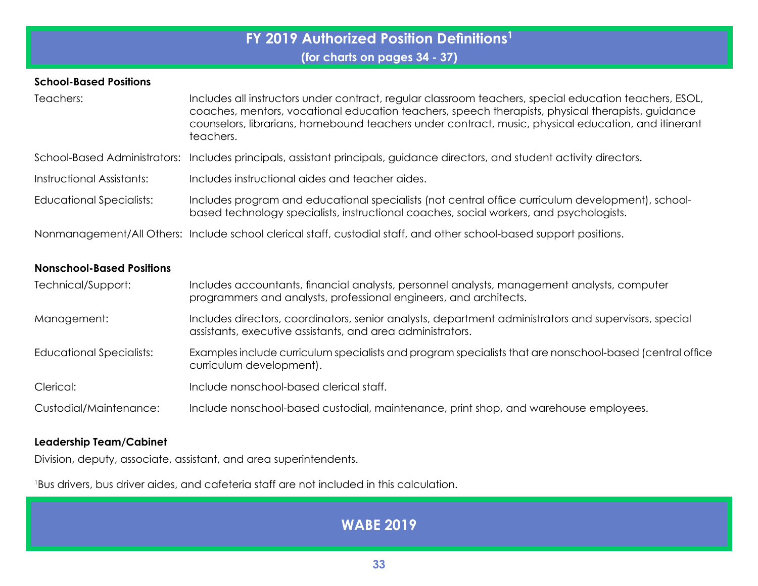# FY 2019 Authorized Position Definitions[1]

**(for charts on pages 34 - 37)**

**School-Based Positions**

| | |
|---|---|
| Teachers: | Includes all instructors under contract, regular classroom teachers, special education teachers, ESOL, coaches, mentors, vocational education teachers, speech therapists, physical therapists, guidance counselors, librarians, homebound teachers under contract, music, physical education, and itinerant teachers. |
| School-Based Administrators: | Includes principals, assistant principals, guidance directors, and student activity directors. |
| Instructional Assistants: | Includes instructional aides and teacher aides. |
| Educational Specialists: | Includes program and educational specialists (not central office curriculum development), school-based technology specialists, instructional coaches, social workers, and psychologists. |
| Nonmanagement/All Others: | Include school clerical staff, custodial staff, and other school-based support positions. |

**Nonschool-Based Positions**

| | |
|---|---|
| Technical/Support: | Includes accountants, financial analysts, personnel analysts, management analysts, computer programmers and analysts, professional engineers, and architects. |
| Management: | Includes directors, coordinators, senior analysts, department administrators and supervisors, special assistants, executive assistants, and area administrators. |
| Educational Specialists: | Examples include curriculum specialists and program specialists that are nonschool-based (central office curriculum development). |
| Clerical: | Include nonschool-based clerical staff. |
| Custodial/Maintenance: | Include nonschool-based custodial, maintenance, print shop, and warehouse employees. |

**Leadership Team/Cabinet**

Division, deputy, associate, assistant, and area superintendents.

[1]Bus drivers, bus driver aides, and cafeteria staff are not included in this calculation.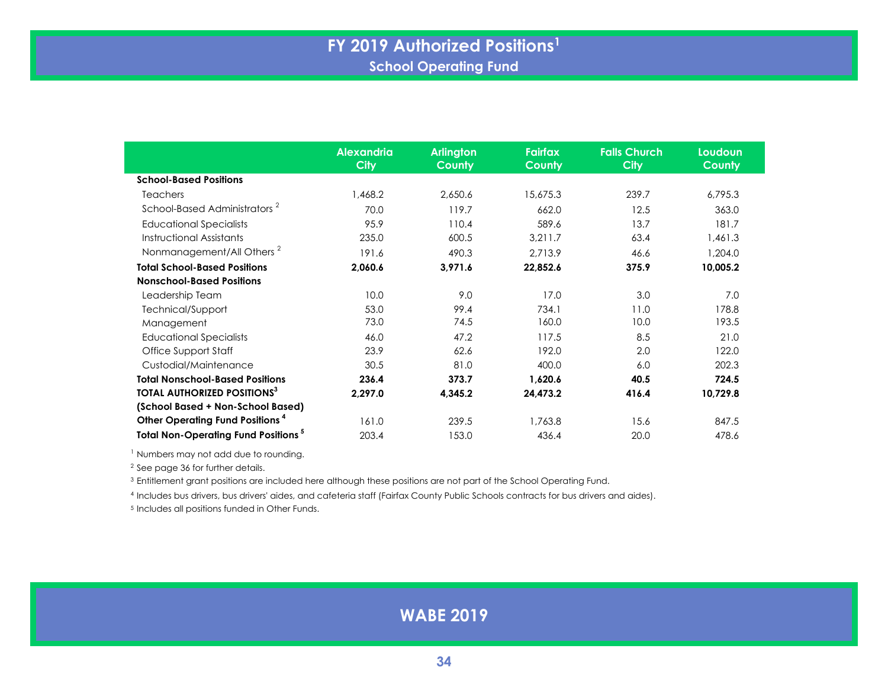# FY 2019 Authorized Positions[1]

## School Operating Fund

| | Alexandria City | Arlington County | Fairfax County | Falls Church City | Loudoun County |
|---|---|---|---|---|---|
| **School-Based Positions** | | | | | |
| Teachers | 1,468.2 | 2,650.6 | 15,675.3 | 239.7 | 6,795.3 |
| School-Based Administrators [2] | 70.0 | 119.7 | 662.0 | 12.5 | 363.0 |
| Educational Specialists | 95.9 | 110.4 | 589.6 | 13.7 | 181.7 |
| Instructional Assistants | 235.0 | 600.5 | 3,211.7 | 63.4 | 1,461.3 |
| Nonmanagement/All Others [2] | 191.6 | 490.3 | 2,713.9 | 46.6 | 1,204.0 |
| **Total School-Based Positions** | **2,060.6** | **3,971.6** | **22,852.6** | **375.9** | **10,005.2** |
| **Nonschool-Based Positions** | | | | | |
| Leadership Team | 10.0 | 9.0 | 17.0 | 3.0 | 7.0 |
| Technical/Support | 53.0 | 99.4 | 734.1 | 11.0 | 178.8 |
| Management | 73.0 | 74.5 | 160.0 | 10.0 | 193.5 |
| Educational Specialists | 46.0 | 47.2 | 117.5 | 8.5 | 21.0 |
| Office Support Staff | 23.9 | 62.6 | 192.0 | 2.0 | 122.0 |
| Custodial/Maintenance | 30.5 | 81.0 | 400.0 | 6.0 | 202.3 |
| **Total Nonschool-Based Positions** | **236.4** | **373.7** | **1,620.6** | **40.5** | **724.5** |
| **TOTAL AUTHORIZED POSITIONS[3] (School Based + Non-School Based)** | **2,297.0** | **4,345.2** | **24,473.2** | **416.4** | **10,729.8** |
| **Other Operating Fund Positions [4]** | 161.0 | 239.5 | 1,763.8 | 15.6 | 847.5 |
| **Total Non-Operating Fund Positions [5]** | 203.4 | 153.0 | 436.4 | 20.0 | 478.6 |

[1] Numbers may not add due to rounding.

[2] See page 36 for further details.

[3] Entitlement grant positions are included here although these positions are not part of the School Operating Fund.

[4] Includes bus drivers, bus drivers' aides, and cafeteria staff (Fairfax County Public Schools contracts for bus drivers and aides).

[5] Includes all positions funded in Other Funds.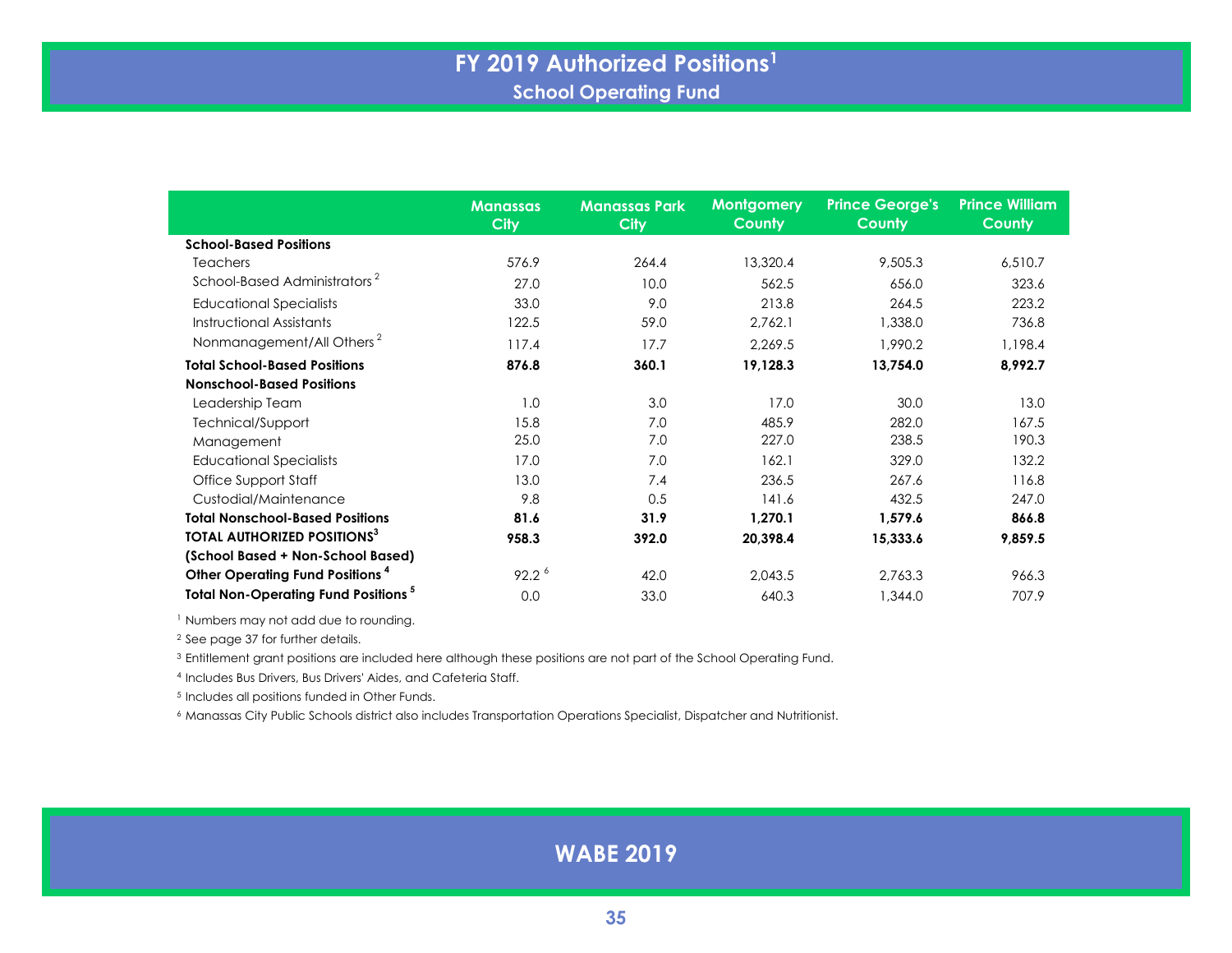# FY 2019 Authorized Positions[1]

## School Operating Fund

| | Manassas City | Manassas Park City | Montgomery County | Prince George's County | Prince William County |
|---|---|---|---|---|---|
| **School-Based Positions** | | | | | |
| Teachers | 576.9 | 264.4 | 13,320.4 | 9,505.3 | 6,510.7 |
| School-Based Administrators [2] | 27.0 | 10.0 | 562.5 | 656.0 | 323.6 |
| Educational Specialists | 33.0 | 9.0 | 213.8 | 264.5 | 223.2 |
| Instructional Assistants | 122.5 | 59.0 | 2,762.1 | 1,338.0 | 736.8 |
| Nonmanagement/All Others [2] | 117.4 | 17.7 | 2,269.5 | 1,990.2 | 1,198.4 |
| **Total School-Based Positions** | **876.8** | **360.1** | **19,128.3** | **13,754.0** | **8,992.7** |
| **Nonschool-Based Positions** | | | | | |
| Leadership Team | 1.0 | 3.0 | 17.0 | 30.0 | 13.0 |
| Technical/Support | 15.8 | 7.0 | 485.9 | 282.0 | 167.5 |
| Management | 25.0 | 7.0 | 227.0 | 238.5 | 190.3 |
| Educational Specialists | 17.0 | 7.0 | 162.1 | 329.0 | 132.2 |
| Office Support Staff | 13.0 | 7.4 | 236.5 | 267.6 | 116.8 |
| Custodial/Maintenance | 9.8 | 0.5 | 141.6 | 432.5 | 247.0 |
| **Total Nonschool-Based Positions** | **81.6** | **31.9** | **1,270.1** | **1,579.6** | **866.8** |
| **TOTAL AUTHORIZED POSITIONS[3] (School Based + Non-School Based)** | **958.3** | **392.0** | **20,398.4** | **15,333.6** | **9,859.5** |
| **Other Operating Fund Positions [4]** | 92.2 [6] | 42.0 | 2,043.5 | 2,763.3 | 966.3 |
| **Total Non-Operating Fund Positions [5]** | 0.0 | 33.0 | 640.3 | 1,344.0 | 707.9 |

[1] Numbers may not add due to rounding.

[2] See page 37 for further details.

[3] Entitlement grant positions are included here although these positions are not part of the School Operating Fund.

[4] Includes Bus Drivers, Bus Drivers' Aides, and Cafeteria Staff.

[5] Includes all positions funded in Other Funds.

[6] Manassas City Public Schools district also includes Transportation Operations Specialist, Dispatcher and Nutritionist.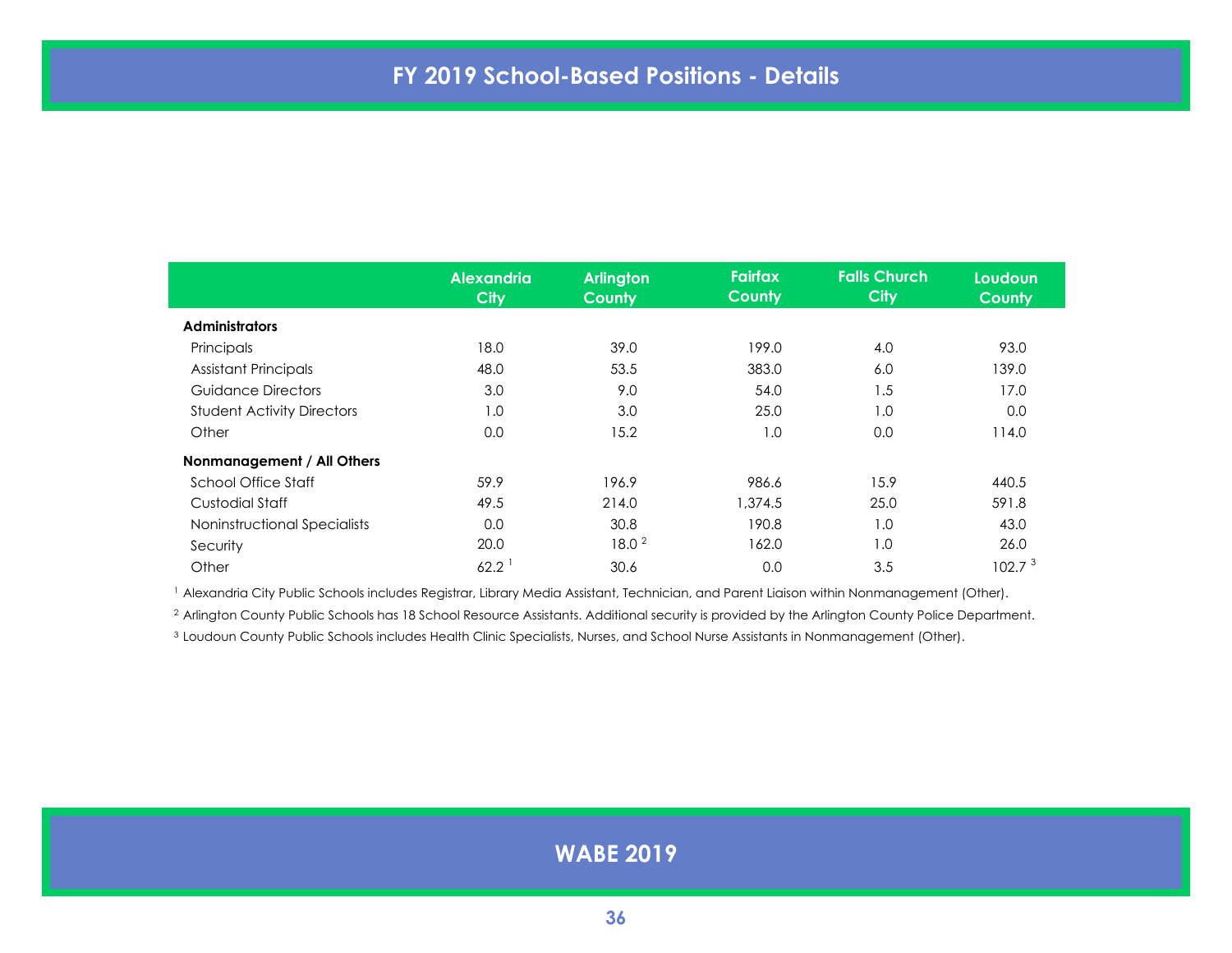# FY 2019 School-Based Positions - Details

| | Alexandria City | Arlington County | Fairfax County | Falls Church City | Loudoun County |
|---|---|---|---|---|---|
| **Administrators** | | | | | |
| Principals | 18.0 | 39.0 | 199.0 | 4.0 | 93.0 |
| Assistant Principals | 48.0 | 53.5 | 383.0 | 6.0 | 139.0 |
| Guidance Directors | 3.0 | 9.0 | 54.0 | 1.5 | 17.0 |
| Student Activity Directors | 1.0 | 3.0 | 25.0 | 1.0 | 0.0 |
| Other | 0.0 | 15.2 | 1.0 | 0.0 | 114.0 |
| **Nonmanagement / All Others** | | | | | |
| School Office Staff | 59.9 | 196.9 | 986.6 | 15.9 | 440.5 |
| Custodial Staff | 49.5 | 214.0 | 1,374.5 | 25.0 | 591.8 |
| Noninstructional Specialists | 0.0 | 30.8 | 190.8 | 1.0 | 43.0 |
| Security | 20.0 | 18.0 [2] | 162.0 | 1.0 | 26.0 |
| Other | 62.2 [1] | 30.6 | 0.0 | 3.5 | 102.7 [3] |

[1] Alexandria City Public Schools includes Registrar, Library Media Assistant, Technician, and Parent Liaison within Nonmanagement (Other).

[2] Arlington County Public Schools has 18 School Resource Assistants. Additional security is provided by the Arlington County Police Department.

[3] Loudoun County Public Schools includes Health Clinic Specialists, Nurses, and School Nurse Assistants in Nonmanagement (Other).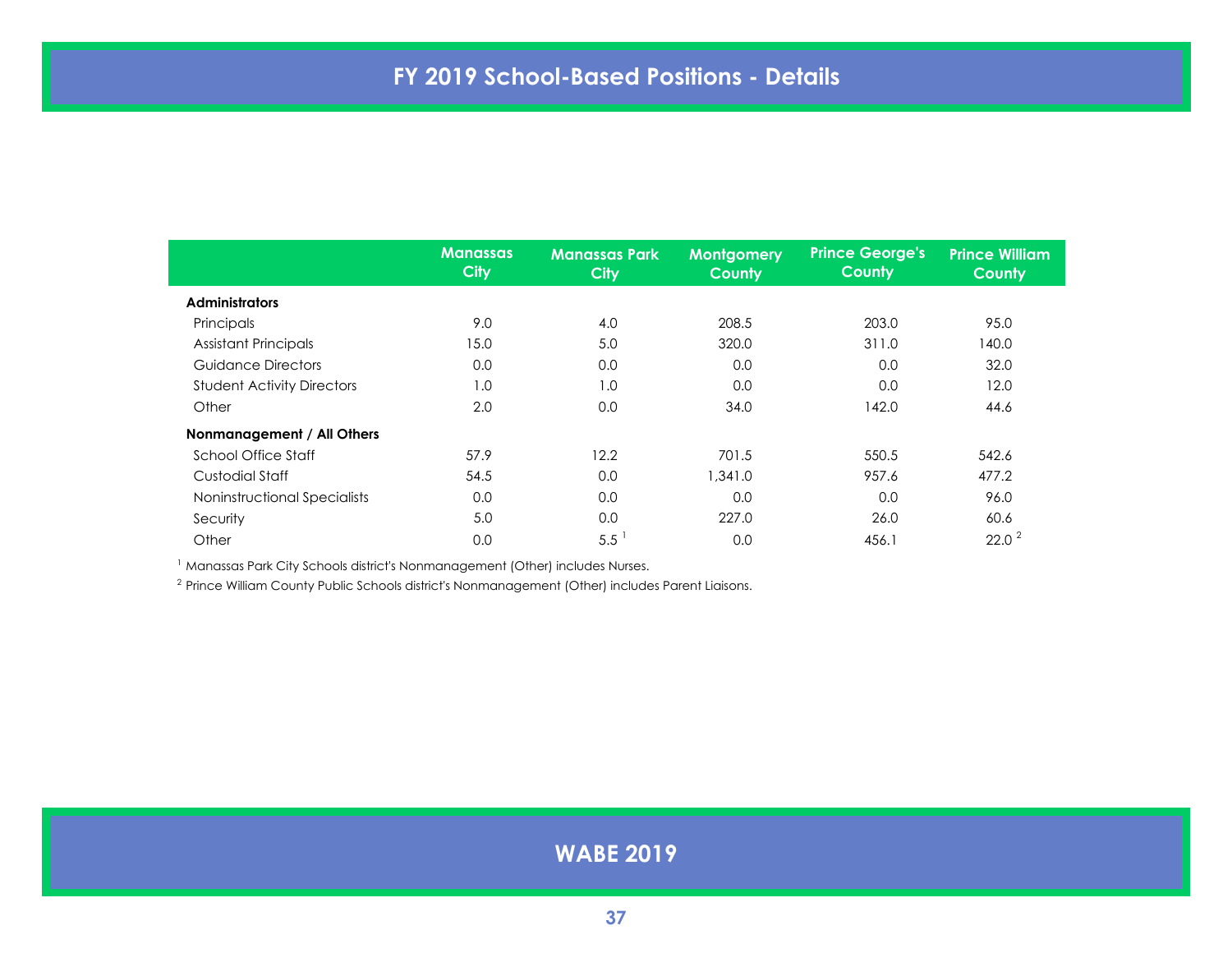# FY 2019 School-Based Positions - Details

| | Manassas City | Manassas Park City | Montgomery County | Prince George's County | Prince William County |
|---|---|---|---|---|---|
| **Administrators** | | | | | |
| Principals | 9.0 | 4.0 | 208.5 | 203.0 | 95.0 |
| Assistant Principals | 15.0 | 5.0 | 320.0 | 311.0 | 140.0 |
| Guidance Directors | 0.0 | 0.0 | 0.0 | 0.0 | 32.0 |
| Student Activity Directors | 1.0 | 1.0 | 0.0 | 0.0 | 12.0 |
| Other | 2.0 | 0.0 | 34.0 | 142.0 | 44.6 |
| **Nonmanagement / All Others** | | | | | |
| School Office Staff | 57.9 | 12.2 | 701.5 | 550.5 | 542.6 |
| Custodial Staff | 54.5 | 0.0 | 1,341.0 | 957.6 | 477.2 |
| Noninstructional Specialists | 0.0 | 0.0 | 0.0 | 0.0 | 96.0 |
| Security | 5.0 | 0.0 | 227.0 | 26.0 | 60.6 |
| Other | 0.0 | 5.5 [1] | 0.0 | 456.1 | 22.0 [2] |

[1] Manassas Park City Schools district's Nonmanagement (Other) includes Nurses.

[2] Prince William County Public Schools district's Nonmanagement (Other) includes Parent Liaisons.

WABE 2019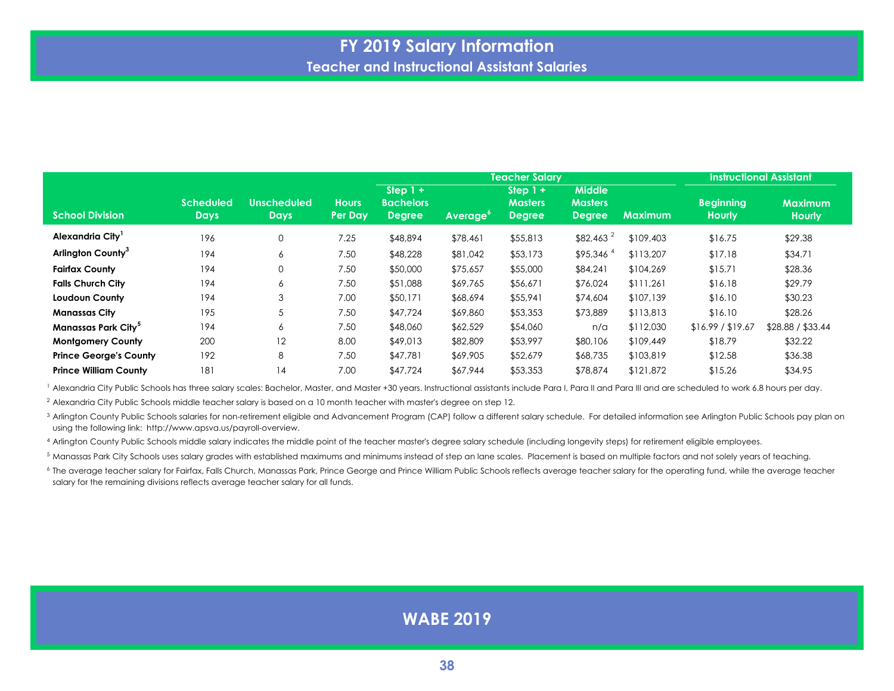# FY 2019 Salary Information

## Teacher and Instructional Assistant Salaries

| School Division | Scheduled Days | Unscheduled Days | Hours Per Day | Teacher Salary: Step 1 + Bachelors Degree | Average[6] | Step 1 + Masters Degree | Middle Masters Degree | Maximum | Instructional Assistant: Beginning Hourly | Maximum Hourly |
|---|---|---|---|---|---|---|---|---|---|---|
| **Alexandria City[1]** | 196 | 0 | 7.25 | $48,894 | $78,461 | $55,813 | $82,463 [2] | $109,403 | $16.75 | $29.38 |
| **Arlington County[3]** | 194 | 6 | 7.50 | $48,228 | $81,042 | $53,173 | $95,346 [4] | $113,207 | $17.18 | $34.71 |
| **Fairfax County** | 194 | 0 | 7.50 | $50,000 | $75,657 | $55,000 | $84,241 | $104,269 | $15.71 | $28.36 |
| **Falls Church City** | 194 | 6 | 7.50 | $51,088 | $69,765 | $56,671 | $76,024 | $111,261 | $16.18 | $29.79 |
| **Loudoun County** | 194 | 3 | 7.00 | $50,171 | $68,694 | $55,941 | $74,604 | $107,139 | $16.10 | $30.23 |
| **Manassas City** | 195 | 5 | 7.50 | $47,724 | $69,860 | $53,353 | $73,889 | $113,813 | $16.10 | $28.26 |
| **Manassas Park City[5]** | 194 | 6 | 7.50 | $48,060 | $62,529 | $54,060 | n/a | $112,030 | $16.99 / $19.67 | $28.88 / $33.44 |
| **Montgomery County** | 200 | 12 | 8.00 | $49,013 | $82,809 | $53,997 | $80,106 | $109,449 | $18.79 | $32.22 |
| **Prince George's County** | 192 | 8 | 7.50 | $47,781 | $69,905 | $52,679 | $68,735 | $103,819 | $12.58 | $36.38 |
| **Prince William County** | 181 | 14 | 7.00 | $47,724 | $67,944 | $53,353 | $78,874 | $121,872 | $15.26 | $34.95 |

[1] Alexandria City Public Schools has three salary scales: Bachelor, Master, and Master +30 years. Instructional assistants include Para I, Para II and Para III and are scheduled to work 6.8 hours per day.

[2] Alexandria City Public Schools middle teacher salary is based on a 10 month teacher with master's degree on step 12.

[3] Arlington County Public Schools salaries for non-retirement eligible and Advancement Program (CAP) follow a different salary schedule. For detailed information see Arlington Public Schools pay plan on using the following link: http://www.apsva.us/payroll-overview.

[4] Arlington County Public Schools middle salary indicates the middle point of the teacher master's degree salary schedule (including longevity steps) for retirement eligible employees.

[5] Manassas Park City Schools uses salary grades with established maximums and minimums instead of step an lane scales. Placement is based on multiple factors and not solely years of teaching.

[6] The average teacher salary for Fairfax, Falls Church, Manassas Park, Prince George and Prince William Public Schools reflects average teacher salary for the operating fund, while the average teacher salary for the remaining divisions reflects average teacher salary for all funds.

**WABE 2019**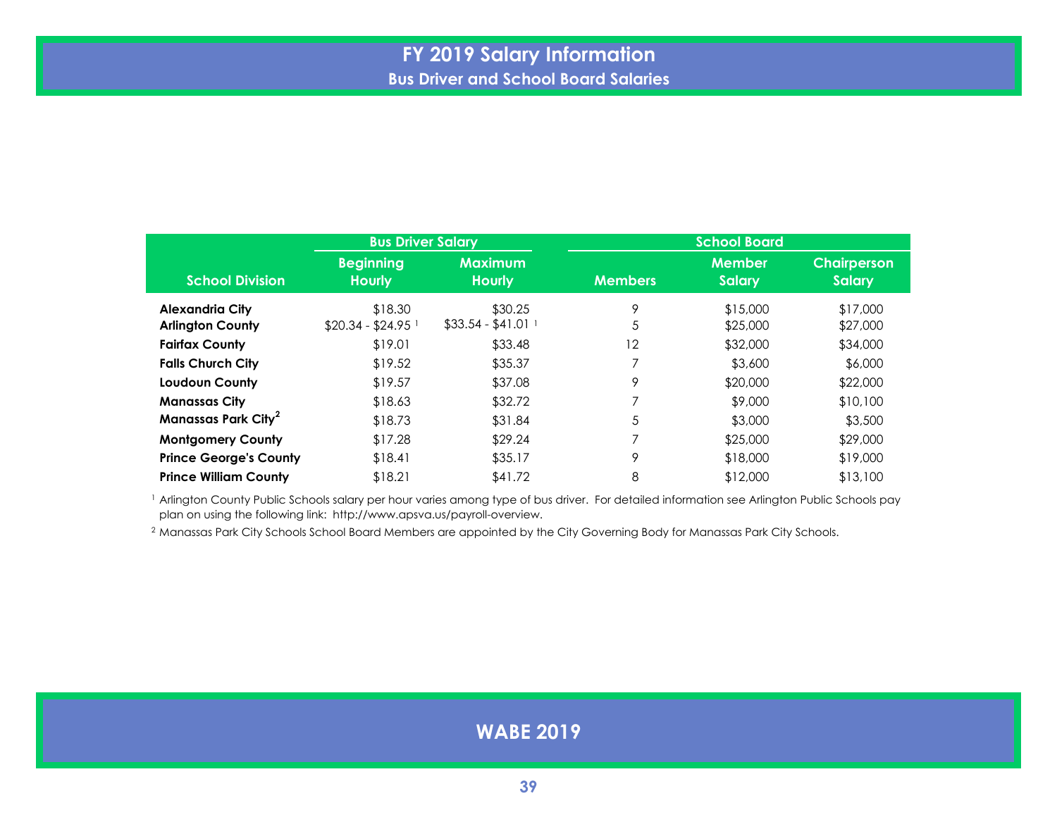# FY 2019 Salary Information

## Bus Driver and School Board Salaries

| School Division | Bus Driver Salary | | School Board | | |
|---|---|---|---|---|---|
| | Beginning Hourly | Maximum Hourly | Members | Member Salary | Chairperson Salary |
| **Alexandria City** | $18.30 | $30.25 | 9 | $15,000 | $17,000 |
| **Arlington County** | $20.34 - $24.95 [1] | $33.54 - $41.01 [1] | 5 | $25,000 | $27,000 |
| **Fairfax County** | $19.01 | $33.48 | 12 | $32,000 | $34,000 |
| **Falls Church City** | $19.52 | $35.37 | 7 | $3,600 | $6,000 |
| **Loudoun County** | $19.57 | $37.08 | 9 | $20,000 | $22,000 |
| **Manassas City** | $18.63 | $32.72 | 7 | $9,000 | $10,100 |
| **Manassas Park City[2]** | $18.73 | $31.84 | 5 | $3,000 | $3,500 |
| **Montgomery County** | $17.28 | $29.24 | 7 | $25,000 | $29,000 |
| **Prince George's County** | $18.41 | $35.17 | 9 | $18,000 | $19,000 |
| **Prince William County** | $18.21 | $41.72 | 8 | $12,000 | $13,100 |

[1] Arlington County Public Schools salary per hour varies among type of bus driver. For detailed information see Arlington Public Schools pay plan on using the following link: http://www.apsva.us/payroll-overview.

[2] Manassas Park City Schools School Board Members are appointed by the City Governing Body for Manassas Park City Schools.

**WABE 2019**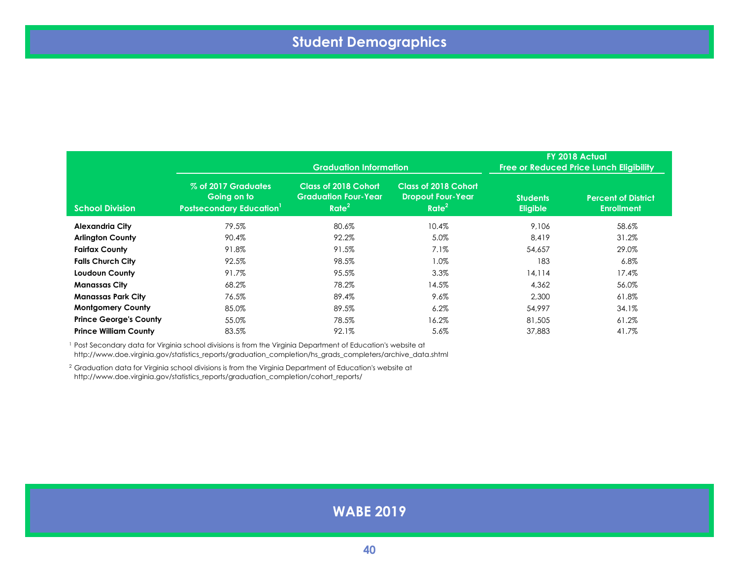# Student Demographics

| School Division | Graduation Information | | | FY 2018 Actual Free or Reduced Price Lunch Eligibility | |
|---|---|---|---|---|---|
| | % of 2017 Graduates Going on to Postsecondary Education[1] | Class of 2018 Cohort Graduation Four-Year Rate[2] | Class of 2018 Cohort Dropout Four-Year Rate[2] | Students Eligible | Percent of District Enrollment |
| **Alexandria City** | 79.5% | 80.6% | 10.4% | 9,106 | 58.6% |
| **Arlington County** | 90.4% | 92.2% | 5.0% | 8,419 | 31.2% |
| **Fairfax County** | 91.8% | 91.5% | 7.1% | 54,657 | 29.0% |
| **Falls Church City** | 92.5% | 98.5% | 1.0% | 183 | 6.8% |
| **Loudoun County** | 91.7% | 95.5% | 3.3% | 14,114 | 17.4% |
| **Manassas City** | 68.2% | 78.2% | 14.5% | 4,362 | 56.0% |
| **Manassas Park City** | 76.5% | 89.4% | 9.6% | 2,300 | 61.8% |
| **Montgomery County** | 85.0% | 89.5% | 6.2% | 54,997 | 34.1% |
| **Prince George's County** | 55.0% | 78.5% | 16.2% | 81,505 | 61.2% |
| **Prince William County** | 83.5% | 92.1% | 5.6% | 37,883 | 41.7% |

[1] Post Secondary data for Virginia school divisions is from the Virginia Department of Education's website at http://www.doe.virginia.gov/statistics_reports/graduation_completion/hs_grads_completers/archive_data.shtml

[2] Graduation data for Virginia school divisions is from the Virginia Department of Education's website at http://www.doe.virginia.gov/statistics_reports/graduation_completion/cohort_reports/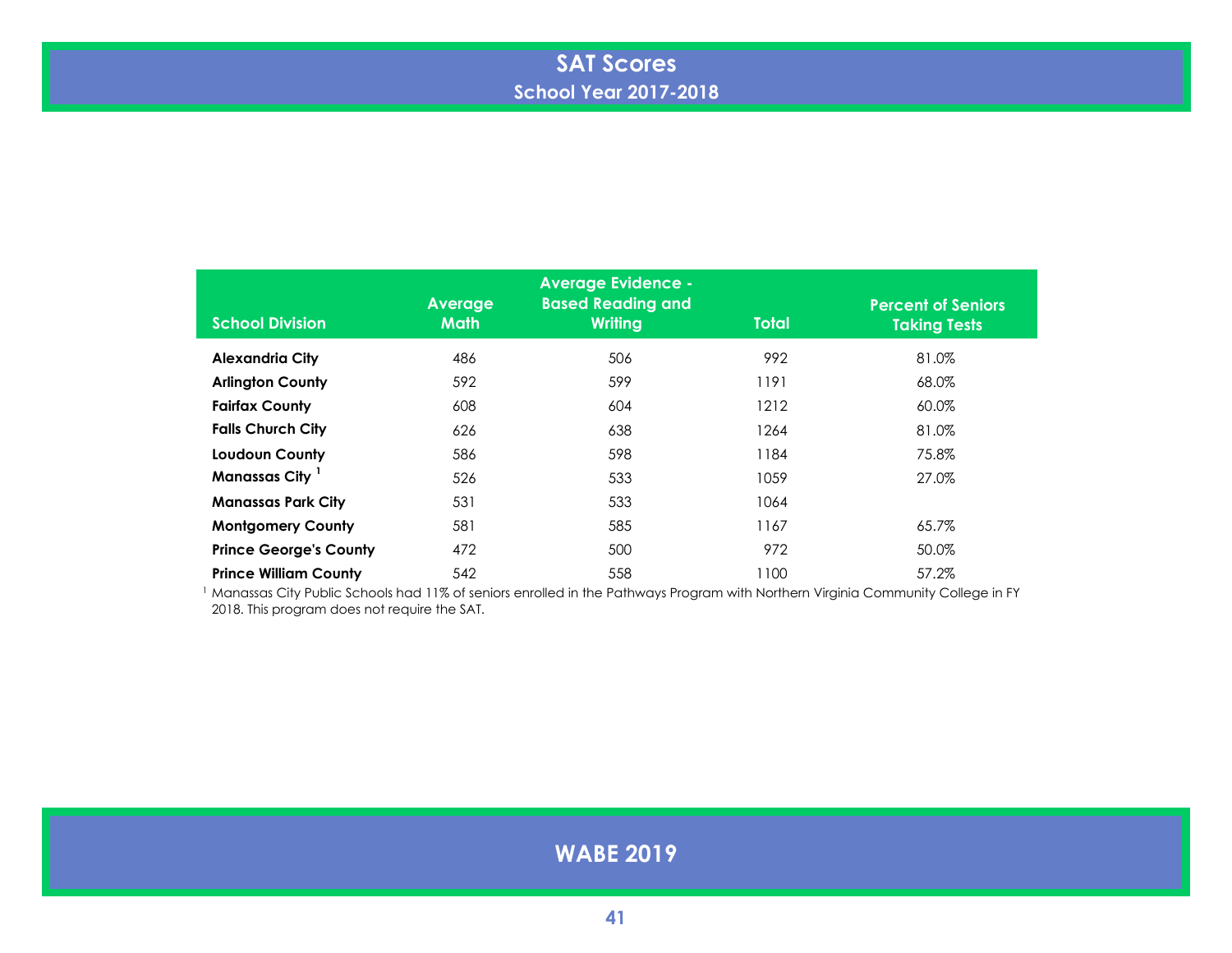# SAT Scores

## School Year 2017-2018

| School Division | Average Math | Average Evidence - Based Reading and Writing | Total | Percent of Seniors Taking Tests |
|---|---|---|---|---|
| **Alexandria City** | 486 | 506 | 992 | 81.0% |
| **Arlington County** | 592 | 599 | 1191 | 68.0% |
| **Fairfax County** | 608 | 604 | 1212 | 60.0% |
| **Falls Church City** | 626 | 638 | 1264 | 81.0% |
| **Loudoun County** | 586 | 598 | 1184 | 75.8% |
| **Manassas City** [1] | 526 | 533 | 1059 | 27.0% |
| **Manassas Park City** | 531 | 533 | 1064 | |
| **Montgomery County** | 581 | 585 | 1167 | 65.7% |
| **Prince George's County** | 472 | 500 | 972 | 50.0% |
| **Prince William County** | 542 | 558 | 1100 | 57.2% |

[1] Manassas City Public Schools had 11% of seniors enrolled in the Pathways Program with Northern Virginia Community College in FY 2018. This program does not require the SAT.

**WABE 2019**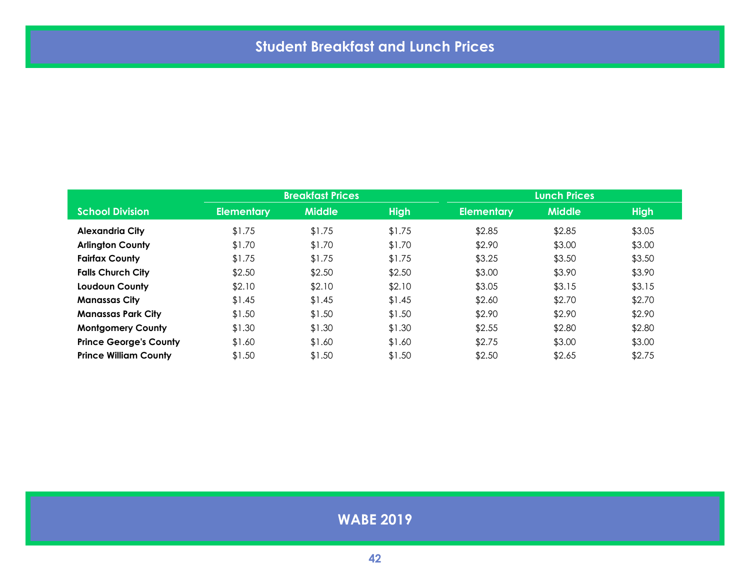# Student Breakfast and Lunch Prices

| School Division | Breakfast Prices | | | Lunch Prices | | |
|---|---|---|---|---|---|---|
| | Elementary | Middle | High | Elementary | Middle | High |
| **Alexandria City** | $1.75 | $1.75 | $1.75 | $2.85 | $2.85 | $3.05 |
| **Arlington County** | $1.70 | $1.70 | $1.70 | $2.90 | $3.00 | $3.00 |
| **Fairfax County** | $1.75 | $1.75 | $1.75 | $3.25 | $3.50 | $3.50 |
| **Falls Church City** | $2.50 | $2.50 | $2.50 | $3.00 | $3.90 | $3.90 |
| **Loudoun County** | $2.10 | $2.10 | $2.10 | $3.05 | $3.15 | $3.15 |
| **Manassas City** | $1.45 | $1.45 | $1.45 | $2.60 | $2.70 | $2.70 |
| **Manassas Park City** | $1.50 | $1.50 | $1.50 | $2.90 | $2.90 | $2.90 |
| **Montgomery County** | $1.30 | $1.30 | $1.30 | $2.55 | $2.80 | $2.80 |
| **Prince George's County** | $1.60 | $1.60 | $1.60 | $2.75 | $3.00 | $3.00 |
| **Prince William County** | $1.50 | $1.50 | $1.50 | $2.50 | $2.65 | $2.75 |

**WABE 2019**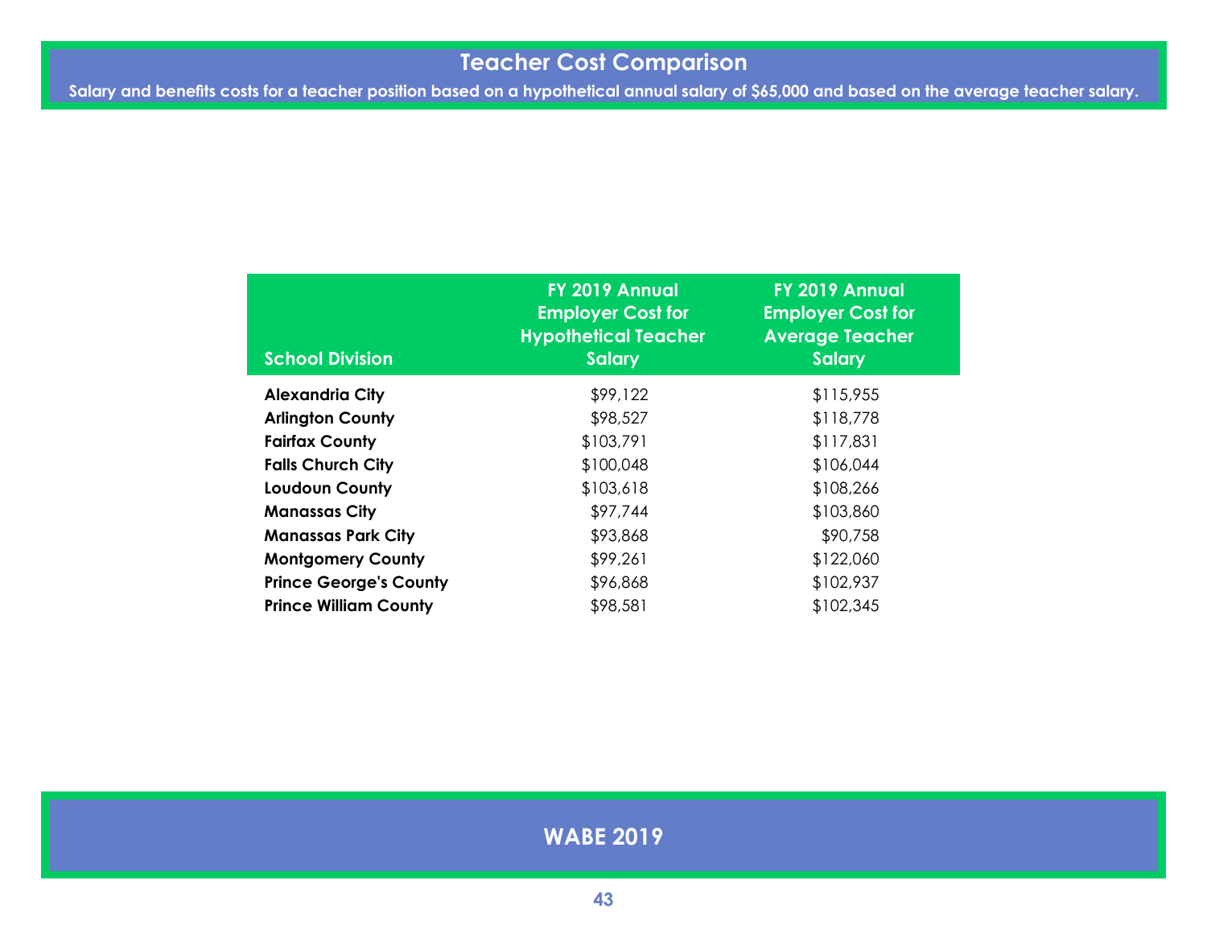# Teacher Cost Comparison

**Salary and benefits costs for a teacher position based on a hypothetical annual salary of $65,000 and based on the average teacher salary.**

| School Division | FY 2019 Annual Employer Cost for Hypothetical Teacher Salary | FY 2019 Annual Employer Cost for Average Teacher Salary |
|---|---|---|
| **Alexandria City** | $99,122 | $115,955 |
| **Arlington County** | $98,527 | $118,778 |
| **Fairfax County** | $103,791 | $117,831 |
| **Falls Church City** | $100,048 | $106,044 |
| **Loudoun County** | $103,618 | $108,266 |
| **Manassas City** | $97,744 | $103,860 |
| **Manassas Park City** | $93,868 | $90,758 |
| **Montgomery County** | $99,261 | $122,060 |
| **Prince George's County** | $96,868 | $102,937 |
| **Prince William County** | $98,581 | $102,345 |

**WABE 2019**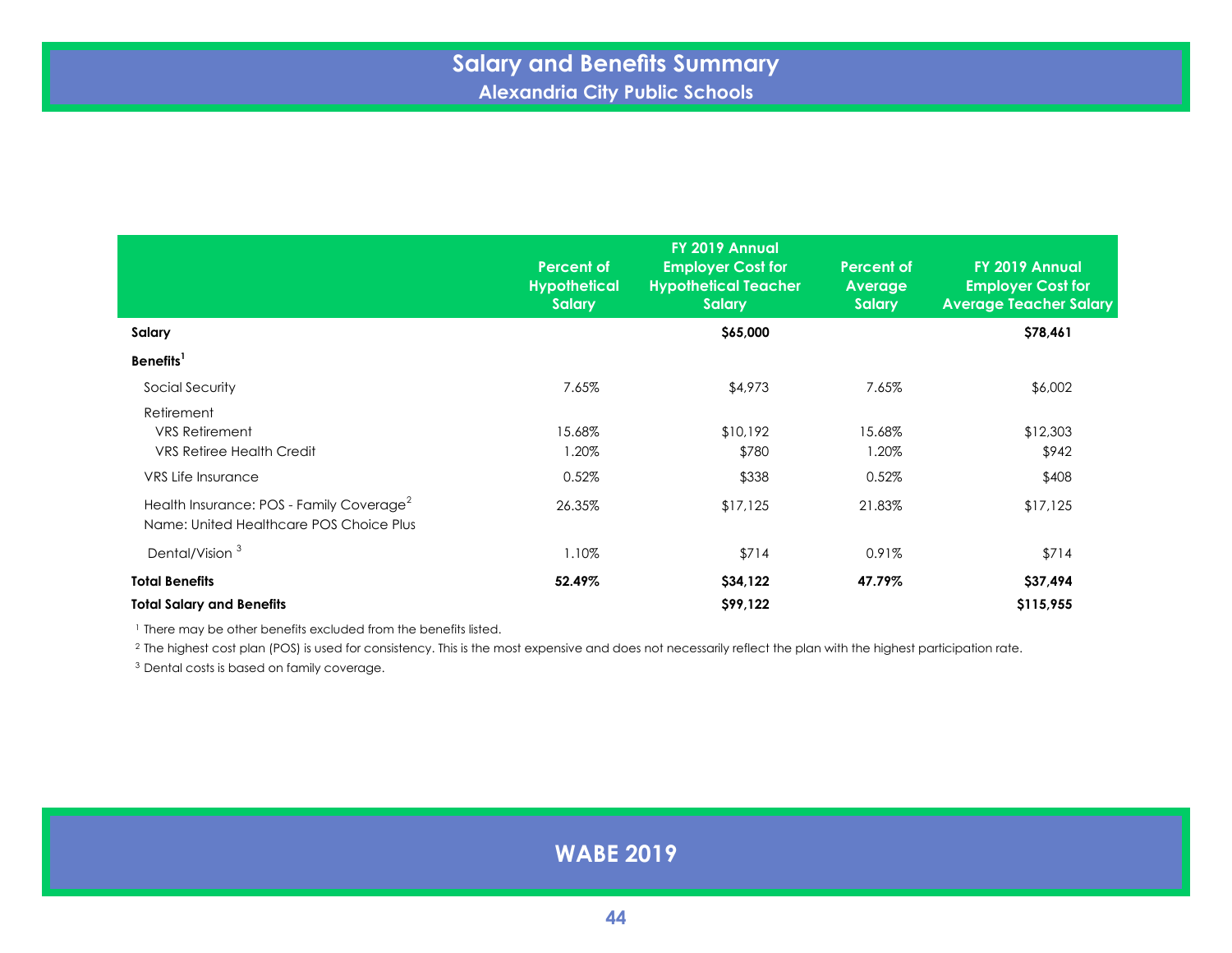# Salary and Benefits Summary

## Alexandria City Public Schools

| | Percent of Hypothetical Salary | FY 2019 Annual Employer Cost for Hypothetical Teacher Salary | Percent of Average Salary | FY 2019 Annual Employer Cost for Average Teacher Salary |
|---|---|---|---|---|
| **Salary** | | **$65,000** | | **$78,461** |
| **Benefits**[1] | | | | |
| Social Security | 7.65% | $4,973 | 7.65% | $6,002 |
| Retirement | | | | |
| VRS Retirement | 15.68% | $10,192 | 15.68% | $12,303 |
| VRS Retiree Health Credit | 1.20% | $780 | 1.20% | $942 |
| VRS Life Insurance | 0.52% | $338 | 0.52% | $408 |
| Health Insurance: POS - Family Coverage[2] Name: United Healthcare POS Choice Plus | 26.35% | $17,125 | 21.83% | $17,125 |
| Dental/Vision [3] | 1.10% | $714 | 0.91% | $714 |
| **Total Benefits** | **52.49%** | **$34,122** | **47.79%** | **$37,494** |
| **Total Salary and Benefits** | | **$99,122** | | **$115,955** |

[1] There may be other benefits excluded from the benefits listed.

[2] The highest cost plan (POS) is used for consistency. This is the most expensive and does not necessarily reflect the plan with the highest participation rate.

[3] Dental costs is based on family coverage.

**WABE 2019**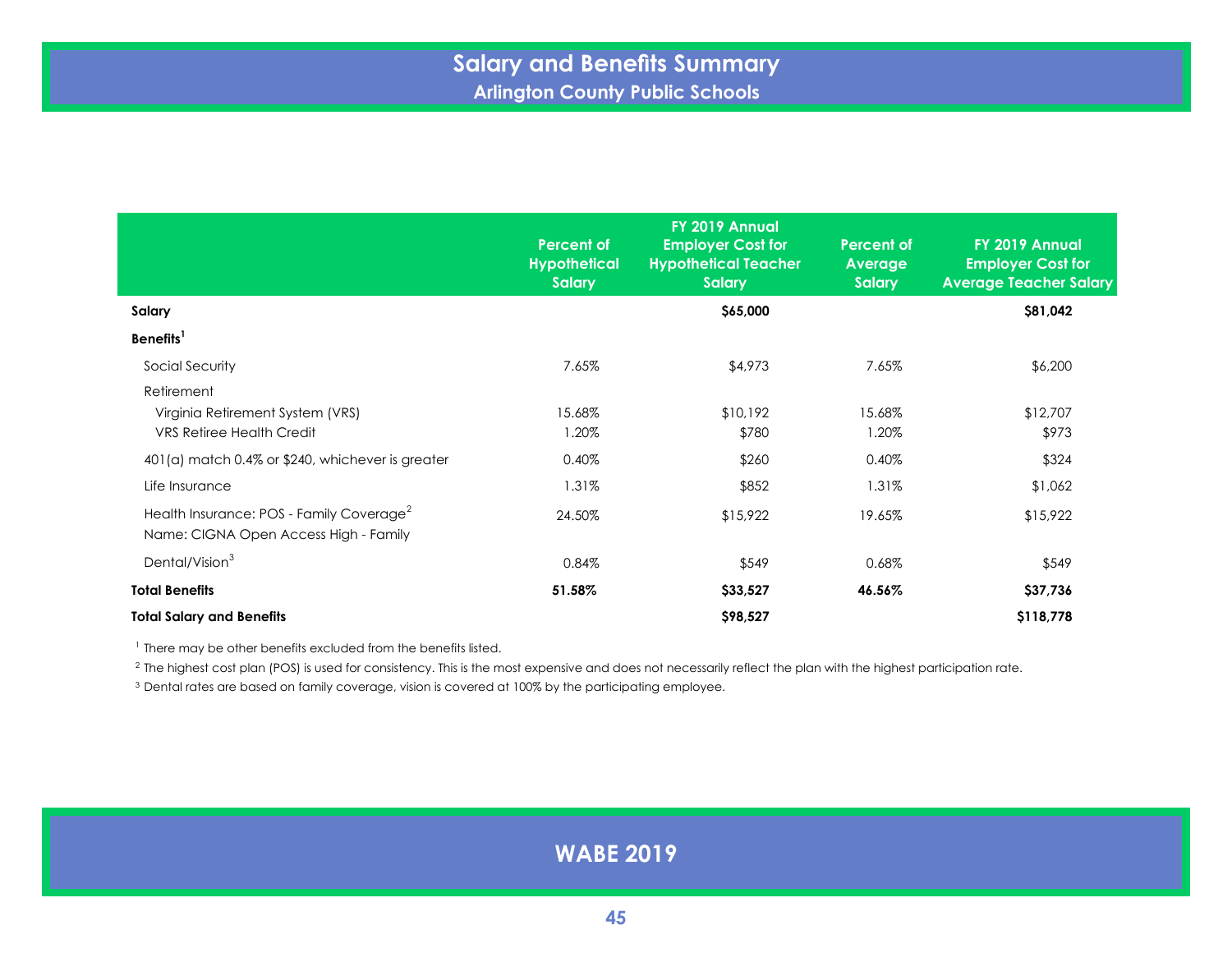# Salary and Benefits Summary

## Arlington County Public Schools

| | Percent of Hypothetical Salary | FY 2019 Annual Employer Cost for Hypothetical Teacher Salary | Percent of Average Salary | FY 2019 Annual Employer Cost for Average Teacher Salary |
|---|---|---|---|---|
| **Salary** | | **$65,000** | | **$81,042** |
| **Benefits**[1] | | | | |
| Social Security | 7.65% | $4,973 | 7.65% | $6,200 |
| Retirement | | | | |
| Virginia Retirement System (VRS) | 15.68% | $10,192 | 15.68% | $12,707 |
| VRS Retiree Health Credit | 1.20% | $780 | 1.20% | $973 |
| 401(a) match 0.4% or $240, whichever is greater | 0.40% | $260 | 0.40% | $324 |
| Life Insurance | 1.31% | $852 | 1.31% | $1,062 |
| Health Insurance: POS - Family Coverage[2] Name: CIGNA Open Access High - Family | 24.50% | $15,922 | 19.65% | $15,922 |
| Dental/Vision[3] | 0.84% | $549 | 0.68% | $549 |
| **Total Benefits** | **51.58%** | **$33,527** | **46.56%** | **$37,736** |
| **Total Salary and Benefits** | | **$98,527** | | **$118,778** |

[1] There may be other benefits excluded from the benefits listed.

[2] The highest cost plan (POS) is used for consistency. This is the most expensive and does not necessarily reflect the plan with the highest participation rate.

[3] Dental rates are based on family coverage, vision is covered at 100% by the participating employee.

**WABE 2019**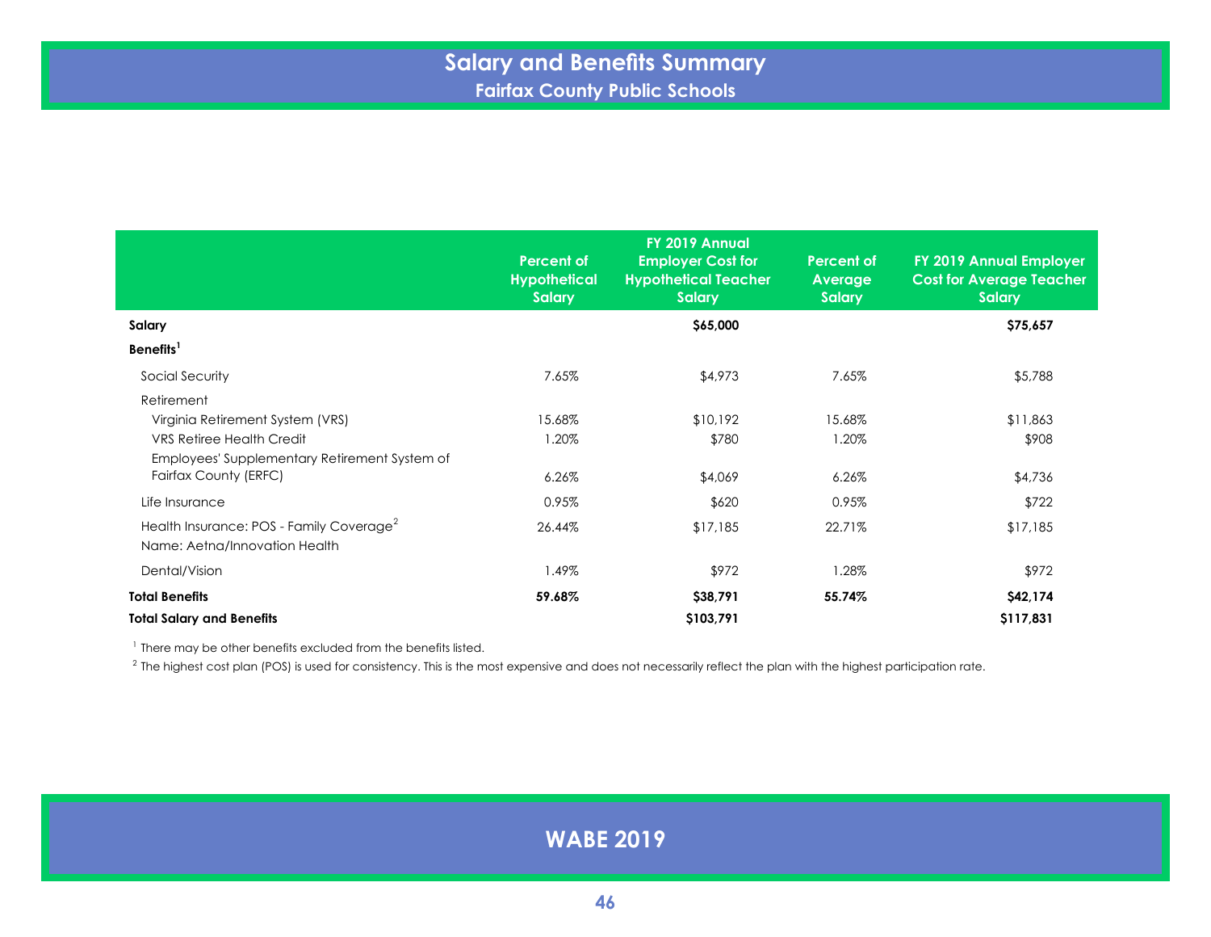# Salary and Benefits Summary

## Fairfax County Public Schools

| | Percent of Hypothetical Salary | FY 2019 Annual Employer Cost for Hypothetical Teacher Salary | Percent of Average Salary | FY 2019 Annual Employer Cost for Average Teacher Salary |
|---|---|---|---|---|
| **Salary** | | **$65,000** | | **$75,657** |
| **Benefits**[1] | | | | |
| Social Security | 7.65% | $4,973 | 7.65% | $5,788 |
| Retirement | | | | |
| Virginia Retirement System (VRS) | 15.68% | $10,192 | 15.68% | $11,863 |
| VRS Retiree Health Credit | 1.20% | $780 | 1.20% | $908 |
| Employees' Supplementary Retirement System of Fairfax County (ERFC) | 6.26% | $4,069 | 6.26% | $4,736 |
| Life Insurance | 0.95% | $620 | 0.95% | $722 |
| Health Insurance: POS - Family Coverage[2] Name: Aetna/Innovation Health | 26.44% | $17,185 | 22.71% | $17,185 |
| Dental/Vision | 1.49% | $972 | 1.28% | $972 |
| **Total Benefits** | **59.68%** | **$38,791** | **55.74%** | **$42,174** |
| **Total Salary and Benefits** | | **$103,791** | | **$117,831** |

[1] There may be other benefits excluded from the benefits listed.

[2] The highest cost plan (POS) is used for consistency. This is the most expensive and does not necessarily reflect the plan with the highest participation rate.

**WABE 2019**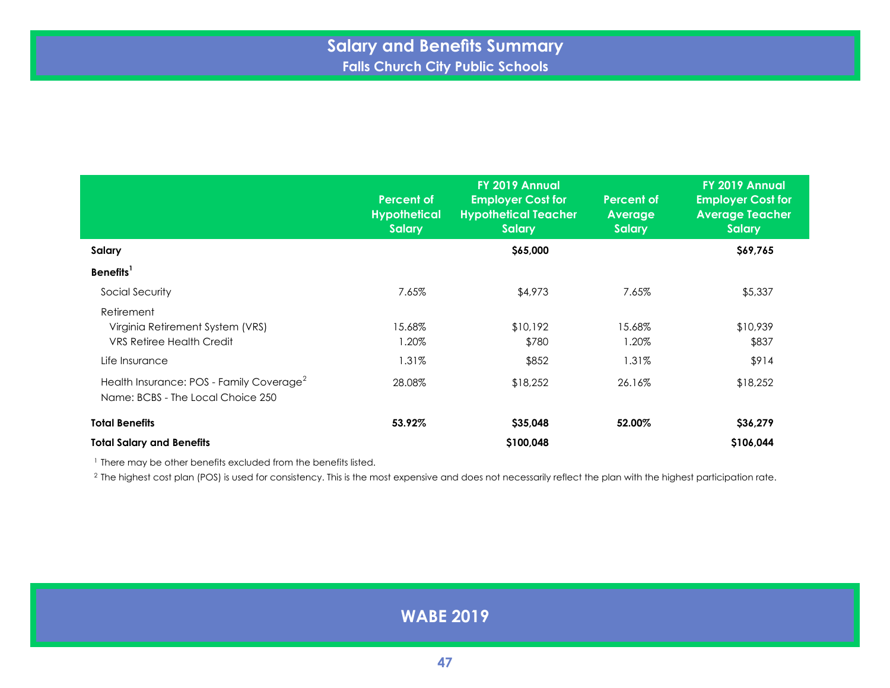# Salary and Benefits Summary

## Falls Church City Public Schools

| | Percent of Hypothetical Salary | FY 2019 Annual Employer Cost for Hypothetical Teacher Salary | Percent of Average Salary | FY 2019 Annual Employer Cost for Average Teacher Salary |
|---|---|---|---|---|
| **Salary** | | **$65,000** | | **$69,765** |
| **Benefits**[1] | | | | |
| Social Security | 7.65% | $4,973 | 7.65% | $5,337 |
| Retirement | | | | |
| Virginia Retirement System (VRS) | 15.68% | $10,192 | 15.68% | $10,939 |
| VRS Retiree Health Credit | 1.20% | $780 | 1.20% | $837 |
| Life Insurance | 1.31% | $852 | 1.31% | $914 |
| Health Insurance: POS - Family Coverage[2] Name: BCBS - The Local Choice 250 | 28.08% | $18,252 | 26.16% | $18,252 |
| **Total Benefits** | **53.92%** | **$35,048** | **52.00%** | **$36,279** |
| **Total Salary and Benefits** | | **$100,048** | | **$106,044** |

[1] There may be other benefits excluded from the benefits listed.

[2] The highest cost plan (POS) is used for consistency. This is the most expensive and does not necessarily reflect the plan with the highest participation rate.

**WABE 2019**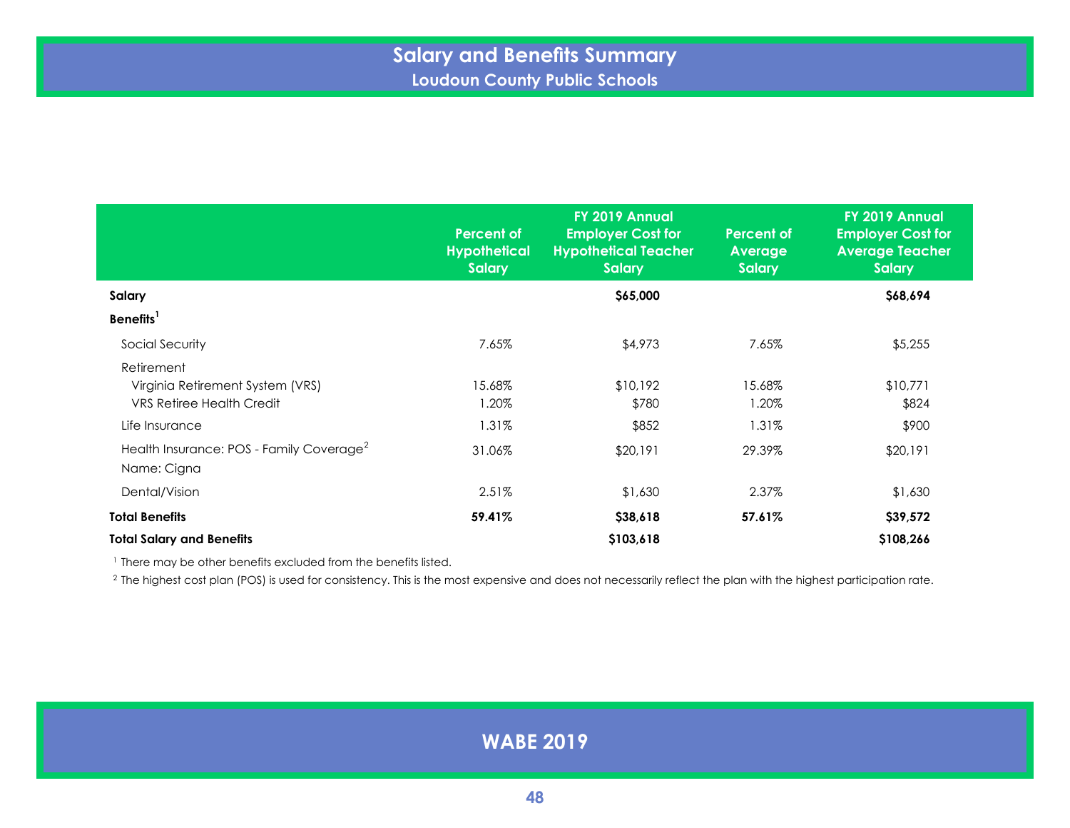# Salary and Benefits Summary
## Loudoun County Public Schools

| | Percent of Hypothetical Salary | FY 2019 Annual Employer Cost for Hypothetical Teacher Salary | Percent of Average Salary | FY 2019 Annual Employer Cost for Average Teacher Salary |
|---|---|---|---|---|
| **Salary** | | **$65,000** | | **$68,694** |
| **Benefits**[1] | | | | |
| Social Security | 7.65% | $4,973 | 7.65% | $5,255 |
| Retirement | | | | |
| Virginia Retirement System (VRS) | 15.68% | $10,192 | 15.68% | $10,771 |
| VRS Retiree Health Credit | 1.20% | $780 | 1.20% | $824 |
| Life Insurance | 1.31% | $852 | 1.31% | $900 |
| Health Insurance: POS - Family Coverage[2] Name: Cigna | 31.06% | $20,191 | 29.39% | $20,191 |
| Dental/Vision | 2.51% | $1,630 | 2.37% | $1,630 |
| **Total Benefits** | **59.41%** | **$38,618** | **57.61%** | **$39,572** |
| **Total Salary and Benefits** | | **$103,618** | | **$108,266** |

[1] There may be other benefits excluded from the benefits listed.

[2] The highest cost plan (POS) is used for consistency. This is the most expensive and does not necessarily reflect the plan with the highest participation rate.

WABE 2019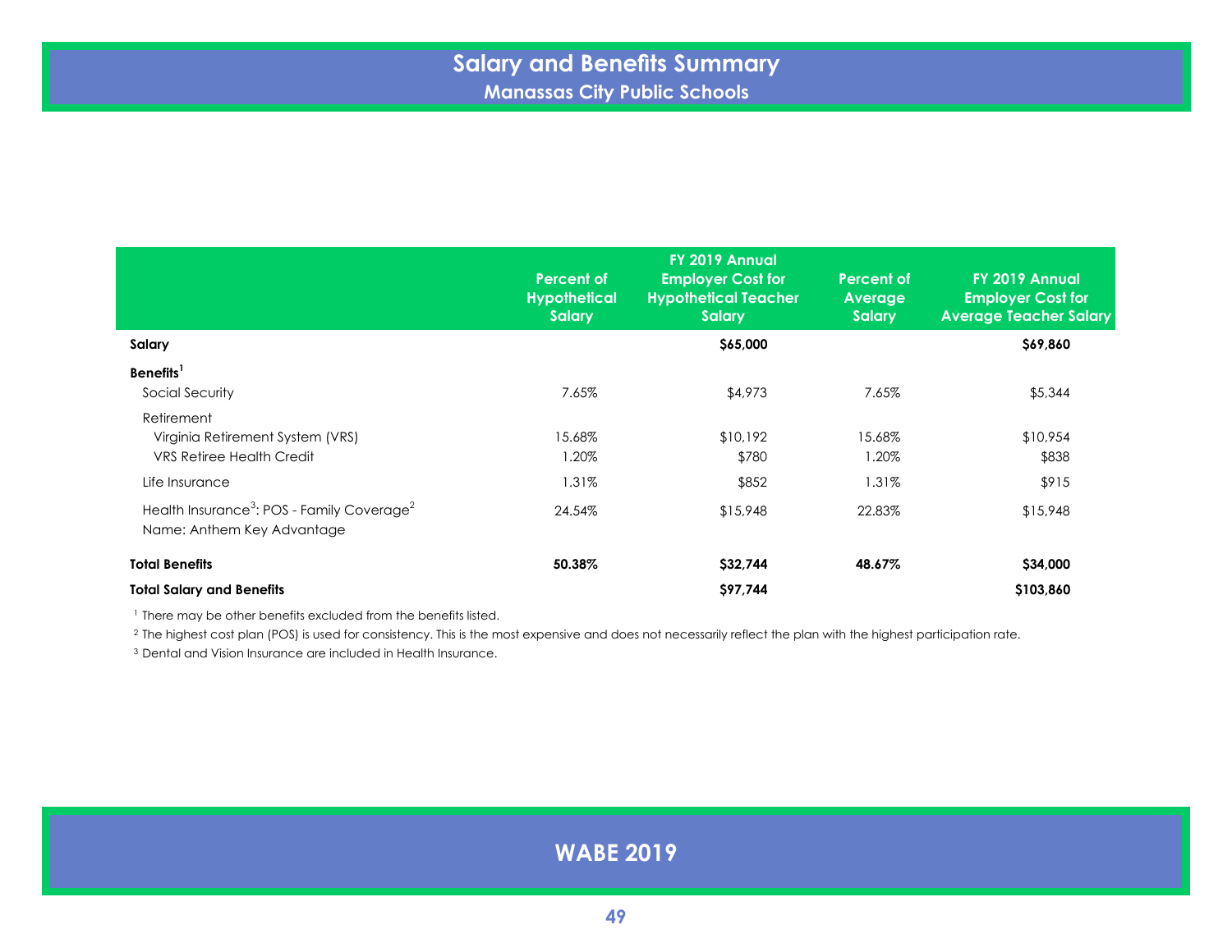# Salary and Benefits Summary

## Manassas City Public Schools

| | Percent of Hypothetical Salary | FY 2019 Annual Employer Cost for Hypothetical Teacher Salary | Percent of Average Salary | FY 2019 Annual Employer Cost for Average Teacher Salary |
|---|---|---|---|---|
| **Salary** | | **$65,000** | | **$69,860** |
| **Benefits**[1] | | | | |
| Social Security | 7.65% | $4,973 | 7.65% | $5,344 |
| Retirement | | | | |
| Virginia Retirement System (VRS) | 15.68% | $10,192 | 15.68% | $10,954 |
| VRS Retiree Health Credit | 1.20% | $780 | 1.20% | $838 |
| Life Insurance | 1.31% | $852 | 1.31% | $915 |
| Health Insurance[3]: POS - Family Coverage[2] Name: Anthem Key Advantage | 24.54% | $15,948 | 22.83% | $15,948 |
| **Total Benefits** | **50.38%** | **$32,744** | **48.67%** | **$34,000** |
| **Total Salary and Benefits** | | **$97,744** | | **$103,860** |

[1] There may be other benefits excluded from the benefits listed.

[2] The highest cost plan (POS) is used for consistency. This is the most expensive and does not necessarily reflect the plan with the highest participation rate.

[3] Dental and Vision Insurance are included in Health Insurance.

WABE 2019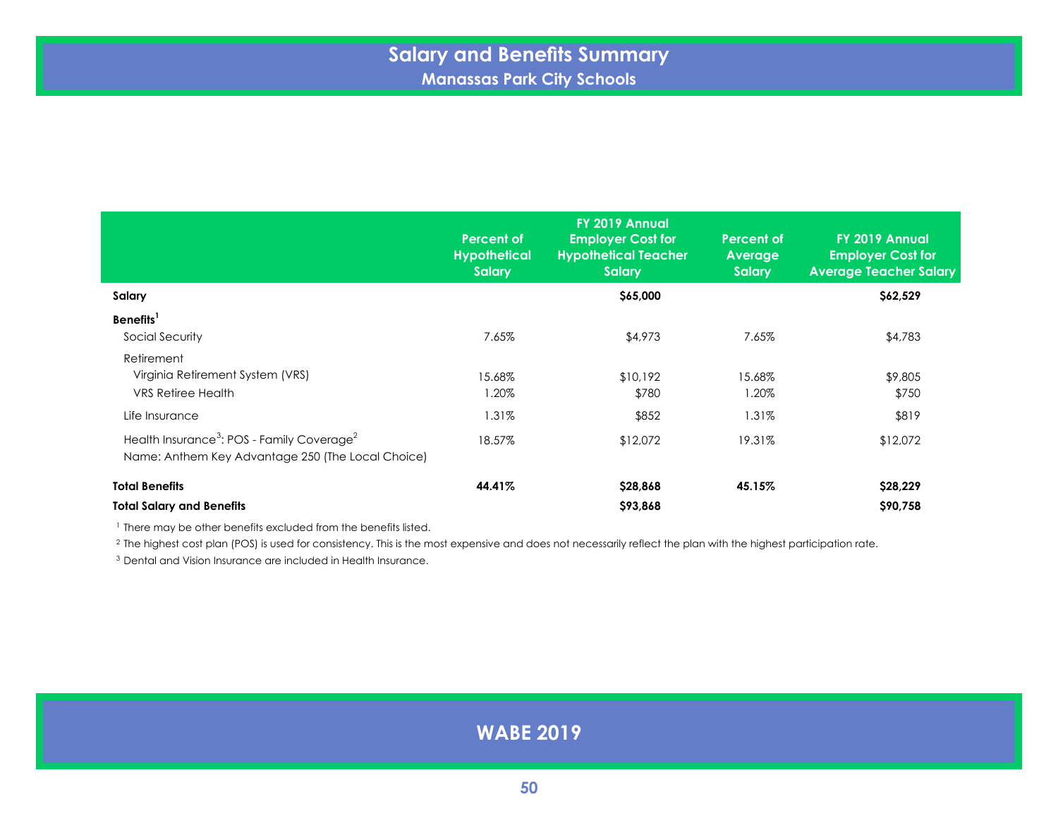# Salary and Benefits Summary

## Manassas Park City Schools

| | Percent of Hypothetical Salary | FY 2019 Annual Employer Cost for Hypothetical Teacher Salary | Percent of Average Salary | FY 2019 Annual Employer Cost for Average Teacher Salary |
|---|---|---|---|---|
| **Salary** | | **$65,000** | | **$62,529** |
| **Benefits**[1] | | | | |
| Social Security | 7.65% | $4,973 | 7.65% | $4,783 |
| Retirement | | | | |
| Virginia Retirement System (VRS) | 15.68% | $10,192 | 15.68% | $9,805 |
| VRS Retiree Health | 1.20% | $780 | 1.20% | $750 |
| Life Insurance | 1.31% | $852 | 1.31% | $819 |
| Health Insurance[3]: POS - Family Coverage[2] Name: Anthem Key Advantage 250 (The Local Choice) | 18.57% | $12,072 | 19.31% | $12,072 |
| **Total Benefits** | **44.41%** | **$28,868** | **45.15%** | **$28,229** |
| **Total Salary and Benefits** | | **$93,868** | | **$90,758** |

[1] There may be other benefits excluded from the benefits listed.

[2] The highest cost plan (POS) is used for consistency. This is the most expensive and does not necessarily reflect the plan with the highest participation rate.

[3] Dental and Vision Insurance are included in Health Insurance.

WABE 2019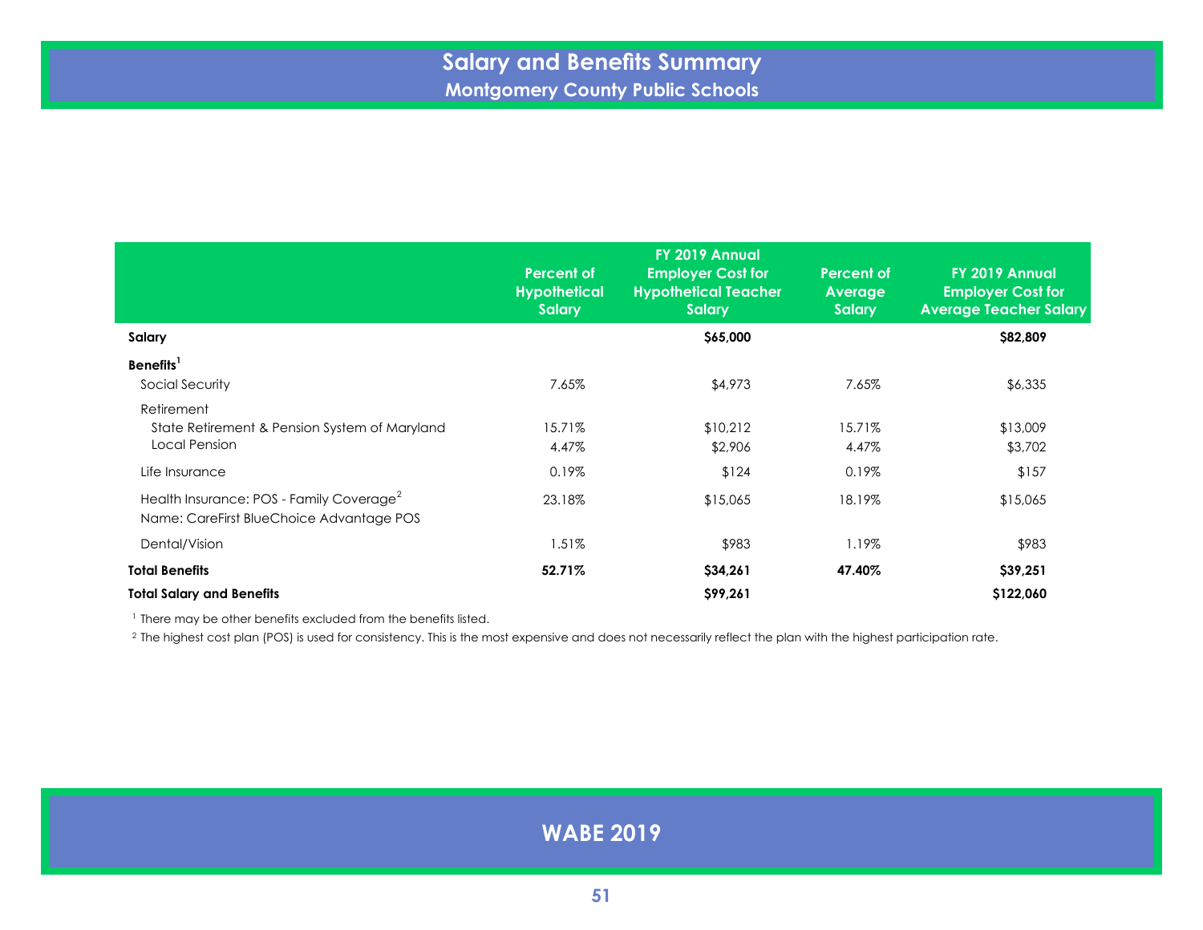# Salary and Benefits Summary

## Montgomery County Public Schools

| | Percent of Hypothetical Salary | FY 2019 Annual Employer Cost for Hypothetical Teacher Salary | Percent of Average Salary | FY 2019 Annual Employer Cost for Average Teacher Salary |
|---|---|---|---|---|
| **Salary** | | **$65,000** | | **$82,809** |
| **Benefits**[1] | | | | |
| Social Security | 7.65% | $4,973 | 7.65% | $6,335 |
| Retirement | | | | |
| State Retirement & Pension System of Maryland | 15.71% | $10,212 | 15.71% | $13,009 |
| Local Pension | 4.47% | $2,906 | 4.47% | $3,702 |
| Life Insurance | 0.19% | $124 | 0.19% | $157 |
| Health Insurance: POS - Family Coverage[2] Name: CareFirst BlueChoice Advantage POS | 23.18% | $15,065 | 18.19% | $15,065 |
| Dental/Vision | 1.51% | $983 | 1.19% | $983 |
| **Total Benefits** | **52.71%** | **$34,261** | **47.40%** | **$39,251** |
| **Total Salary and Benefits** | | **$99,261** | | **$122,060** |

[1] There may be other benefits excluded from the benefits listed.

[2] The highest cost plan (POS) is used for consistency. This is the most expensive and does not necessarily reflect the plan with the highest participation rate.

**WABE 2019**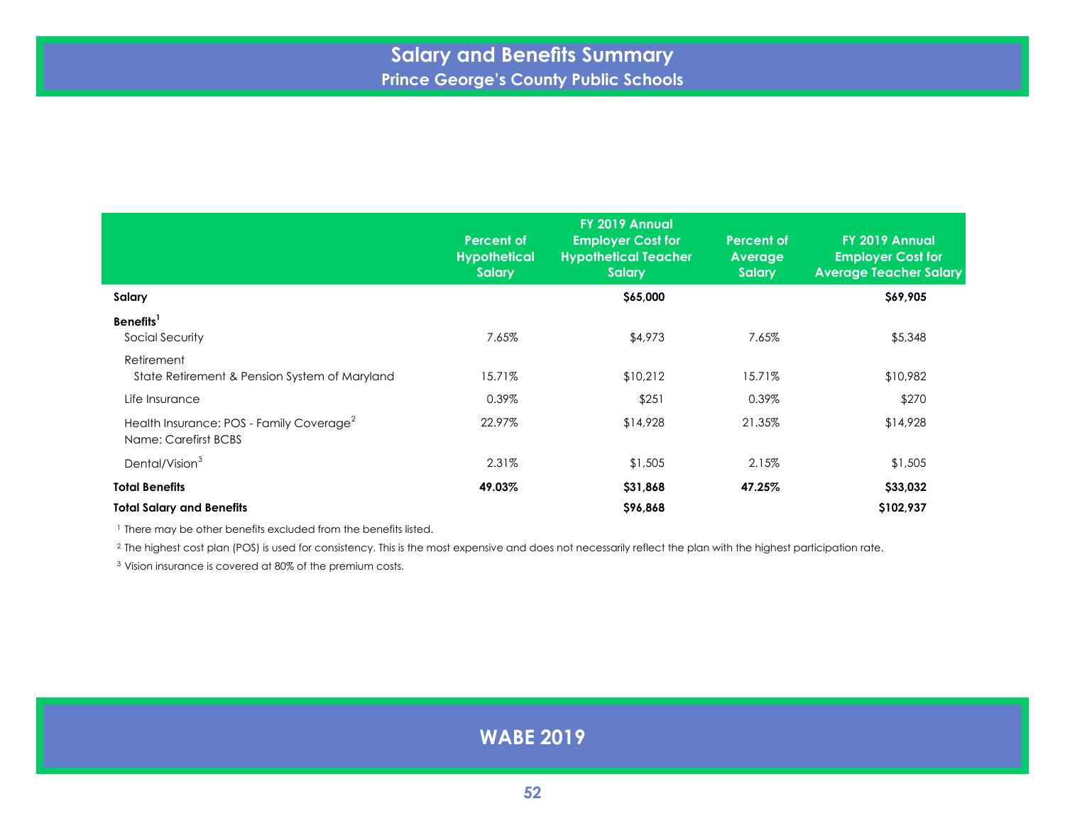# Salary and Benefits Summary
## Prince George's County Public Schools

| | Percent of Hypothetical Salary | FY 2019 Annual Employer Cost for Hypothetical Teacher Salary | Percent of Average Salary | FY 2019 Annual Employer Cost for Average Teacher Salary |
|---|---|---|---|---|
| **Salary** | | **$65,000** | | **$69,905** |
| **Benefits**[1] | | | | |
| Social Security | 7.65% | $4,973 | 7.65% | $5,348 |
| Retirement | | | | |
| State Retirement & Pension System of Maryland | 15.71% | $10,212 | 15.71% | $10,982 |
| Life Insurance | 0.39% | $251 | 0.39% | $270 |
| Health Insurance: POS - Family Coverage[2] Name: Carefirst BCBS | 22.97% | $14,928 | 21.35% | $14,928 |
| Dental/Vision[3] | 2.31% | $1,505 | 2.15% | $1,505 |
| **Total Benefits** | **49.03%** | **$31,868** | **47.25%** | **$33,032** |
| **Total Salary and Benefits** | | **$96,868** | | **$102,937** |

[1] There may be other benefits excluded from the benefits listed.

[2] The highest cost plan (POS) is used for consistency. This is the most expensive and does not necessarily reflect the plan with the highest participation rate.

[3] Vision insurance is covered at 80% of the premium costs.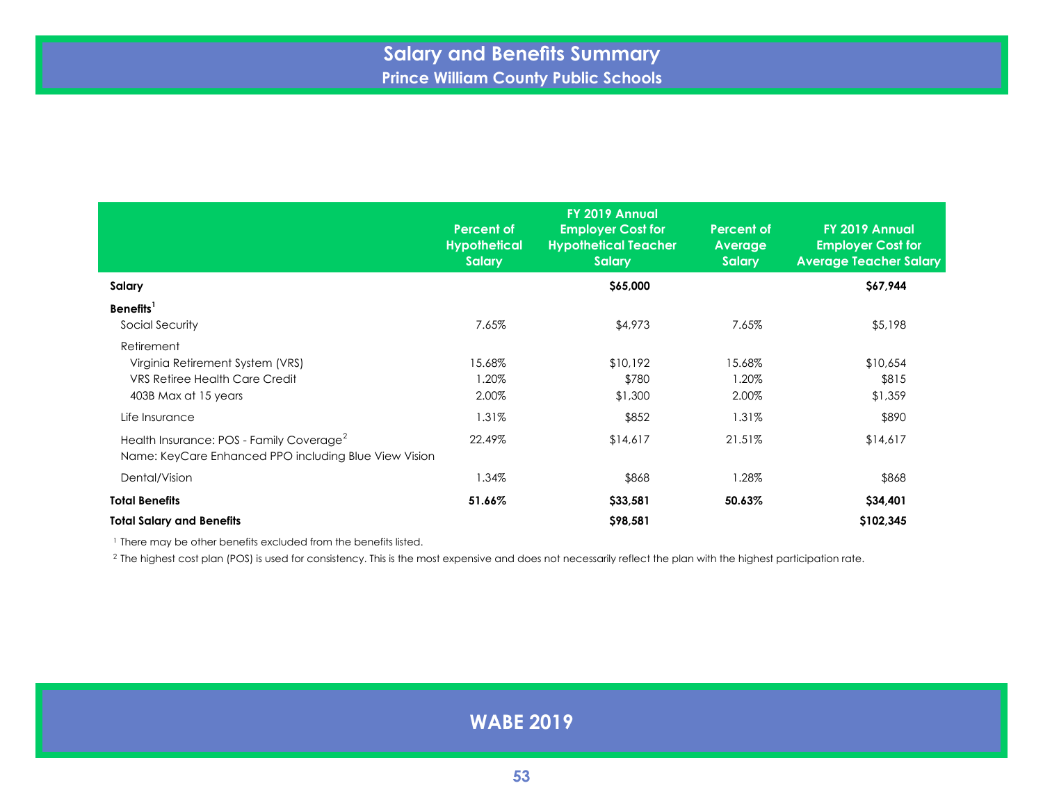# Salary and Benefits Summary

## Prince William County Public Schools

| | Percent of Hypothetical Salary | FY 2019 Annual Employer Cost for Hypothetical Teacher Salary | Percent of Average Salary | FY 2019 Annual Employer Cost for Average Teacher Salary |
|---|---|---|---|---|
| **Salary** | | **$65,000** | | **$67,944** |
| **Benefits**[1] | | | | |
| Social Security | 7.65% | $4,973 | 7.65% | $5,198 |
| Retirement | | | | |
| Virginia Retirement System (VRS) | 15.68% | $10,192 | 15.68% | $10,654 |
| VRS Retiree Health Care Credit | 1.20% | $780 | 1.20% | $815 |
| 403B Max at 15 years | 2.00% | $1,300 | 2.00% | $1,359 |
| Life Insurance | 1.31% | $852 | 1.31% | $890 |
| Health Insurance: POS - Family Coverage[2] Name: KeyCare Enhanced PPO including Blue View Vision | 22.49% | $14,617 | 21.51% | $14,617 |
| Dental/Vision | 1.34% | $868 | 1.28% | $868 |
| **Total Benefits** | **51.66%** | **$33,581** | **50.63%** | **$34,401** |
| **Total Salary and Benefits** | | **$98,581** | | **$102,345** |

[1] There may be other benefits excluded from the benefits listed.

[2] The highest cost plan (POS) is used for consistency. This is the most expensive and does not necessarily reflect the plan with the highest participation rate.

**WABE 2019**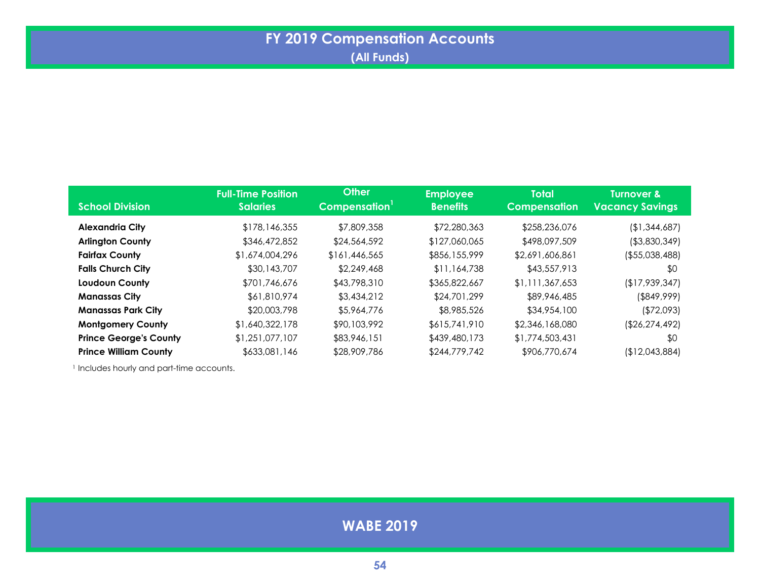# FY 2019 Compensation Accounts

## (All Funds)

| School Division | Full-Time Position Salaries | Other Compensation[1] | Employee Benefits | Total Compensation | Turnover & Vacancy Savings |
|---|---|---|---|---|---|
| **Alexandria City** | $178,146,355 | $7,809,358 | $72,280,363 | $258,236,076 | ($1,344,687) |
| **Arlington County** | $346,472,852 | $24,564,592 | $127,060,065 | $498,097,509 | ($3,830,349) |
| **Fairfax County** | $1,674,004,296 | $161,446,565 | $856,155,999 | $2,691,606,861 | ($55,038,488) |
| **Falls Church City** | $30,143,707 | $2,249,468 | $11,164,738 | $43,557,913 | $0 |
| **Loudoun County** | $701,746,676 | $43,798,310 | $365,822,667 | $1,111,367,653 | ($17,939,347) |
| **Manassas City** | $61,810,974 | $3,434,212 | $24,701,299 | $89,946,485 | ($849,999) |
| **Manassas Park City** | $20,003,798 | $5,964,776 | $8,985,526 | $34,954,100 | ($72,093) |
| **Montgomery County** | $1,640,322,178 | $90,103,992 | $615,741,910 | $2,346,168,080 | ($26,274,492) |
| **Prince George's County** | $1,251,077,107 | $83,946,151 | $439,480,173 | $1,774,503,431 | $0 |
| **Prince William County** | $633,081,146 | $28,909,786 | $244,779,742 | $906,770,674 | ($12,043,884) |

[1] Includes hourly and part-time accounts.

WABE 2019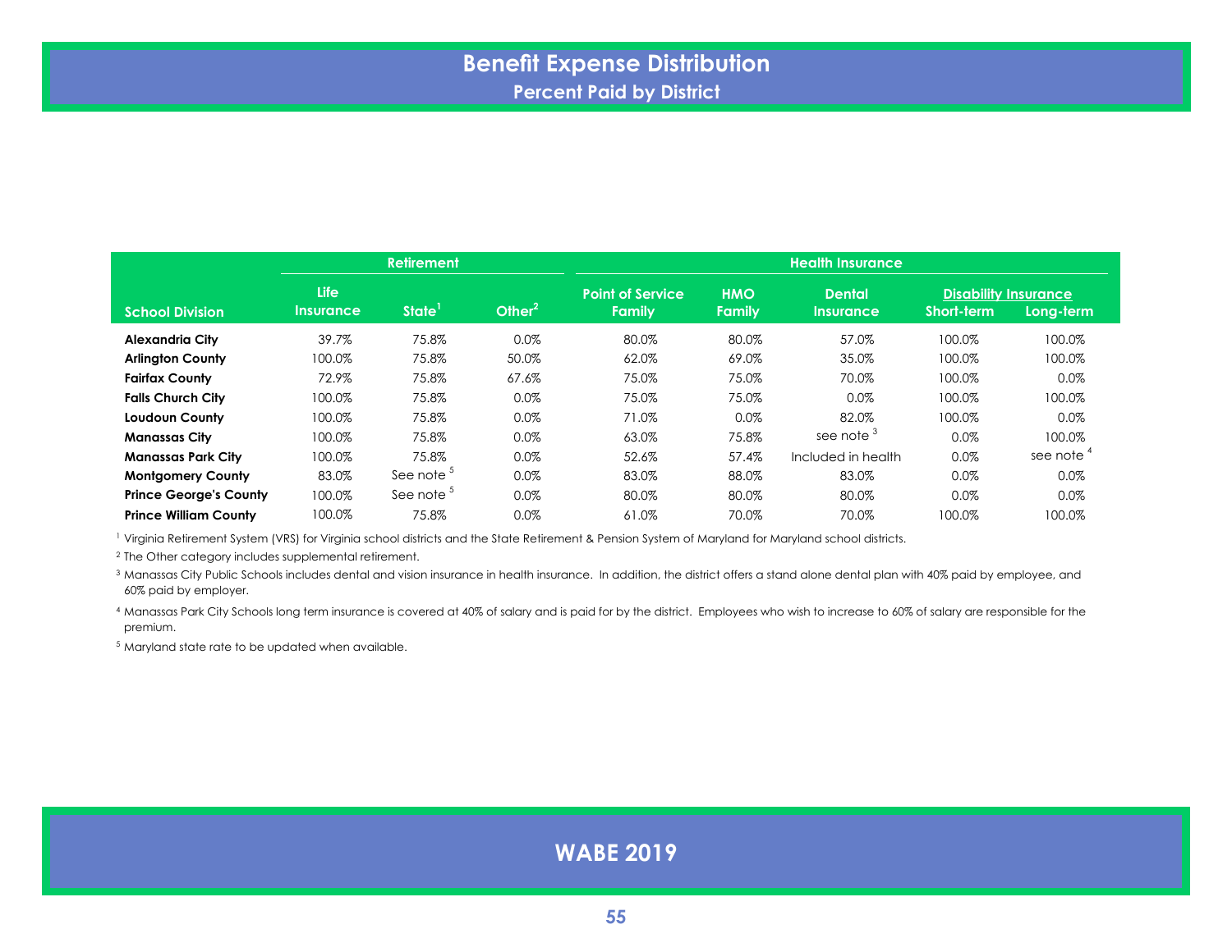# Benefit Expense Distribution

## Percent Paid by District

| School Division | Life Insurance | Retirement | | Health Insurance | | | | |
|---|---|---|---|---|---|---|---|---|
| | | State[1] | Other[2] | Point of Service Family | HMO Family | Dental Insurance | Disability Insurance Short-term | Disability Insurance Long-term |
| **Alexandria City** | 39.7% | 75.8% | 0.0% | 80.0% | 80.0% | 57.0% | 100.0% | 100.0% |
| **Arlington County** | 100.0% | 75.8% | 50.0% | 62.0% | 69.0% | 35.0% | 100.0% | 100.0% |
| **Fairfax County** | 72.9% | 75.8% | 67.6% | 75.0% | 75.0% | 70.0% | 100.0% | 0.0% |
| **Falls Church City** | 100.0% | 75.8% | 0.0% | 75.0% | 75.0% | 0.0% | 100.0% | 100.0% |
| **Loudoun County** | 100.0% | 75.8% | 0.0% | 71.0% | 0.0% | 82.0% | 100.0% | 0.0% |
| **Manassas City** | 100.0% | 75.8% | 0.0% | 63.0% | 75.8% | see note [3] | 0.0% | 100.0% |
| **Manassas Park City** | 100.0% | 75.8% | 0.0% | 52.6% | 57.4% | Included in health | 0.0% | see note [4] |
| **Montgomery County** | 83.0% | See note [5] | 0.0% | 83.0% | 88.0% | 83.0% | 0.0% | 0.0% |
| **Prince George's County** | 100.0% | See note [5] | 0.0% | 80.0% | 80.0% | 80.0% | 0.0% | 0.0% |
| **Prince William County** | 100.0% | 75.8% | 0.0% | 61.0% | 70.0% | 70.0% | 100.0% | 100.0% |

[1] Virginia Retirement System (VRS) for Virginia school districts and the State Retirement & Pension System of Maryland for Maryland school districts.

[2] The Other category includes supplemental retirement.

[3] Manassas City Public Schools includes dental and vision insurance in health insurance. In addition, the district offers a stand alone dental plan with 40% paid by employee, and 60% paid by employer.

[4] Manassas Park City Schools long term insurance is covered at 40% of salary and is paid for by the district. Employees who wish to increase to 60% of salary are responsible for the premium.

[5] Maryland state rate to be updated when available.

WABE 2019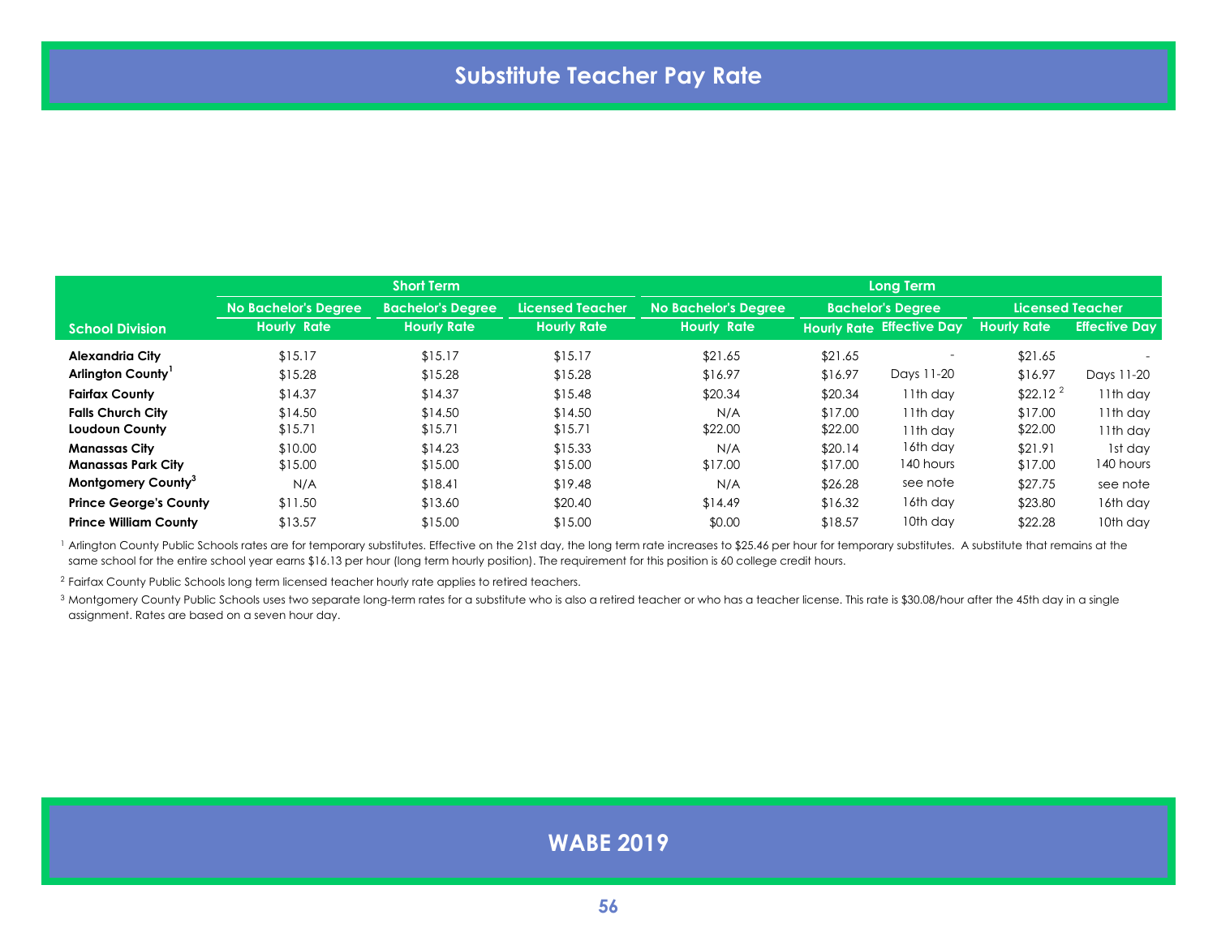# Substitute Teacher Pay Rate

| School Division | Short Term | | | Long Term | | | | |
|---|---|---|---|---|---|---|---|---|
| | No Bachelor's Degree | Bachelor's Degree | Licensed Teacher | No Bachelor's Degree | Bachelor's Degree | | Licensed Teacher | |
| | Hourly Rate | Hourly Rate | Hourly Rate | Hourly Rate | Hourly Rate | Effective Day | Hourly Rate | Effective Day |
| **Alexandria City** | $15.17 | $15.17 | $15.17 | $21.65 | $21.65 | - | $21.65 | - |
| **Arlington County[1]** | $15.28 | $15.28 | $15.28 | $16.97 | $16.97 | Days 11-20 | $16.97 | Days 11-20 |
| **Fairfax County** | $14.37 | $14.37 | $15.48 | $20.34 | $20.34 | 11th day | $22.12 [2] | 11th day |
| **Falls Church City** | $14.50 | $14.50 | $14.50 | N/A | $17.00 | 11th day | $17.00 | 11th day |
| **Loudoun County** | $15.71 | $15.71 | $15.71 | $22.00 | $22.00 | 11th day | $22.00 | 11th day |
| **Manassas City** | $10.00 | $14.23 | $15.33 | N/A | $20.14 | 16th day | $21.91 | 1st day |
| **Manassas Park City** | $15.00 | $15.00 | $15.00 | $17.00 | $17.00 | 140 hours | $17.00 | 140 hours |
| **Montgomery County[3]** | N/A | $18.41 | $19.48 | N/A | $26.28 | see note | $27.75 | see note |
| **Prince George's County** | $11.50 | $13.60 | $20.40 | $14.49 | $16.32 | 16th day | $23.80 | 16th day |
| **Prince William County** | $13.57 | $15.00 | $15.00 | $0.00 | $18.57 | 10th day | $22.28 | 10th day |

[1] Arlington County Public Schools rates are for temporary substitutes. Effective on the 21st day, the long term rate increases to $25.46 per hour for temporary substitutes. A substitute that remains at the same school for the entire school year earns $16.13 per hour (long term hourly position). The requirement for this position is 60 college credit hours.

[2] Fairfax County Public Schools long term licensed teacher hourly rate applies to retired teachers.

[3] Montgomery County Public Schools uses two separate long-term rates for a substitute who is also a retired teacher or who has a teacher license. This rate is $30.08/hour after the 45th day in a single assignment. Rates are based on a seven hour day.

**WABE 2019**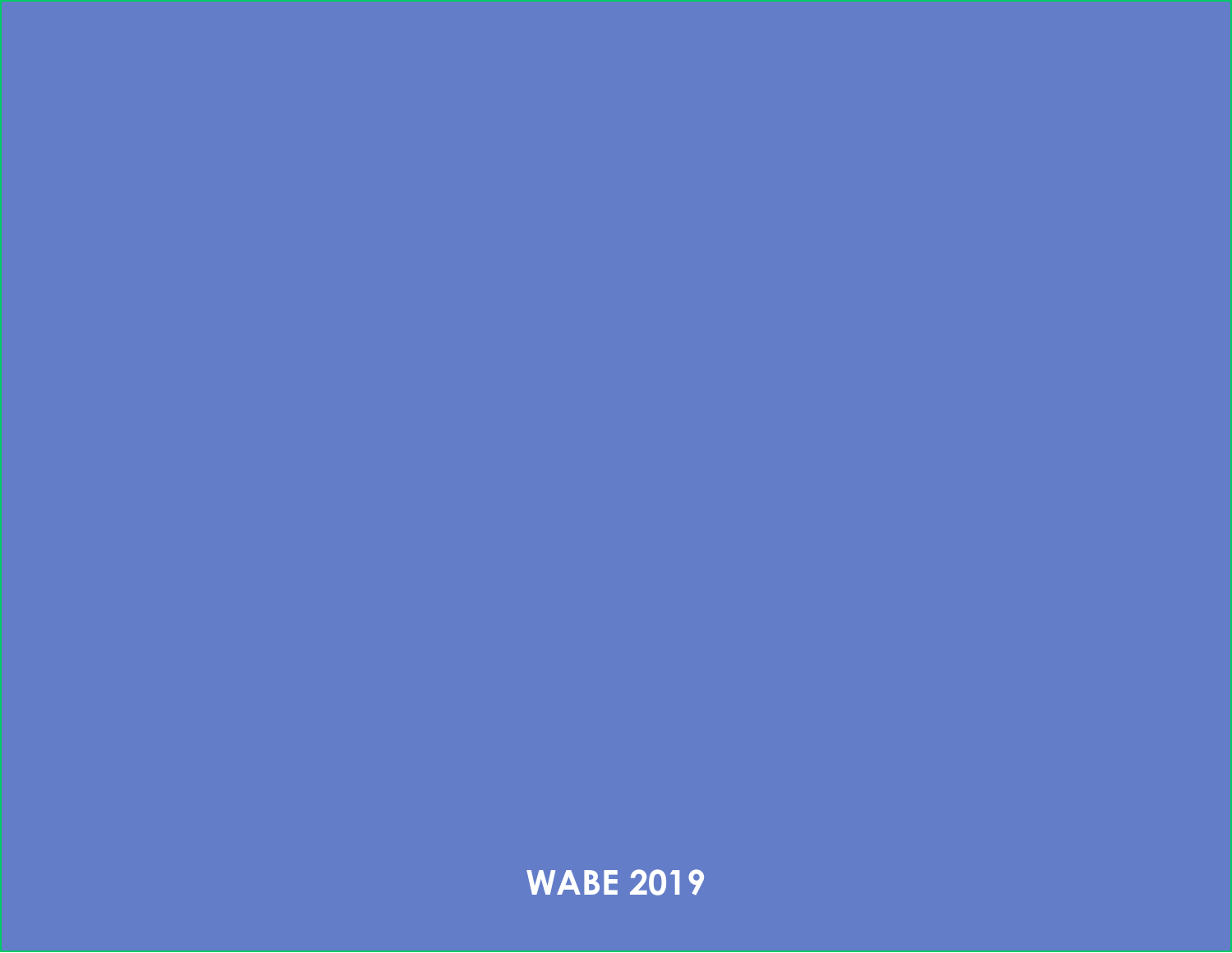**WABE 2019**